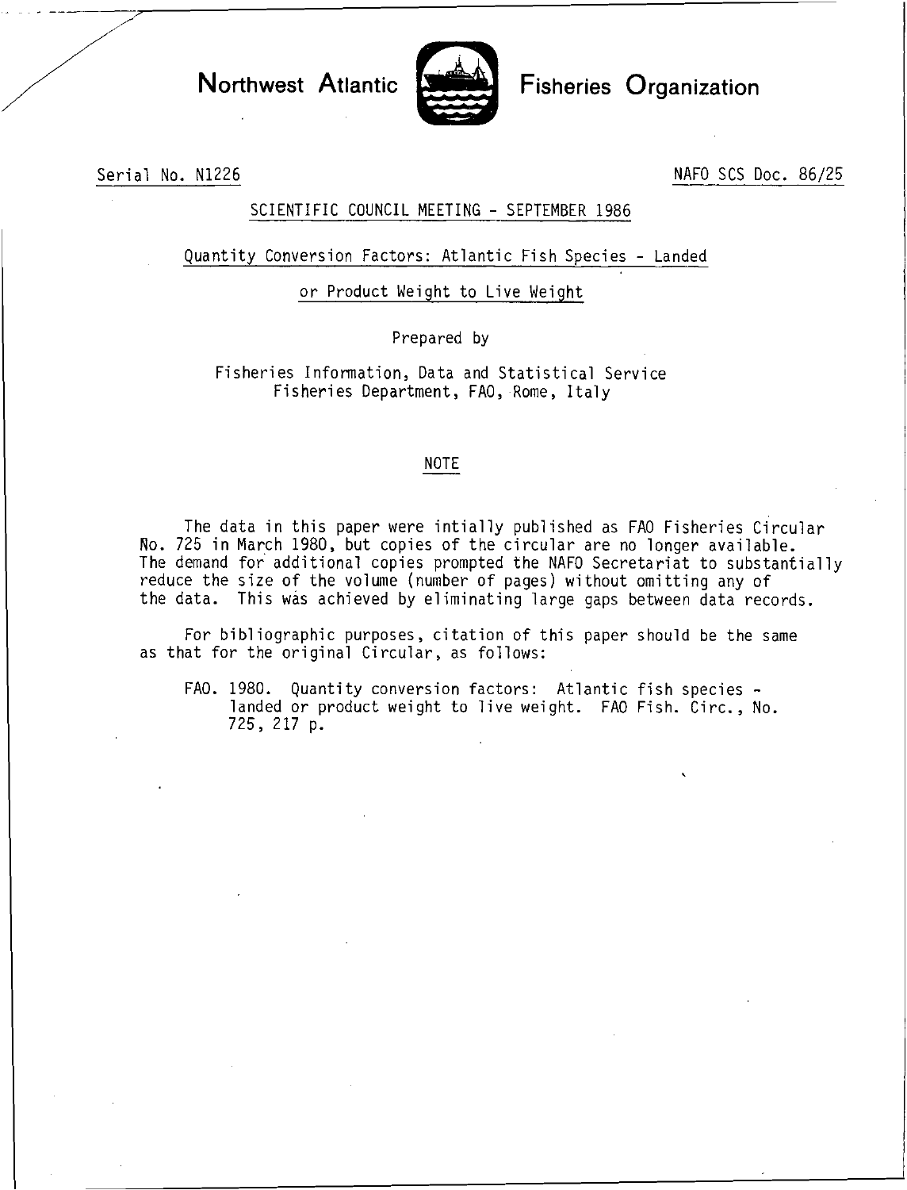# Northwest Atlantic Fisheries Organization

Serial No. N1226

NAFO SCS Doc. 86/25

SCIENTIFIC COUNCIL MEETING - SEPTEMBER 1986

## Quantity Conversion Factors: Atlantic Fish Species - Landed or Product Weight to Live Weight

Prepared by

Fisheries Information, Data and Statistical Service
Fisheries Department, FAO, Rome, Italy

### NOTE

The data in this paper were intially published as FAO Fisheries Circular No. 725 in March 1980, but copies of the circular are no longer available. The demand for additional copies prompted the NAFO Secretariat to substantially reduce the size of the volume (number of pages) without omitting any of the data. This was achieved by eliminating large gaps between data records.

For bibliographic purposes, citation of this paper should be the same as that for the original Circular, as follows:

FAO. 1980. Quantity conversion factors: Atlantic fish species - landed or product weight to live weight. FAO Fish. Circ., No. 725, 217 p.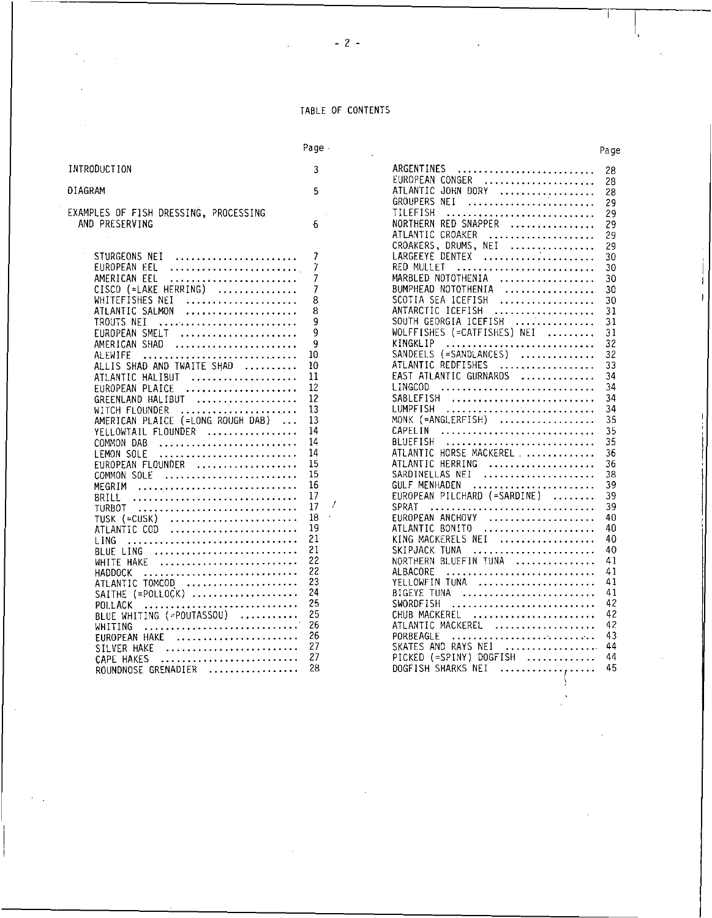# TABLE OF CONTENTS

| | Page |
|---|---|
| INTRODUCTION | 3 |
| DIAGRAM | 5 |
| EXAMPLES OF FISH DRESSING, PROCESSING AND PRESERVING | 6 |
| STURGEONS NEI | 7 |
| EUROPEAN EEL | 7 |
| AMERICAN EEL | 7 |
| CISCO (=LAKE HERRING) | 7 |
| WHITEFISHES NEI | 8 |
| ATLANTIC SALMON | 8 |
| TROUTS NEI | 9 |
| EUROPEAN SMELT | 9 |
| AMERICAN SHAD | 9 |
| ALEWIFE | 10 |
| ALLIS SHAD AND TWAITE SHAD | 10 |
| ATLANTIC HALIBUT | 11 |
| EUROPEAN PLAICE | 12 |
| GREENLAND HALIBUT | 12 |
| WITCH FLOUNDER | 13 |
| AMERICAN PLAICE (=LONG ROUGH DAB) | 13 |
| YELLOWTAIL FLOUNDER | 14 |
| COMMON DAB | 14 |
| LEMON SOLE | 14 |
| EUROPEAN FLOUNDER | 15 |
| COMMON SOLE | 15 |
| MEGRIM | 16 |
| BRILL | 17 |
| TURBOT | 17 |
| TUSK (=CUSK) | 18 |
| ATLANTIC COD | 19 |
| LING | 21 |
| BLUE LING | 21 |
| WHITE HAKE | 22 |
| HADDOCK | 22 |
| ATLANTIC TOMCOD | 23 |
| SAITHE (=POLLOCK) | 24 |
| POLLACK | 25 |
| BLUE WHITING (=POUTASSOU) | 25 |
| WHITING | 26 |
| EUROPEAN HAKE | 26 |
| SILVER HAKE | 27 |
| CAPE HAKES | 27 |
| ROUNDNOSE GRENADIER | 28 |
| ARGENTINES | 28 |
| EUROPEAN CONGER | 28 |
| ATLANTIC JOHN DORY | 28 |
| GROUPERS NEI | 29 |
| TILEFISH | 29 |
| NORTHERN RED SNAPPER | 29 |
| ATLANTIC CROAKER | 29 |
| CROAKERS, DRUMS, NEI | 29 |
| LARGEEYE DENTEX | 30 |
| RED MULLET | 30 |
| MARBLED NOTOTHENIA | 30 |
| BUMPHEAD NOTOTHENIA | 30 |
| SCOTIA SEA ICEFISH | 30 |
| ANTARCTIC ICEFISH | 31 |
| SOUTH GEORGIA ICEFISH | 31 |
| WOLFFISHES (=CATFISHES) NEI | 31 |
| KINGKLIP | 32 |
| SANDEELS (=SANDLANCES) | 32 |
| ATLANTIC REDFISHES | 33 |
| EAST ATLANTIC GURNARDS | 34 |
| LINGCOD | 34 |
| SABLEFISH | 34 |
| LUMPFISH | 34 |
| MONK (=ANGLERFISH) | 35 |
| CAPELIN | 35 |
| BLUEFISH | 35 |
| ATLANTIC HORSE MACKEREL | 36 |
| ATLANTIC HERRING | 36 |
| SARDINELLAS NEI | 38 |
| GULF MENHADEN | 39 |
| EUROPEAN PILCHARD (=SARDINE) | 39 |
| SPRAT | 39 |
| EUROPEAN ANCHOVY | 40 |
| ATLANTIC BONITO | 40 |
| KING MACKERELS NEI | 40 |
| SKIPJACK TUNA | 40 |
| NORTHERN BLUEFIN TUNA | 41 |
| ALBACORE | 41 |
| YELLOWFIN TUNA | 41 |
| BIGEYE TUNA | 41 |
| SWORDFISH | 42 |
| CHUB MACKEREL | 42 |
| ATLANTIC MACKEREL | 42 |
| PORBEAGLE | 43 |
| SKATES AND RAYS NEI | 44 |
| PICKED (=SPINY) DOGFISH | 44 |
| DOGFISH SHARKS NEI | 45 |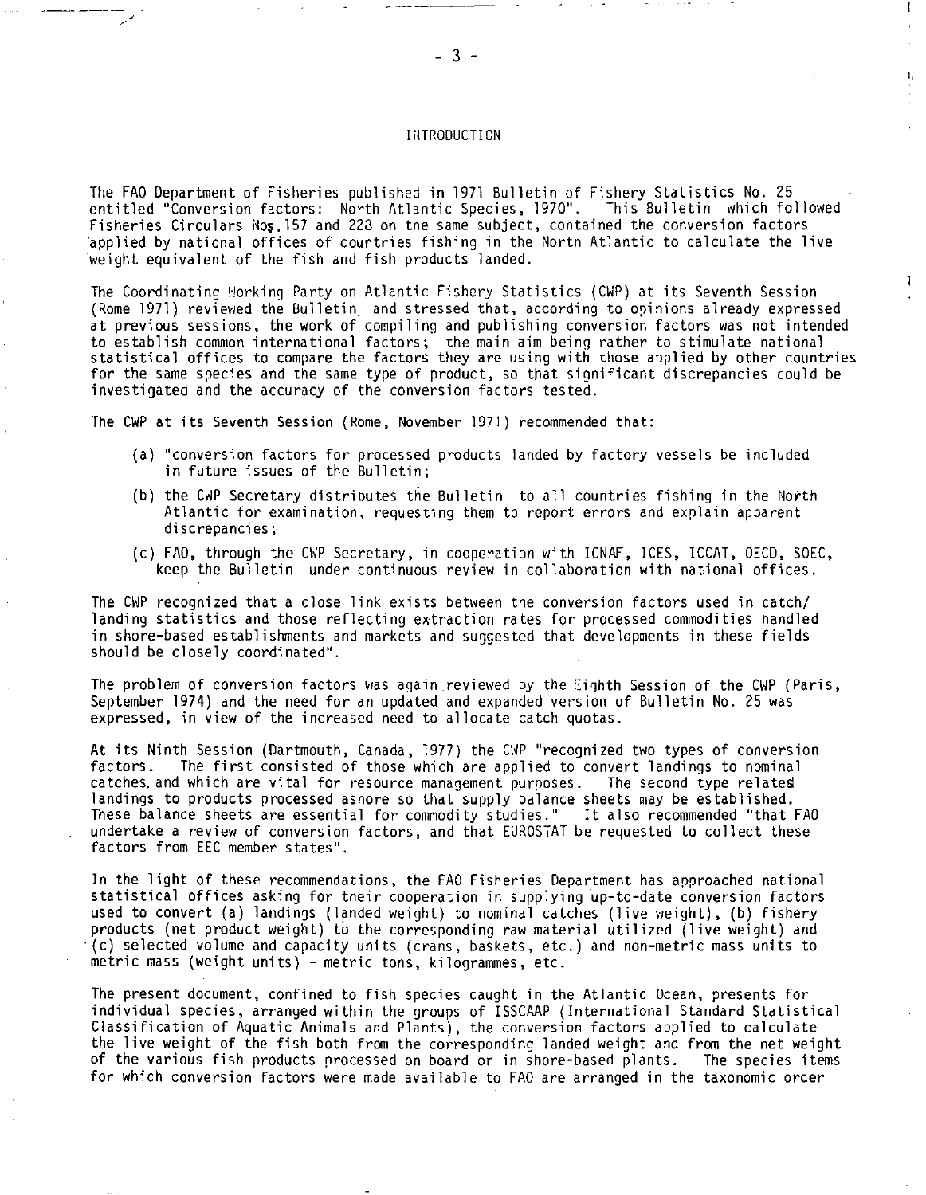# INTRODUCTION

The FAO Department of Fisheries published in 1971 Bulletin of Fishery Statistics No. 25 entitled "Conversion factors: North Atlantic Species, 1970". This Bulletin which followed Fisheries Circulars Nos.157 and 223 on the same subject, contained the conversion factors applied by national offices of countries fishing in the North Atlantic to calculate the live weight equivalent of the fish and fish products landed.

The Coordinating Working Party on Atlantic Fishery Statistics (CWP) at its Seventh Session (Rome 1971) reviewed the Bulletin and stressed that, according to opinions already expressed at previous sessions, the work of compiling and publishing conversion factors was not intended to establish common international factors; the main aim being rather to stimulate national statistical offices to compare the factors they are using with those applied by other countries for the same species and the same type of product, so that significant discrepancies could be investigated and the accuracy of the conversion factors tested.

The CWP at its Seventh Session (Rome, November 1971) recommended that:

(a) "conversion factors for processed products landed by factory vessels be included in future issues of the Bulletin;

(b) the CWP Secretary distributes the Bulletin to all countries fishing in the North Atlantic for examination, requesting them to report errors and explain apparent discrepancies;

(c) FAO, through the CWP Secretary, in cooperation with ICNAF, ICES, ICCAT, OECD, SOEC, keep the Bulletin under continuous review in collaboration with national offices.

The CWP recognized that a close link exists between the conversion factors used in catch/landing statistics and those reflecting extraction rates for processed commodities handled in shore-based establishments and markets and suggested that developments in these fields should be closely coordinated".

The problem of conversion factors was again reviewed by the Eighth Session of the CWP (Paris, September 1974) and the need for an updated and expanded version of Bulletin No. 25 was expressed, in view of the increased need to allocate catch quotas.

At its Ninth Session (Dartmouth, Canada, 1977) the CWP "recognized two types of conversion factors. The first consisted of those which are applied to convert landings to nominal catches and which are vital for resource management purposes. The second type relates landings to products processed ashore so that supply balance sheets may be established. These balance sheets are essential for commodity studies." It also recommended "that FAO undertake a review of conversion factors, and that EUROSTAT be requested to collect these factors from EEC member states".

In the light of these recommendations, the FAO Fisheries Department has approached national statistical offices asking for their cooperation in supplying up-to-date conversion factors used to convert (a) landings (landed weight) to nominal catches (live weight), (b) fishery products (net product weight) to the corresponding raw material utilized (live weight) and (c) selected volume and capacity units (crans, baskets, etc.) and non-metric mass units to metric mass (weight units) - metric tons, kilogrammes, etc.

The present document, confined to fish species caught in the Atlantic Ocean, presents for individual species, arranged within the groups of ISSCAAP (International Standard Statistical Classification of Aquatic Animals and Plants), the conversion factors applied to calculate the live weight of the fish both from the corresponding landed weight and from the net weight of the various fish products processed on board or in shore-based plants. The species items for which conversion factors were made available to FAO are arranged in the taxonomic order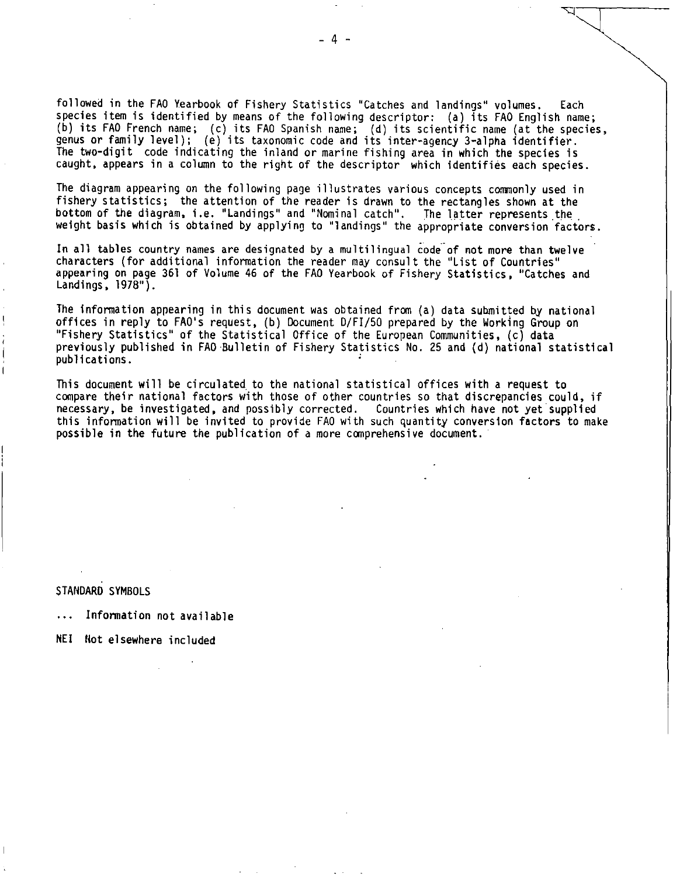followed in the FAO Yearbook of Fishery Statistics "Catches and landings" volumes. Each species item is identified by means of the following descriptor: (a) its FAO English name; (b) its FAO French name; (c) its FAO Spanish name; (d) its scientific name (at the species, genus or family level); (e) its taxonomic code and its inter-agency 3-alpha identifier. The two-digit code indicating the inland or marine fishing area in which the species is caught, appears in a column to the right of the descriptor which identifies each species.

The diagram appearing on the following page illustrates various concepts commonly used in fishery statistics; the attention of the reader is drawn to the rectangles shown at the bottom of the diagram, i.e. "Landings" and "Nominal catch". The latter represents the weight basis which is obtained by applying to "landings" the appropriate conversion factors.

In all tables country names are designated by a multilingual code of not more than twelve characters (for additional information the reader may consult the "List of Countries" appearing on page 361 of Volume 46 of the FAO Yearbook of Fishery Statistics, "Catches and Landings, 1978").

The information appearing in this document was obtained from (a) data submitted by national offices in reply to FAO's request, (b) Document D/FI/50 prepared by the Working Group on "Fishery Statistics" of the Statistical Office of the European Communities, (c) data previously published in FAO Bulletin of Fishery Statistics No. 25 and (d) national statistical publications.

This document will be circulated to the national statistical offices with a request to compare their national factors with those of other countries so that discrepancies could, if necessary, be investigated, and possibly corrected. Countries which have not yet supplied this information will be invited to provide FAO with such quantity conversion factors to make possible in the future the publication of a more comprehensive document.

STANDARD SYMBOLS

... Information not available

NEI Not elsewhere included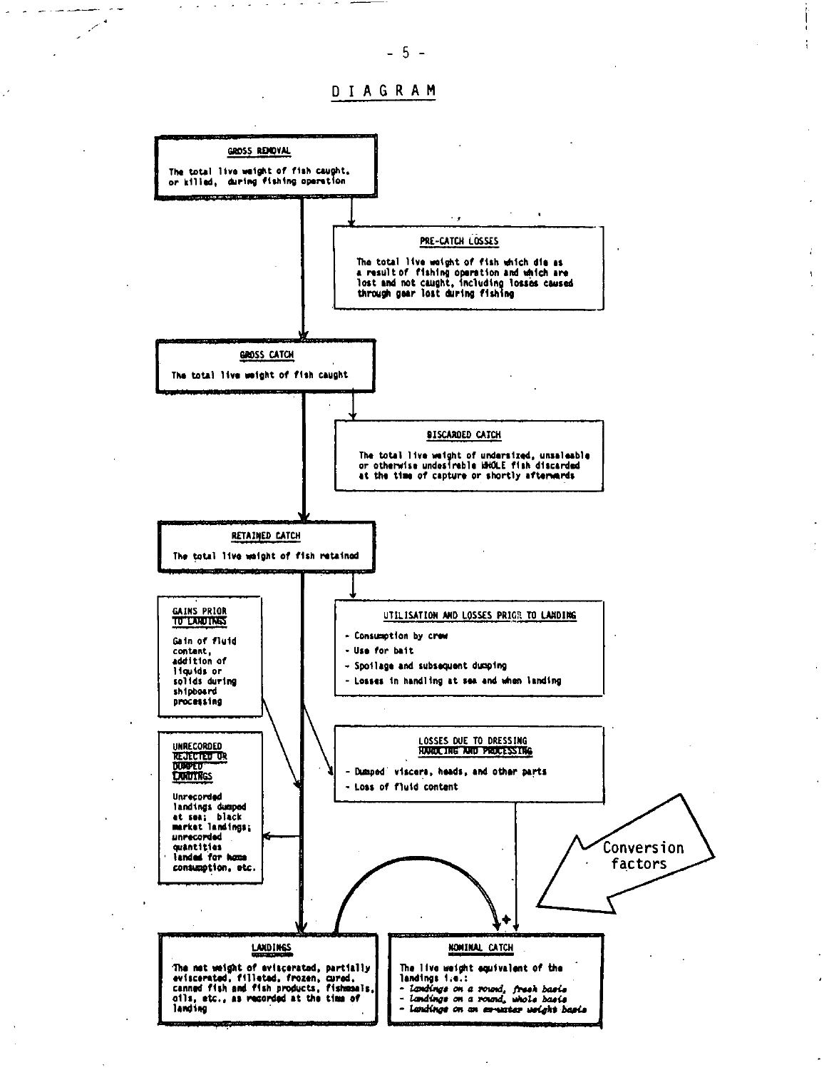# DIAGRAM

**GROSS REMOVAL**

The total live weight of fish caught, or killed, during fishing operation

**PRE-CATCH LOSSES**

The total live weight of fish which die as a result of fishing operation and which are lost and not caught, including losses caused through gear lost during fishing

**GROSS CATCH**

The total live weight of fish caught

**DISCARDED CATCH**

The total live weight of undersized, unsaleable or otherwise undesirable WHOLE fish discarded at the time of capture or shortly afterwards

**RETAINED CATCH**

The total live weight of fish retained

**GAINS PRIOR TO LANDINGS**

Gain of fluid content, addition of liquids or solids during shipboard processing

**UTILISATION AND LOSSES PRIOR TO LANDING**

- Consumption by crew
- Use for bait
- Spoilage and subsequent dumping
- Losses in handling at sea and when landing

**UNRECORDED REJECTED OR DUMPED LANDINGS**

Unrecorded landings dumped at sea; black market landings; unrecorded quantities landed for home consumption, etc.

**LOSSES DUE TO DRESSING HANDLING AND PROCESSING**

- Dumped viscera, heads, and other parts
- Loss of fluid content

Conversion factors

**LANDINGS**

The net weight of eviscerated, partially eviscerated, filleted, frozen, cured, canned fish and fish products, fishmeals, oils, etc., as recorded at the time of landing

**NOMINAL CATCH**

The live weight equivalent of the landings i.e.:

- *Landings on a round, fresh basis*
- *Landings on a round, whole basis*
- *Landings on an ex-water weight basis*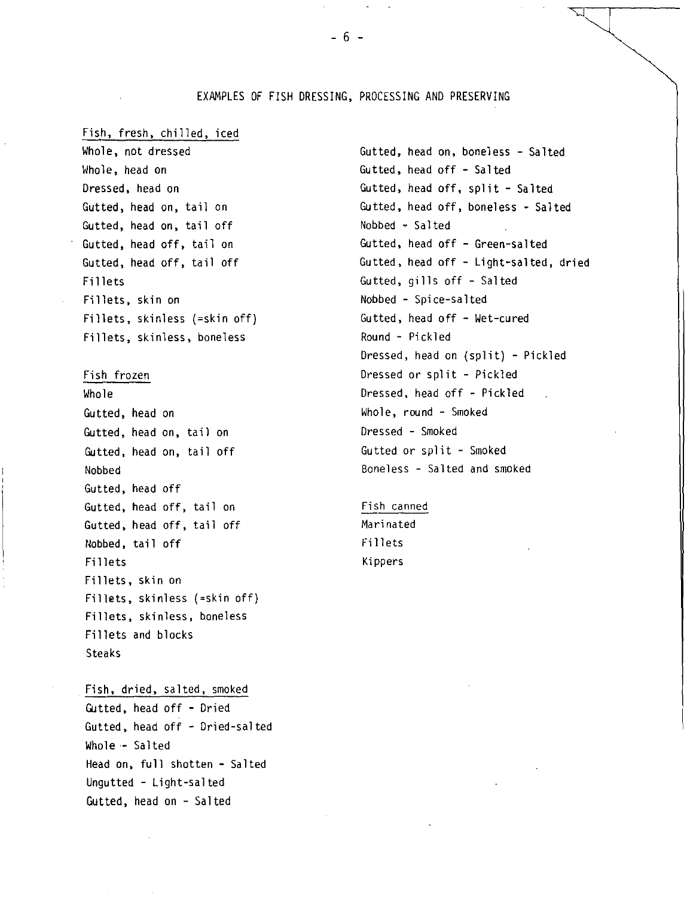## EXAMPLES OF FISH DRESSING, PROCESSING AND PRESERVING

### Fish, fresh, chilled, iced

Whole, not dressed
Whole, head on
Dressed, head on
Gutted, head on, tail on
Gutted, head on, tail off
Gutted, head off, tail on
Gutted, head off, tail off
Fillets
Fillets, skin on
Fillets, skinless (=skin off)
Fillets, skinless, boneless

### Fish frozen

Whole
Gutted, head on
Gutted, head on, tail on
Gutted, head on, tail off
Nobbed
Gutted, head off
Gutted, head off, tail on
Gutted, head off, tail off
Nobbed, tail off
Fillets
Fillets, skin on
Fillets, skinless (=skin off)
Fillets, skinless, boneless
Fillets and blocks
Steaks

### Fish, dried, salted, smoked

Gutted, head off - Dried
Gutted, head off - Dried-salted
Whole - Salted
Head on, full shotten - Salted
Ungutted - Light-salted
Gutted, head on - Salted
Gutted, head on, boneless - Salted
Gutted, head off - Salted
Gutted, head off, split - Salted
Gutted, head off, boneless - Salted
Nobbed - Salted
Gutted, head off - Green-salted
Gutted, head off - Light-salted, dried
Gutted, gills off - Salted
Nobbed - Spice-salted
Gutted, head off - Wet-cured
Round - Pickled
Dressed, head on (split) - Pickled
Dressed or split - Pickled
Dressed, head off - Pickled
Whole, round - Smoked
Dressed - Smoked
Gutted or split - Smoked
Boneless - Salted and smoked

### Fish canned

Marinated
Fillets
Kippers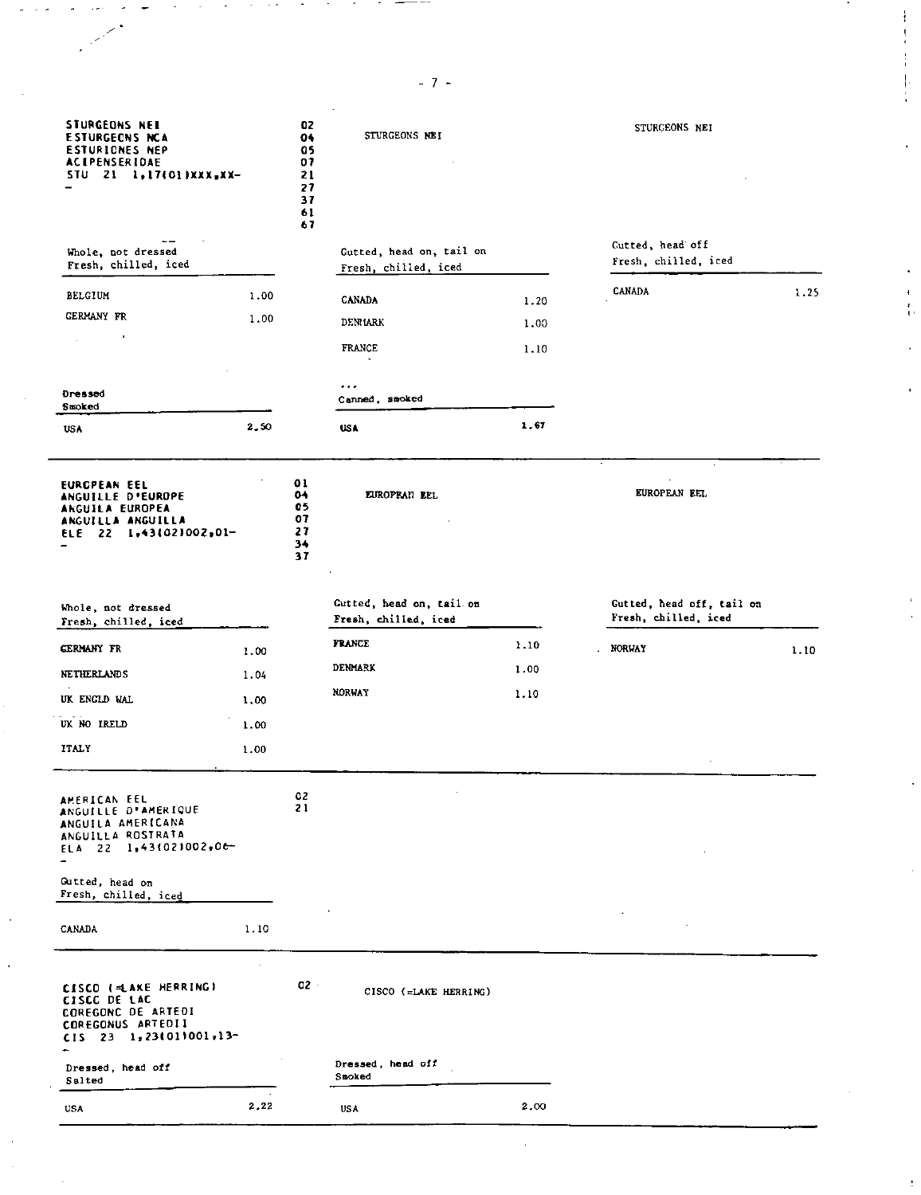## STURGEONS NEI

STURGEONS NEI
ESTURGEONS NCA
ESTURIONES NEP
ACIPENSERIDAE
STU 21 1,17(01)XXX,XX-

02
04
05
07
21
27
37
61
67

STURGEONS NEI

STURGEONS NEI

| Whole, not dressed Fresh, chilled, iced | |
|---|---|
| BELGIUM | 1.00 |
| GERMANY FR | 1.00 |

| Gutted, head on, tail on Fresh, chilled, iced | |
|---|---|
| CANADA | 1.20 |
| DENMARK | 1.00 |
| FRANCE | 1.10 |

| Gutted, head off Fresh, chilled, iced | |
|---|---|
| CANADA | 1.25 |

| Dressed Smoked | |
|---|---|
| USA | 2.50 |

| ... Canned, smoked | |
|---|---|
| USA | 1.67 |

---

## EUROPEAN EEL

EUROPEAN EEL
ANGUILLE D'EUROPE
ANGUILA EUROPEA
ANGUILLA ANGUILLA
ELE 22 1,43(02)002,01-

01
04
05
07
27
34
37

EUROPEAN EEL

EUROPEAN EEL

| Whole, not dressed Fresh, chilled, iced | |
|---|---|
| GERMANY FR | 1.00 |
| NETHERLANDS | 1.04 |
| UK ENGLD WAL | 1.00 |
| UK NO IRELD | 1.00 |
| ITALY | 1.00 |

| Gutted, head on, tail on Fresh, chilled, iced | |
|---|---|
| FRANCE | 1.10 |
| DENMARK | 1.00 |
| NORWAY | 1.10 |

| Gutted, head off, tail on Fresh, chilled, iced | |
|---|---|
| NORWAY | 1.10 |

---

## AMERICAN EEL

AMERICAN EEL
ANGUILLE D'AMERIQUE
ANGUILA AMERICANA
ANGUILLA ROSTRATA
ELA 22 1,43(02)002,06-

02
21

| Gutted, head on Fresh, chilled, iced | |
|---|---|
| CANADA | 1.10 |

---

## CISCO (=LAKE HERRING)

CISCO (=LAKE HERRING)
CISCO DE LAC
COREGONO DE ARTEDI
COREGONUS ARTEDII
CIS 23 1,23(01)001,13-

02

CISCO (=LAKE HERRING)

| Dressed, head off Salted | |
|---|---|
| USA | 2.22 |

| Dressed, head off Smoked | |
|---|---|
| USA | 2.00 |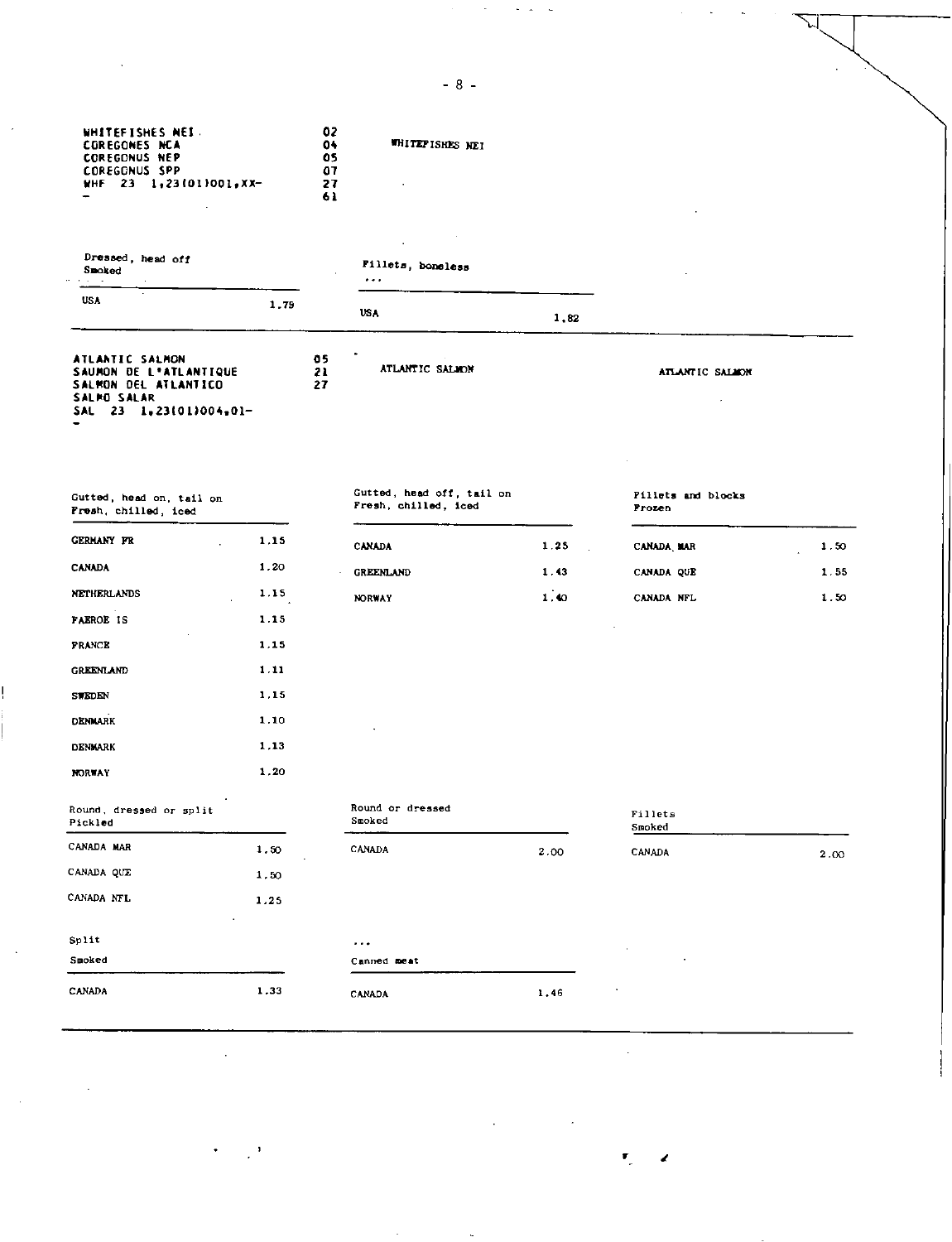WHITEFISHES NEI
COREGONES NCA
COREGONUS NEP
COREGONUS SPP
WHF 23 1,23(01)001,XX-
-

02
04
05
07
27
61

WHITEFISHES NEI

| Dressed, head off Smoked | |
|---|---|
| USA | 1.79 |

| Fillets, boneless ... | |
|---|---|
| USA | 1.82 |

ATLANTIC SALMON
SAUMON DE L'ATLANTIQUE
SALMON DEL ATLANTICO
SALMO SALAR
SAL 23 1,23(01)004,01-
-

05
21
27

ATLANTIC SALMON

ATLANTIC SALMON

| Gutted, head on, tail on Fresh, chilled, iced | |
|---|---|
| GERMANY FR | 1.15 |
| CANADA | 1.20 |
| NETHERLANDS | 1.15 |
| FAEROE IS | 1.15 |
| FRANCE | 1.15 |
| GREENLAND | 1.11 |
| SWEDEN | 1.15 |
| DENMARK | 1.10 |
| DENMARK | 1.13 |
| NORWAY | 1.20 |

| Gutted, head off, tail on Fresh, chilled, iced | |
|---|---|
| CANADA | 1.25 |
| GREENLAND | 1.43 |
| NORWAY | 1.40 |

| Fillets and blocks Frozen | |
|---|---|
| CANADA MAR | 1.50 |
| CANADA QUE | 1.55 |
| CANADA NFL | 1.50 |

| Round, dressed or split Pickled | |
|---|---|
| CANADA MAR | 1.50 |
| CANADA QUE | 1.50 |
| CANADA NFL | 1.25 |

| Round or dressed Smoked | |
|---|---|
| CANADA | 2.00 |

| Fillets Smoked | |
|---|---|
| CANADA | 2.00 |

| Split Smoked | |
|---|---|
| CANADA | 1.33 |

| ... Canned meat | |
|---|---|
| CANADA | 1.46 |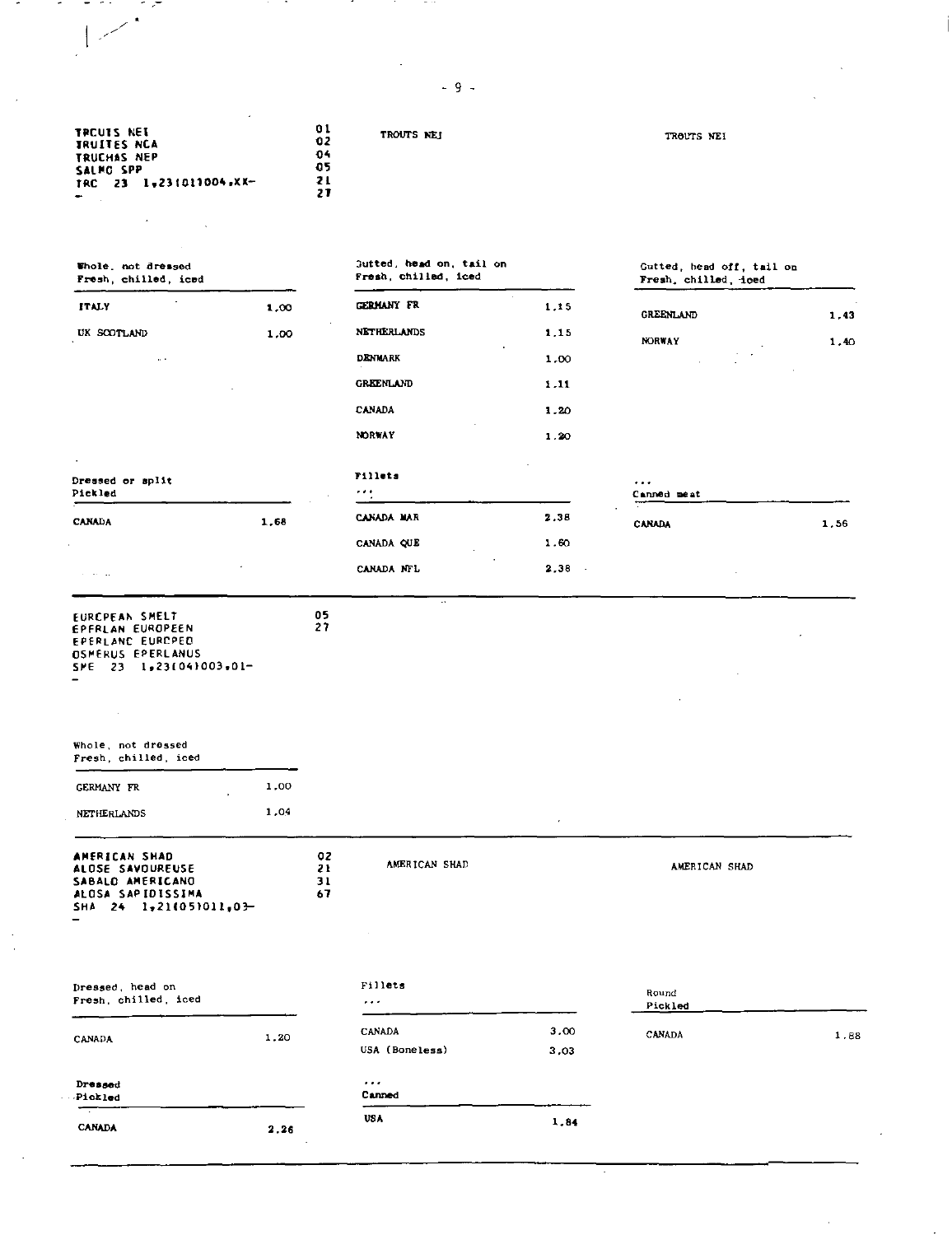TROUTS NEI
TRUITES NCA
TRUCHAS NEP
SALMO SPP
TRC 23 1,23(01)004,XX-

01
02
04
05
21
27

TROUTS NEI

TROUTS NEI

| Whole, not dressed<br>Fresh, chilled, iced | |
|---|---|
| ITALY | 1,00 |
| UK SCOTLAND | 1,00 |

| Gutted, head on, tail on<br>Fresh, chilled, iced | |
|---|---|
| GERMANY FR | 1,15 |
| NETHERLANDS | 1,15 |
| DENMARK | 1,00 |
| GREENLAND | 1,11 |
| CANADA | 1,20 |
| NORWAY | 1,20 |

| Gutted, head off, tail on<br>Fresh, chilled, iced | |
|---|---|
| GREENLAND | 1,43 |
| NORWAY | 1,40 |

| Dressed or split<br>Pickled | |
|---|---|
| CANADA | 1,68 |

| Fillets<br>... | |
|---|---|
| CANADA MAR | 2,38 |
| CANADA QUE | 1,60 |
| CANADA NFL | 2,38 |

| ...<br>Canned meat | |
|---|---|
| CANADA | 1,56 |

---

EUROPEAN SMELT
EPERLAN EUROPEEN
EPERLANO EUROPEO
OSMERUS EPERLANUS
SME 23 1,23(04)003,01-

05
27

| Whole, not dressed<br>Fresh, chilled, iced | |
|---|---|
| GERMANY FR | 1,00 |
| NETHERLANDS | 1,04 |

---

AMERICAN SHAD
ALOSE SAVOUREUSE
SABALO AMERICANO
ALOSA SAPIDISSIMA
SHA 24 1,21(05)011,03-

02
21
31
67

AMERICAN SHAD

AMERICAN SHAD

| Dressed, head on<br>Fresh, chilled, iced | |
|---|---|
| CANADA | 1,20 |

| Fillets<br>... | |
|---|---|
| CANADA | 3,00 |
| USA (Boneless) | 3,03 |

| Round<br>Pickled | |
|---|---|
| CANADA | 1,88 |

| Dressed<br>Pickled | |
|---|---|
| CANADA | 2,26 |

| ...<br>Canned | |
|---|---|
| USA | 1,84 |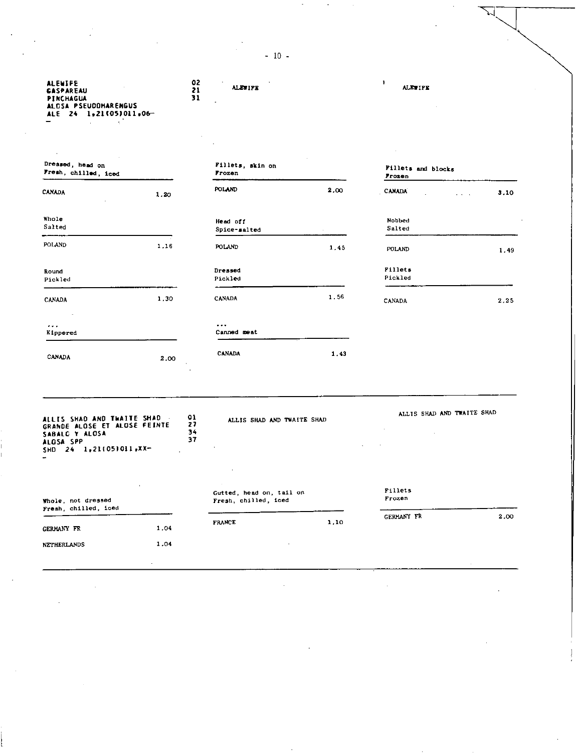**ALEWIFE**
**GASPAREAU**
**PINCHAGUA**
**ALOSA PSEUDOHARENGUS**
**ALE 24 1,21(05)011,06–**

02
21
31

**ALEWIFE**

**ALEWIFE**

| Dressed, head on<br>Fresh, chilled, iced | |
|---|---|
| CANADA | 1.20 |

| Fillets, skin on<br>Frozen | |
|---|---|
| POLAND | 2.00 |

| Fillets and blocks<br>Frozen | |
|---|---|
| CANADA | 3.10 |

| Whole<br>Salted | |
|---|---|
| POLAND | 1.16 |

| Head off<br>Spice-salted | |
|---|---|
| POLAND | 1.45 |

| Nobbed<br>Salted | |
|---|---|
| POLAND | 1.49 |

| Round<br>Pickled | |
|---|---|
| CANADA | 1.30 |

| Dressed<br>Pickled | |
|---|---|
| CANADA | 1.56 |

| Fillets<br>Pickled | |
|---|---|
| CANADA | 2.25 |

| ...<br>Kippered | |
|---|---|
| CANADA | 2.00 |

| ...<br>Canned meat | |
|---|---|
| CANADA | 1.43 |

---

**ALLIS SHAD AND TWAITE SHAD**
**GRANDE ALOSE ET ALOSE FEINTE**
**SABALO Y ALOSA**
**ALOSA SPP**
**SHD 24 1,21(05)011,XX–**

01
27
34
37

ALLIS SHAD AND TWAITE SHAD

ALLIS SHAD AND TWAITE SHAD

| Whole, not dressed<br>Fresh, chilled, iced | |
|---|---|
| GERMANY FR | 1.04 |
| NETHERLANDS | 1.04 |

| Gutted, head on, tail on<br>Fresh, chilled, iced | |
|---|---|
| FRANCE | 1.10 |

| Fillets<br>Frozen | |
|---|---|
| GERMANY FR | 2.00 |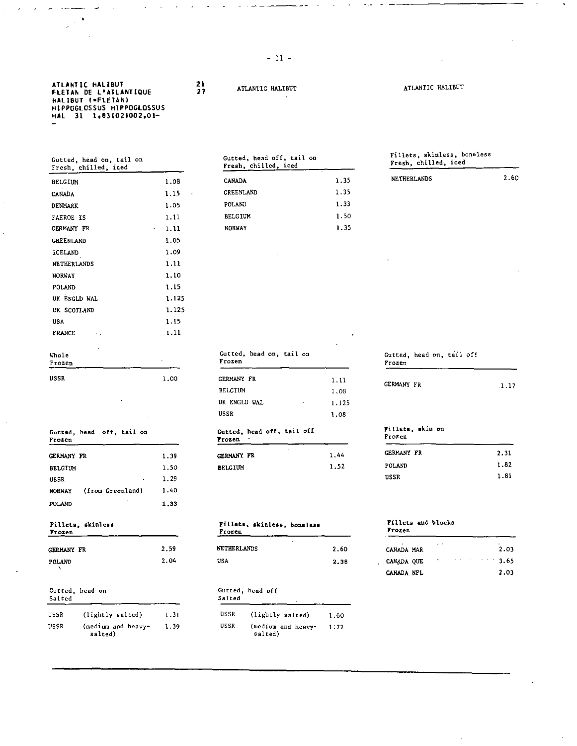**ATLANTIC HALIBUT**
**FLETAN DE L'ATLANTIQUE**
**HALIBUT (=FLETAN)**
**HIPPOGLOSSUS HIPPOGLOSSUS**
**HAL 31 1,83(02)002,01-**

21
27

ATLANTIC HALIBUT

ATLANTIC HALIBUT

| Gutted, head on, tail on<br>Fresh, chilled, iced | |
|---|---|
| BELGIUM | 1.08 |
| CANADA | 1.15 |
| DENMARK | 1.05 |
| FAEROE IS | 1.11 |
| GERMANY FR | 1.11 |
| GREENLAND | 1.05 |
| ICELAND | 1.09 |
| NETHERLANDS | 1.11 |
| NORWAY | 1.10 |
| POLAND | 1.15 |
| UK ENGLD WAL | 1.125 |
| UK SCOTLAND | 1.125 |
| USA | 1.15 |
| FRANCE | 1.11 |

| Gutted, head off, tail on<br>Fresh, chilled, iced | |
|---|---|
| CANADA | 1.35 |
| GREENLAND | 1.35 |
| POLAND | 1.33 |
| BELGIUM | 1.50 |
| NORWAY | 1.35 |

| Fillets, skinless, boneless<br>Fresh, chilled, iced | |
|---|---|
| NETHERLANDS | 2.60 |

| Whole<br>Frozen | |
|---|---|
| USSR | 1.00 |

| Gutted, head on, tail on<br>Frozen | |
|---|---|
| GERMANY FR | 1.11 |
| BELGIUM | 1.08 |
| UK ENGLD WAL | 1.125 |
| USSR | 1.08 |

| Gutted, head on, tail off<br>Frozen | |
|---|---|
| GERMANY FR | 1.17 |

| Gutted, head off, tail on<br>Frozen | |
|---|---|
| GERMANY FR | 1.39 |
| BELGIUM | 1.50 |
| USSR | 1.29 |
| NORWAY (from Greenland) | 1.40 |
| POLAND | 1.33 |

| Gutted, head off, tail off<br>Frozen | |
|---|---|
| GERMANY FR | 1.44 |
| BELGIUM | 1.52 |

| Fillets, skin on<br>Frozen | |
|---|---|
| GERMANY FR | 2.31 |
| POLAND | 1.82 |
| USSR | 1.81 |

| Fillets, skinless<br>Frozen | |
|---|---|
| GERMANY FR | 2.59 |
| POLAND | 2.04 |

| Fillets, skinless, boneless<br>Frozen | |
|---|---|
| NETHERLANDS | 2.60 |
| USA | 2.38 |

| Fillets and blocks<br>Frozen | |
|---|---|
| CANADA MAR | 2.03 |
| CANADA QUE | 3.65 |
| CANADA NFL | 2.03 |

| Gutted, head on<br>Salted | |
|---|---|
| USSR (lightly salted) | 1.31 |
| USSR (medium and heavy-salted) | 1.39 |

| Gutted, head off<br>Salted | |
|---|---|
| USSR (lightly salted) | 1.60 |
| USSR (medium and heavy-salted) | 1.72 |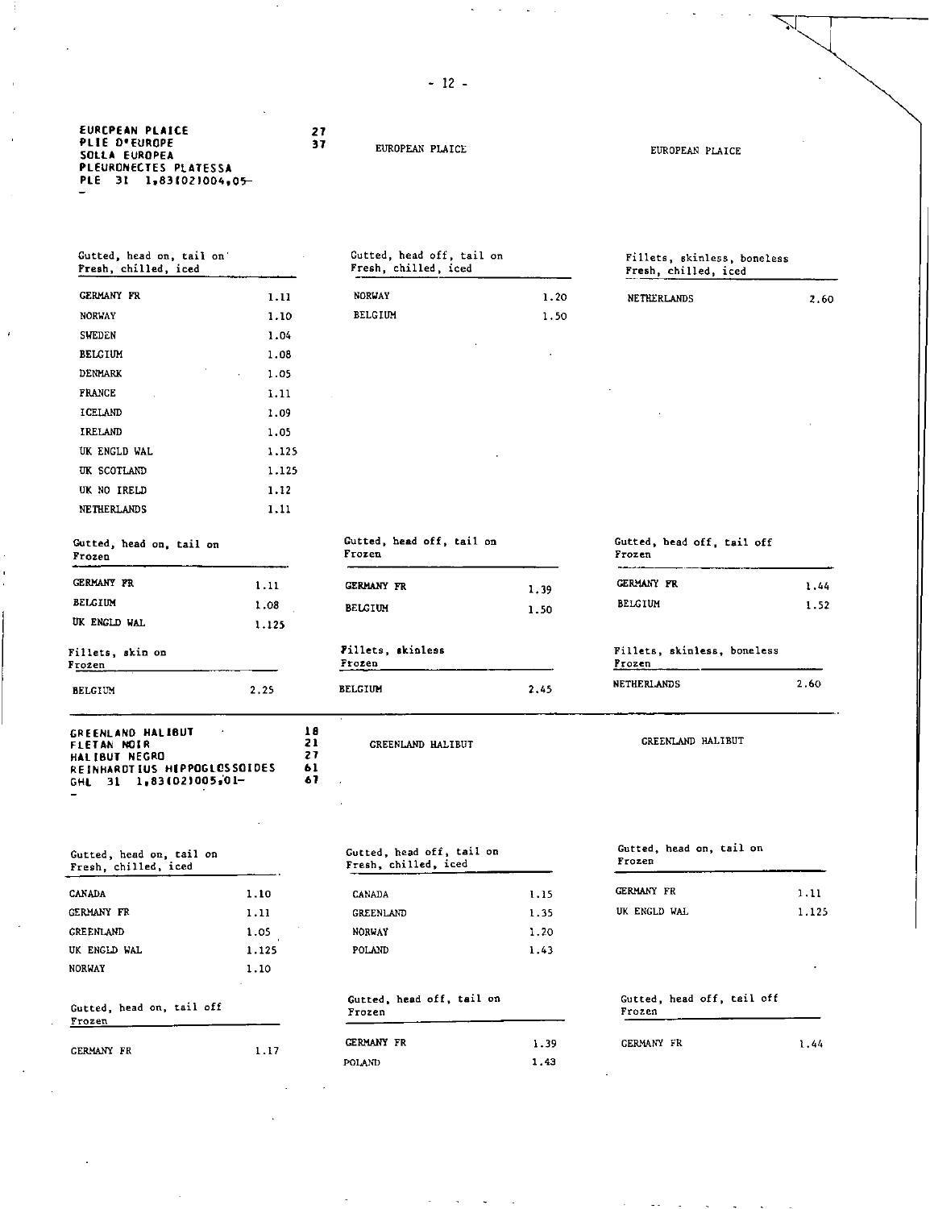**EUROPEAN PLAICE**
**PLIE D'EUROPE**
**SOLLA EUROPEA**
**PLEURONECTES PLATESSA**
**PLE 31 1,83(02)004,05–**

27
37

EUROPEAN PLAICE

EUROPEAN PLAICE

| Gutted, head on, tail on<br>Fresh, chilled, iced | |
|---|---|
| GERMANY FR | 1.11 |
| NORWAY | 1.10 |
| SWEDEN | 1.04 |
| BELGIUM | 1.08 |
| DENMARK | 1.05 |
| FRANCE | 1.11 |
| ICELAND | 1.09 |
| IRELAND | 1.05 |
| UK ENGLD WAL | 1.125 |
| UK SCOTLAND | 1.125 |
| UK NO IRELD | 1.12 |
| NETHERLANDS | 1.11 |

| Gutted, head off, tail on<br>Fresh, chilled, iced | |
|---|---|
| NORWAY | 1.20 |
| BELGIUM | 1.50 |

| Fillets, skinless, boneless<br>Fresh, chilled, iced | |
|---|---|
| NETHERLANDS | 2.60 |

| Gutted, head on, tail on<br>Frozen | |
|---|---|
| GERMANY FR | 1.11 |
| BELGIUM | 1.08 |
| UK ENGLD WAL | 1.125 |

| Gutted, head off, tail on<br>Frozen | |
|---|---|
| GERMANY FR | 1.39 |
| BELGIUM | 1.50 |

| Gutted, head off, tail off<br>Frozen | |
|---|---|
| GERMANY FR | 1.44 |
| BELGIUM | 1.52 |

| Fillets, skin on<br>Frozen | |
|---|---|
| BELGIUM | 2.25 |

| Fillets, skinless<br>Frozen | |
|---|---|
| BELGIUM | 2.45 |

| Fillets, skinless, boneless<br>Frozen | |
|---|---|
| NETHERLANDS | 2.60 |

---

**GREENLAND HALIBUT**
**FLETAN NOIR**
**HALIBUT NEGRO**
**REINHARDTIUS HIPPOGLOSSOIDES**
**GHL 31 1,83(02)005,01–**

18
21
27
61
67

GREENLAND HALIBUT

GREENLAND HALIBUT

| Gutted, head on, tail on<br>Fresh, chilled, iced | |
|---|---|
| CANADA | 1.10 |
| GERMANY FR | 1.11 |
| GREENLAND | 1.05 |
| UK ENGLD WAL | 1.125 |
| NORWAY | 1.10 |

| Gutted, head off, tail on<br>Fresh, chilled, iced | |
|---|---|
| CANADA | 1.15 |
| GREENLAND | 1.35 |
| NORWAY | 1.20 |
| POLAND | 1.43 |

| Gutted, head on, tail on<br>Frozen | |
|---|---|
| GERMANY FR | 1.11 |
| UK ENGLD WAL | 1.125 |

| Gutted, head on, tail off<br>Frozen | |
|---|---|
| GERMANY FR | 1.17 |

| Gutted, head off, tail on<br>Frozen | |
|---|---|
| GERMANY FR | 1.39 |
| POLAND | 1.43 |

| Gutted, head off, tail off<br>Frozen | |
|---|---|
| GERMANY FR | 1.44 |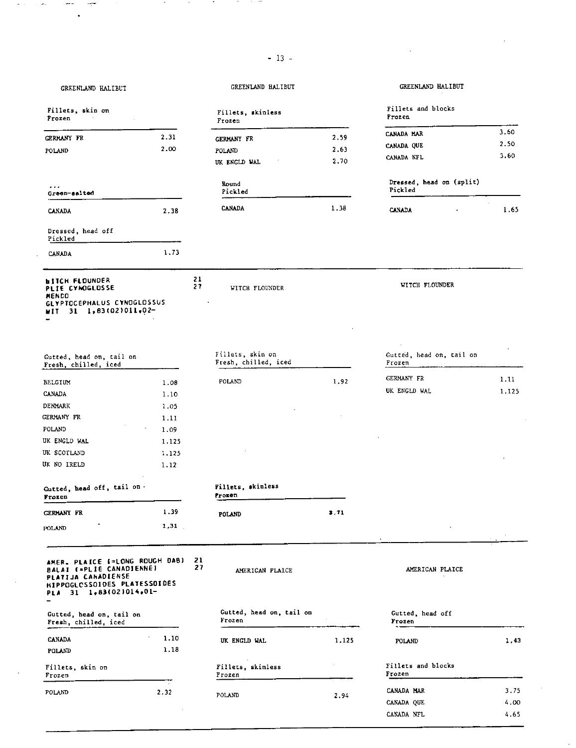GREENLAND HALIBUT

| Fillets, skin on<br>Frozen | |
|---|---|
| GERMANY FR | 2.31 |
| POLAND | 2.00 |

| ...<br>Green-salted | |
|---|---|
| CANADA | 2.38 |

| Dressed, head off<br>Pickled | |
|---|---|
| CANADA | 1.73 |

GREENLAND HALIBUT

| Fillets, skinless<br>Frozen | |
|---|---|
| GERMANY FR | 2.59 |
| POLAND | 2.63 |
| UK ENGLD WAL | 2.70 |

| Round<br>Pickled | |
|---|---|
| CANADA | 1.38 |

GREENLAND HALIBUT

| Fillets and blocks<br>Frozen | |
|---|---|
| CANADA MAR | 3.60 |
| CANADA QUE | 2.50 |
| CANADA NFL | 3.60 |

| Dressed, head on (split)<br>Pickled | |
|---|---|
| CANADA | 1.65 |

---

**WITCH FLOUNDER** 21
**PLIE CYNOGLOSSE** 27
**MENDO**
**GLYPTOCEPHALUS CYNOGLOSSUS**
**WIT 31 1,83(02)011,02-**

| Gutted, head on, tail on<br>Fresh, chilled, iced | |
|---|---|
| BELGIUM | 1.08 |
| CANADA | 1.10 |
| DENMARK | 1.05 |
| GERMANY FR | 1.11 |
| POLAND | 1.09 |
| UK ENGLD WAL | 1.125 |
| UK SCOTLAND | 1.125 |
| UK NO IRELD | 1.12 |

| Gutted, head off, tail on<br>Frozen | |
|---|---|
| GERMANY FR | 1.39 |
| POLAND | 1.31 |

WITCH FLOUNDER

| Fillets, skin on<br>Fresh, chilled, iced | |
|---|---|
| POLAND | 1.92 |

| Fillets, skinless<br>Frozen | |
|---|---|
| POLAND | 3.71 |

WITCH FLOUNDER

| Gutted, head on, tail on<br>Frozen | |
|---|---|
| GERMANY FR | 1.11 |
| UK ENGLD WAL | 1.125 |

---

**AMER. PLAICE (=LONG ROUGH DAB)** 21
**BALAI (=PLIE CANADIENNE)** 27
**PLATIJA CANADIENSE**
**HIPPOGLOSSOIDES PLATESSOIDES**
**PLA 31 1,83(02)014,01-**

| Gutted, head on, tail on<br>Fresh, chilled, iced | |
|---|---|
| CANADA | 1.10 |
| POLAND | 1.18 |

| Fillets, skin on<br>Frozen | |
|---|---|
| POLAND | 2.32 |

AMERICAN PLAICE

| Gutted, head on, tail on<br>Frozen | |
|---|---|
| UK ENGLD WAL | 1.125 |

| Fillets, skinless<br>Frozen | |
|---|---|
| POLAND | 2.94 |

AMERICAN PLAICE

| Gutted, head off<br>Frozen | |
|---|---|
| POLAND | 1.43 |

| Fillets and blocks<br>Frozen | |
|---|---|
| CANADA MAR | 3.75 |
| CANADA QUE | 4.00 |
| CANADA NFL | 4.65 |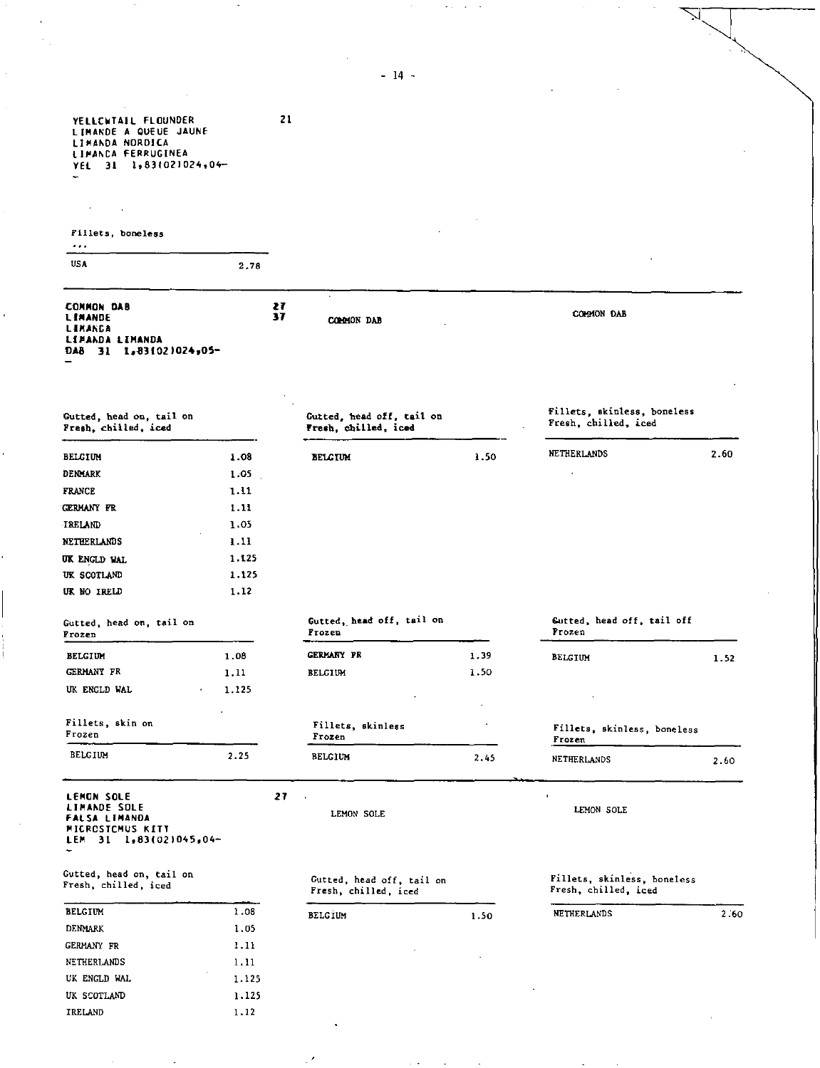YELLOWTAIL FLOUNDER
LIMANDE A QUEUE JAUNE
LIMANDA NORDICA
LIMANCA FERRUGINEA
YEL 31 1,83(02)024,04–
–

21

Fillets, boneless
...

| | |
|---|---|
| USA | 2.78 |

---

COMMON DAB
LIMANDE
LIMANCA
LIMANDA LIMANDA
DAB 31 1,83(02)024,05–
–

27
37

COMMON DAB

COMMON DAB

Gutted, head on, tail on
Fresh, chilled, iced

| | |
|---|---|
| BELGIUM | 1.08 |
| DENMARK | 1.05 |
| FRANCE | 1.11 |
| GERMANY FR | 1.11 |
| IRELAND | 1.05 |
| NETHERLANDS | 1.11 |
| UK ENGLD WAL | 1.125 |
| UK SCOTLAND | 1.125 |
| UK NO IRELD | 1.12 |

Gutted, head off, tail on
Fresh, chilled, iced

| | |
|---|---|
| BELGIUM | 1.50 |

Fillets, skinless, boneless
Fresh, chilled, iced

| | |
|---|---|
| NETHERLANDS | 2.60 |

Gutted, head on, tail on
Frozen

| | |
|---|---|
| BELGIUM | 1.08 |
| GERMANY FR | 1.11 |
| UK ENGLD WAL | 1.125 |

Gutted, head off, tail on
Frozen

| | |
|---|---|
| GERMANY FR | 1.39 |
| BELGIUM | 1.50 |

Gutted, head off, tail off
Frozen

| | |
|---|---|
| BELGIUM | 1.52 |

Fillets, skin on
Frozen

| | |
|---|---|
| BELGIUM | 2.25 |

Fillets, skinless
Frozen

| | |
|---|---|
| BELGIUM | 2.45 |

Fillets, skinless, boneless
Frozen

| | |
|---|---|
| NETHERLANDS | 2.60 |

---

LEMON SOLE
LIMANDE SOLE
FALSA LIMANDA
MICROSTOMUS KITT
LEM 31 1,83(02)045,04–
–

27

LEMON SOLE

LEMON SOLE

Gutted, head on, tail on
Fresh, chilled, iced

| | |
|---|---|
| BELGIUM | 1.08 |
| DENMARK | 1.05 |
| GERMANY FR | 1.11 |
| NETHERLANDS | 1.11 |
| UK ENGLD WAL | 1.125 |
| UK SCOTLAND | 1.125 |
| IRELAND | 1.12 |

Gutted, head off, tail on
Fresh, chilled, iced

| | |
|---|---|
| BELGIUM | 1.50 |

Fillets, skinless, boneless
Fresh, chilled, iced

| | |
|---|---|
| NETHERLANDS | 2.60 |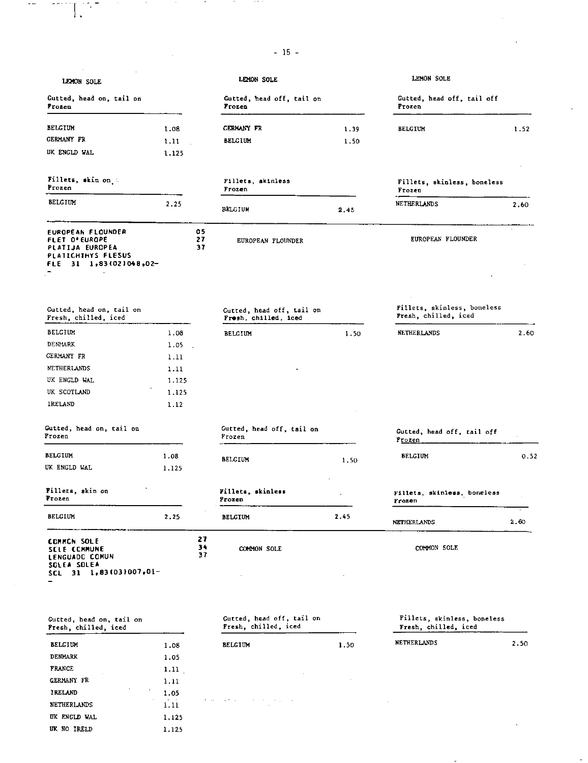LEMON SOLE

| Gutted, head on, tail on Frozen | |
|---|---|
| BELGIUM | 1.08 |
| GERMANY FR | 1.11 |
| UK ENGLD WAL | 1.125 |

LEMON SOLE

| Gutted, head off, tail on Frozen | |
|---|---|
| GERMANY FR | 1.39 |
| BELGIUM | 1.50 |

LEMON SOLE

| Gutted, head off, tail off Frozen | |
|---|---|
| BELGIUM | 1.52 |

| Fillets, skin on Frozen | |
|---|---|
| BELGIUM | 2.25 |

| Fillets, skinless Frozen | |
|---|---|
| BELGIUM | 2.45 |

| Fillets, skinless, boneless Frozen | |
|---|---|
| NETHERLANDS | 2.60 |

EUROPEAN FLOUNDER
FLET D'EUROPE
PLATIJA EUROPEA
PLATICHTHYS FLESUS
FLE 31 1,83(02)048,02-

05
27
37

EUROPEAN FLOUNDER

EUROPEAN FLOUNDER

| Gutted, head on, tail on Fresh, chilled, iced | |
|---|---|
| BELGIUM | 1.08 |
| DENMARK | 1.05 |
| GERMANY FR | 1.11 |
| NETHERLANDS | 1.11 |
| UK ENGLD WAL | 1.125 |
| UK SCOTLAND | 1.125 |
| IRELAND | 1.12 |

| Gutted, head off, tail on Fresh, chilled, iced | |
|---|---|
| BELGIUM | 1.50 |

| Fillets, skinless, boneless Fresh, chilled, iced | |
|---|---|
| NETHERLANDS | 2.60 |

| Gutted, head on, tail on Frozen | |
|---|---|
| BELGIUM | 1.08 |
| UK ENGLD WAL | 1.125 |

| Gutted, head off, tail on Frozen | |
|---|---|
| BELGIUM | 1.50 |

| Gutted, head off, tail off Frozen | |
|---|---|
| BELGIUM | 0.52 |

| Fillets, skin on Frozen | |
|---|---|
| BELGIUM | 2.25 |

| Fillets, skinless Frozen | |
|---|---|
| BELGIUM | 2.45 |

| Fillets, skinless, boneless Frozen | |
|---|---|
| NETHERLANDS | 2.60 |

COMMON SOLE
SOLE COMMUNE
LENGUADO COMUN
SOLEA SOLEA
SOL 31 1,83(03)007,01-

27
34
37

COMMON SOLE

COMMON SOLE

| Gutted, head on, tail on Fresh, chilled, iced | |
|---|---|
| BELGIUM | 1.08 |
| DENMARK | 1.05 |
| FRANCE | 1.11 |
| GERMANY FR | 1.11 |
| IRELAND | 1.05 |
| NETHERLANDS | 1.11 |
| UK ENGLD WAL | 1.125 |
| UK NO IRELD | 1.125 |

| Gutted, head off, tail on Fresh, chilled, iced | |
|---|---|
| BELGIUM | 1.50 |

| Fillets, skinless, boneless Fresh, chilled, iced | |
|---|---|
| NETHERLANDS | 2.50 |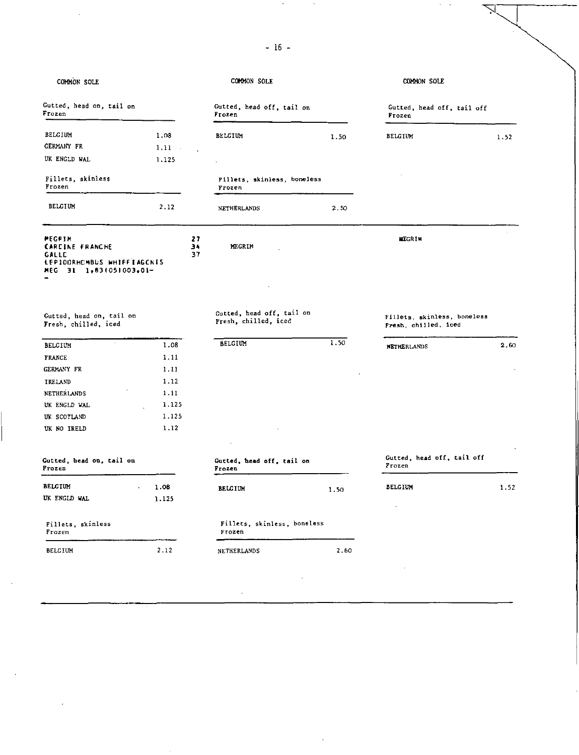## COMMON SOLE

| Gutted, head on, tail on<br>Frozen | |
|---|---|
| BELGIUM | 1.08 |
| GERMANY FR | 1.11 |
| UK ENGLD WAL | 1.125 |

| Gutted, head off, tail on<br>Frozen | |
|---|---|
| BELGIUM | 1.50 |

| Gutted, head off, tail off<br>Frozen | |
|---|---|
| BELGIUM | 1.52 |

| Fillets, skinless<br>Frozen | |
|---|---|
| BELGIUM | 2.12 |

| Fillets, skinless, boneless<br>Frozen | |
|---|---|
| NETHERLANDS | 2.50 |

---

## MEGRIM

MEGRIM 27
CARDINE FRANCHE 34
GALLO 37
LEPIDORHOMBUS WHIFFIAGONIS
MEG 31 1,83(05)003,01-
-

| Gutted, head on, tail on<br>Fresh, chilled, iced | |
|---|---|
| BELGIUM | 1.08 |
| FRANCE | 1.11 |
| GERMANY FR | 1.11 |
| IRELAND | 1.12 |
| NETHERLANDS | 1.11 |
| UK ENGLD WAL | 1.125 |
| UK SCOTLAND | 1.125 |
| UK NO IRELD | 1.12 |

| Gutted, head off, tail on<br>Fresh, chilled, iced | |
|---|---|
| BELGIUM | 1.50 |

| Fillets, skinless, boneless<br>Fresh, chilled, iced | |
|---|---|
| NETHERLANDS | 2.60 |

| Gutted, head on, tail on<br>Frozen | |
|---|---|
| BELGIUM | 1.08 |
| UK ENGLD WAL | 1.125 |

| Gutted, head off, tail on<br>Frozen | |
|---|---|
| BELGIUM | 1.50 |

| Gutted, head off, tail off<br>Frozen | |
|---|---|
| BELGIUM | 1.52 |

| Fillets, skinless<br>Frozen | |
|---|---|
| BELGIUM | 2.12 |

| Fillets, skinless, boneless<br>Frozen | |
|---|---|
| NETHERLANDS | 2.60 |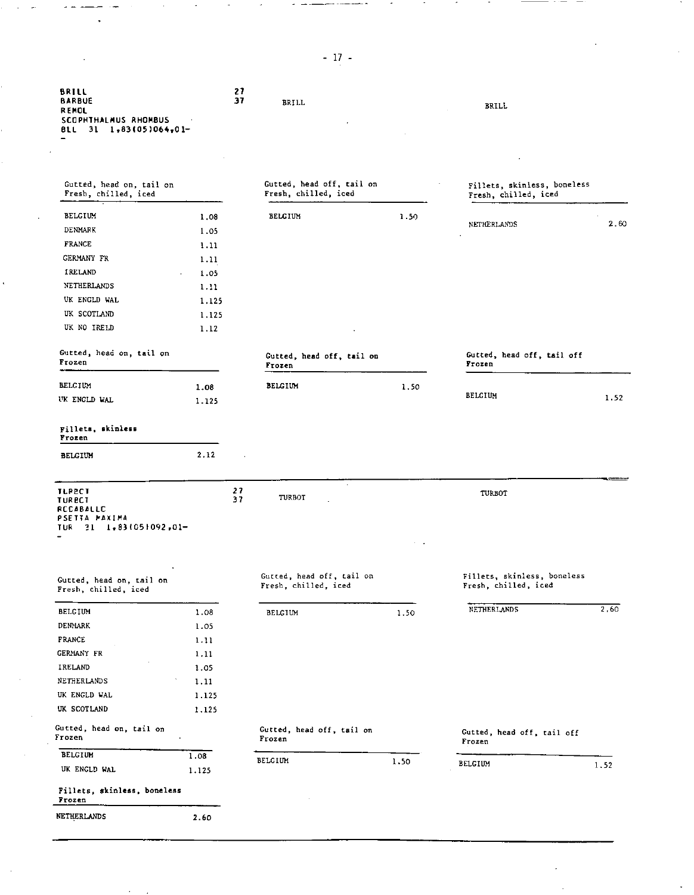BRILL
BARBUE
REMOL
SCOPHTHALMUS RHOMBUS
BLL 31 1,83(05)064,01-
-

27
37

BRILL

BRILL

| Gutted, head on, tail on Fresh, chilled, iced | |
|---|---|
| BELGIUM | 1.08 |
| DENMARK | 1.05 |
| FRANCE | 1.11 |
| GERMANY FR | 1.11 |
| IRELAND | 1.05 |
| NETHERLANDS | 1.11 |
| UK ENGLD WAL | 1.125 |
| UK SCOTLAND | 1.125 |
| UK NO IRELD | 1.12 |

| Gutted, head off, tail on Fresh, chilled, iced | |
|---|---|
| BELGIUM | 1.50 |

| Fillets, skinless, boneless Fresh, chilled, iced | |
|---|---|
| NETHERLANDS | 2.60 |

| Gutted, head on, tail on Frozen | |
|---|---|
| BELGIUM | 1.08 |
| UK ENGLD WAL | 1.125 |

| Gutted, head off, tail on Frozen | |
|---|---|
| BELGIUM | 1.50 |

| Gutted, head off, tail off Frozen | |
|---|---|
| BELGIUM | 1.52 |

| Fillets, skinless Frozen | |
|---|---|
| BELGIUM | 2.12 |

---

TURBOT
TURBOT
RODABALLO
PSETTA MAXIMA
TUR 31 1,83(05)092,01-
-

27
37

TURBOT

TURBOT

| Gutted, head on, tail on Fresh, chilled, iced | |
|---|---|
| BELGIUM | 1.08 |
| DENMARK | 1.05 |
| FRANCE | 1.11 |
| GERMANY FR | 1.11 |
| IRELAND | 1.05 |
| NETHERLANDS | 1.11 |
| UK ENGLD WAL | 1.125 |
| UK SCOTLAND | 1.125 |

| Gutted, head off, tail on Fresh, chilled, iced | |
|---|---|
| BELGIUM | 1.50 |

| Fillets, skinless, boneless Fresh, chilled, iced | |
|---|---|
| NETHERLANDS | 2.60 |

| Gutted, head on, tail on Frozen | |
|---|---|
| BELGIUM | 1.08 |
| UK ENGLD WAL | 1.125 |

| Gutted, head off, tail on Frozen | |
|---|---|
| BELGIUM | 1.50 |

| Gutted, head off, tail off Frozen | |
|---|---|
| BELGIUM | 1.52 |

| Fillets, skinless, boneless Frozen | |
|---|---|
| NETHERLANDS | 2.60 |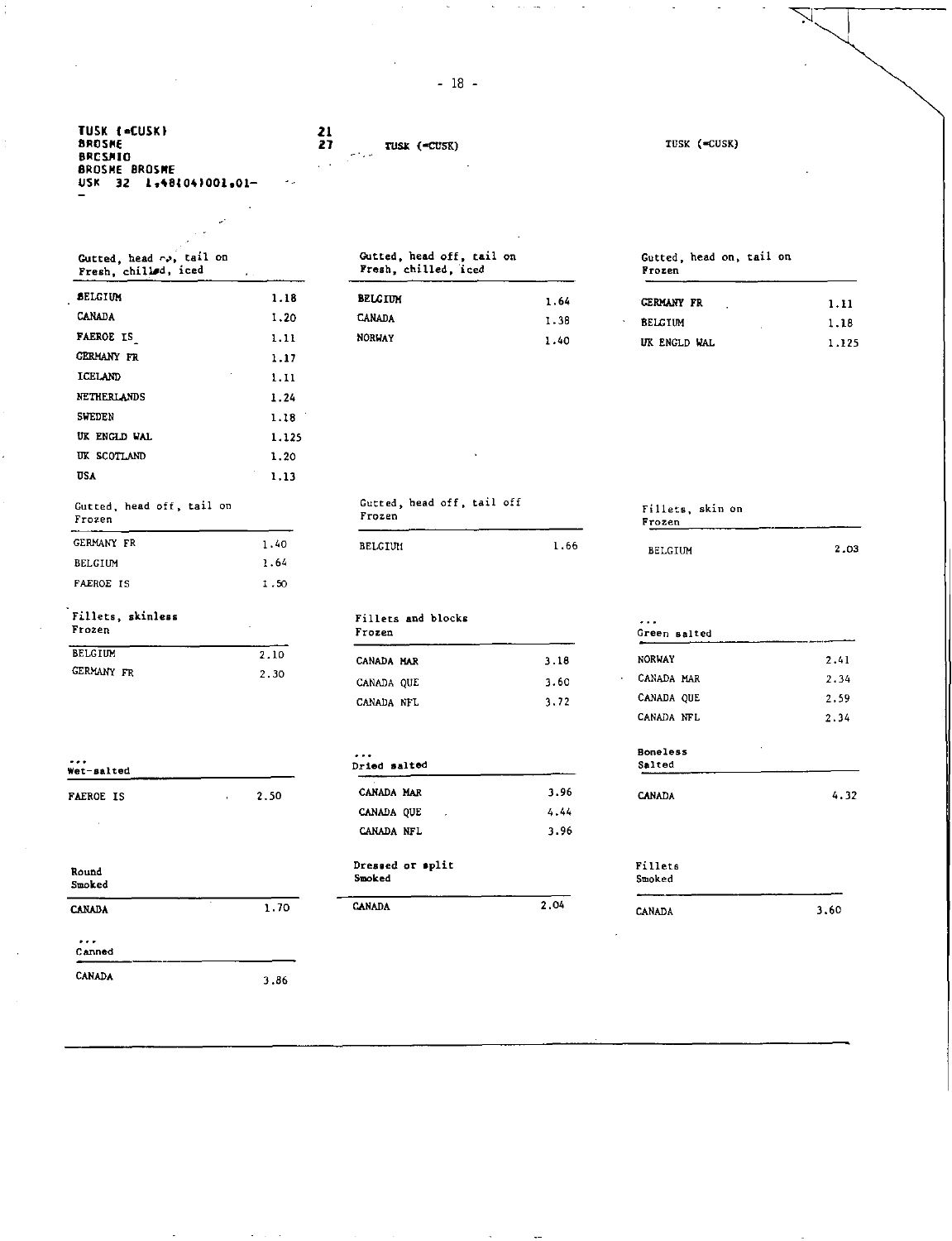TUSK (=CUSK)
BROSME
BRCSMIO
BROSME BROSME
USK 32 1,48(04)001,01-
-

21
27

TUSK (=CUSK)

TUSK (=CUSK)

| Gutted, head on, tail on Fresh, chilled, iced | |
|---|---|
| BELGIUM | 1.18 |
| CANADA | 1.20 |
| FAEROE IS | 1.11 |
| GERMANY FR | 1.17 |
| ICELAND | 1.11 |
| NETHERLANDS | 1.24 |
| SWEDEN | 1.18 |
| UK ENGLD WAL | 1.125 |
| UK SCOTLAND | 1.20 |
| USA | 1.13 |

| Gutted, head off, tail on Fresh, chilled, iced | |
|---|---|
| BELGIUM | 1.64 |
| CANADA | 1.38 |
| NORWAY | 1.40 |

| Gutted, head on, tail on Frozen | |
|---|---|
| GERMANY FR | 1.11 |
| BELGIUM | 1.18 |
| UK ENGLD WAL | 1.125 |

| Gutted, head off, tail on Frozen | |
|---|---|
| GERMANY FR | 1.40 |
| BELGIUM | 1.64 |
| FAEROE IS | 1.50 |

| Gutted, head off, tail off Frozen | |
|---|---|
| BELGIUM | 1.66 |

| Fillets, skin on Frozen | |
|---|---|
| BELGIUM | 2.03 |

| Fillets, skinless Frozen | |
|---|---|
| BELGIUM | 2.10 |
| GERMANY FR | 2.30 |

| Fillets and blocks Frozen | |
|---|---|
| CANADA MAR | 3.18 |
| CANADA QUE | 3.60 |
| CANADA NFL | 3.72 |

| ... Green salted | |
|---|---|
| NORWAY | 2.41 |
| CANADA MAR | 2.34 |
| CANADA QUE | 2.59 |
| CANADA NFL | 2.34 |

| ... Wet-salted | |
|---|---|
| FAEROE IS | 2.50 |

| ... Dried salted | |
|---|---|
| CANADA MAR | 3.96 |
| CANADA QUE | 4.44 |
| CANADA NFL | 3.96 |

| Boneless Salted | |
|---|---|
| CANADA | 4.32 |

| Round Smoked | |
|---|---|
| CANADA | 1.70 |

| Dressed or split Smoked | |
|---|---|
| CANADA | 2.04 |

| Fillets Smoked | |
|---|---|
| CANADA | 3.60 |

| ... Canned | |
|---|---|
| CANADA | 3.86 |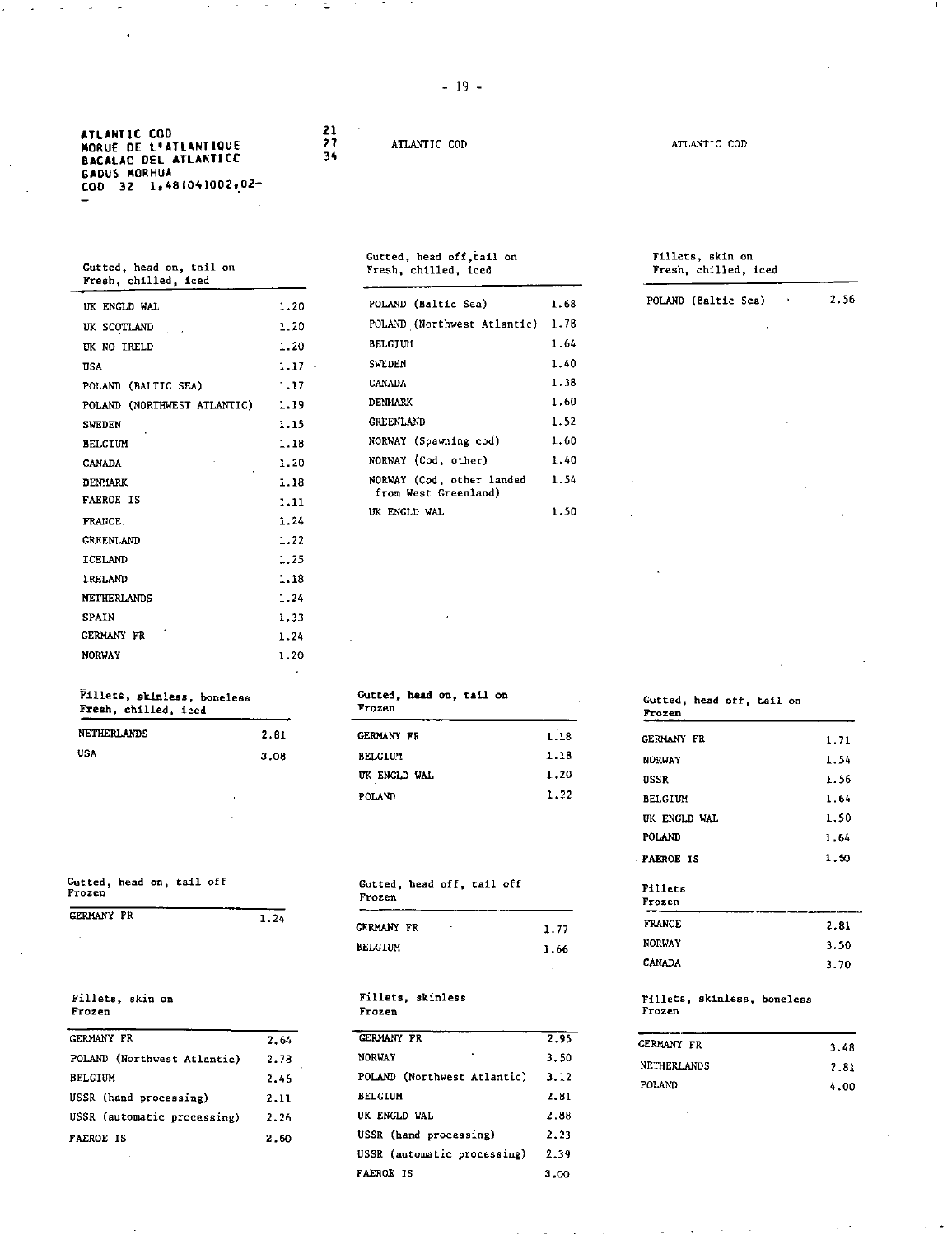ATLANTIC COD
MORUE DE L'ATLANTIQUE
BACALAO DEL ATLANTICO
GADUS MORHUA
COD 32 1,48(04)002,02-

21
27
34

ATLANTIC COD

ATLANTIC COD

**Gutted, head on, tail on — Fresh, chilled, iced**

| Country | Factor |
|---|---|
| UK ENGLD WAL | 1.20 |
| UK SCOTLAND | 1.20 |
| UK NO IRELD | 1.20 |
| USA | 1.17 |
| POLAND (BALTIC SEA) | 1.17 |
| POLAND (NORTHWEST ATLANTIC) | 1.19 |
| SWEDEN | 1.15 |
| BELGIUM | 1.18 |
| CANADA | 1.20 |
| DENMARK | 1.18 |
| FAEROE IS | 1.11 |
| FRANCE | 1.24 |
| GREENLAND | 1.22 |
| ICELAND | 1.25 |
| IRELAND | 1.18 |
| NETHERLANDS | 1.24 |
| SPAIN | 1.33 |
| GERMANY FR | 1.24 |
| NORWAY | 1.20 |

**Gutted, head off, tail on — Fresh, chilled, iced**

| Country | Factor |
|---|---|
| POLAND (Baltic Sea) | 1.68 |
| POLAND (Northwest Atlantic) | 1.78 |
| BELGIUM | 1.64 |
| SWEDEN | 1.40 |
| CANADA | 1.38 |
| DENMARK | 1.60 |
| GREENLAND | 1.52 |
| NORWAY (Spawning cod) | 1.60 |
| NORWAY (Cod, other) | 1.40 |
| NORWAY (Cod, other landed from West Greenland) | 1.54 |
| UK ENGLD WAL | 1.50 |

**Fillets, skin on — Fresh, chilled, iced**

| Country | Factor |
|---|---|
| POLAND (Baltic Sea) | 2.56 |

**Fillets, skinless, boneless — Fresh, chilled, iced**

| Country | Factor |
|---|---|
| NETHERLANDS | 2.81 |
| USA | 3.08 |

**Gutted, head on, tail on — Frozen**

| Country | Factor |
|---|---|
| GERMANY FR | 1.18 |
| BELGIUM | 1.18 |
| UK ENGLD WAL | 1.20 |
| POLAND | 1.22 |

**Gutted, head off, tail on — Frozen**

| Country | Factor |
|---|---|
| GERMANY FR | 1.71 |
| NORWAY | 1.54 |
| USSR | 1.56 |
| BELGIUM | 1.64 |
| UK ENGLD WAL | 1.50 |
| POLAND | 1.64 |
| FAEROE IS | 1.50 |

**Gutted, head on, tail off — Frozen**

| Country | Factor |
|---|---|
| GERMANY FR | 1.24 |

**Gutted, head off, tail off — Frozen**

| Country | Factor |
|---|---|
| GERMANY FR | 1.77 |
| BELGIUM | 1.66 |

**Fillets — Frozen**

| Country | Factor |
|---|---|
| FRANCE | 2.81 |
| NORWAY | 3.50 |
| CANADA | 3.70 |

**Fillets, skin on — Frozen**

| Country | Factor |
|---|---|
| GERMANY FR | 2.64 |
| POLAND (Northwest Atlantic) | 2.78 |
| BELGIUM | 2.46 |
| USSR (hand processing) | 2.11 |
| USSR (automatic processing) | 2.26 |
| FAEROE IS | 2.60 |

**Fillets, skinless — Frozen**

| Country | Factor |
|---|---|
| GERMANY FR | 2.95 |
| NORWAY | 3.50 |
| POLAND (Northwest Atlantic) | 3.12 |
| BELGIUM | 2.81 |
| UK ENGLD WAL | 2.88 |
| USSR (hand processing) | 2.23 |
| USSR (automatic processing) | 2.39 |
| FAEROE IS | 3.00 |

**Fillets, skinless, boneless — Frozen**

| Country | Factor |
|---|---|
| GERMANY FR | 3.48 |
| NETHERLANDS | 2.81 |
| POLAND | 4.00 |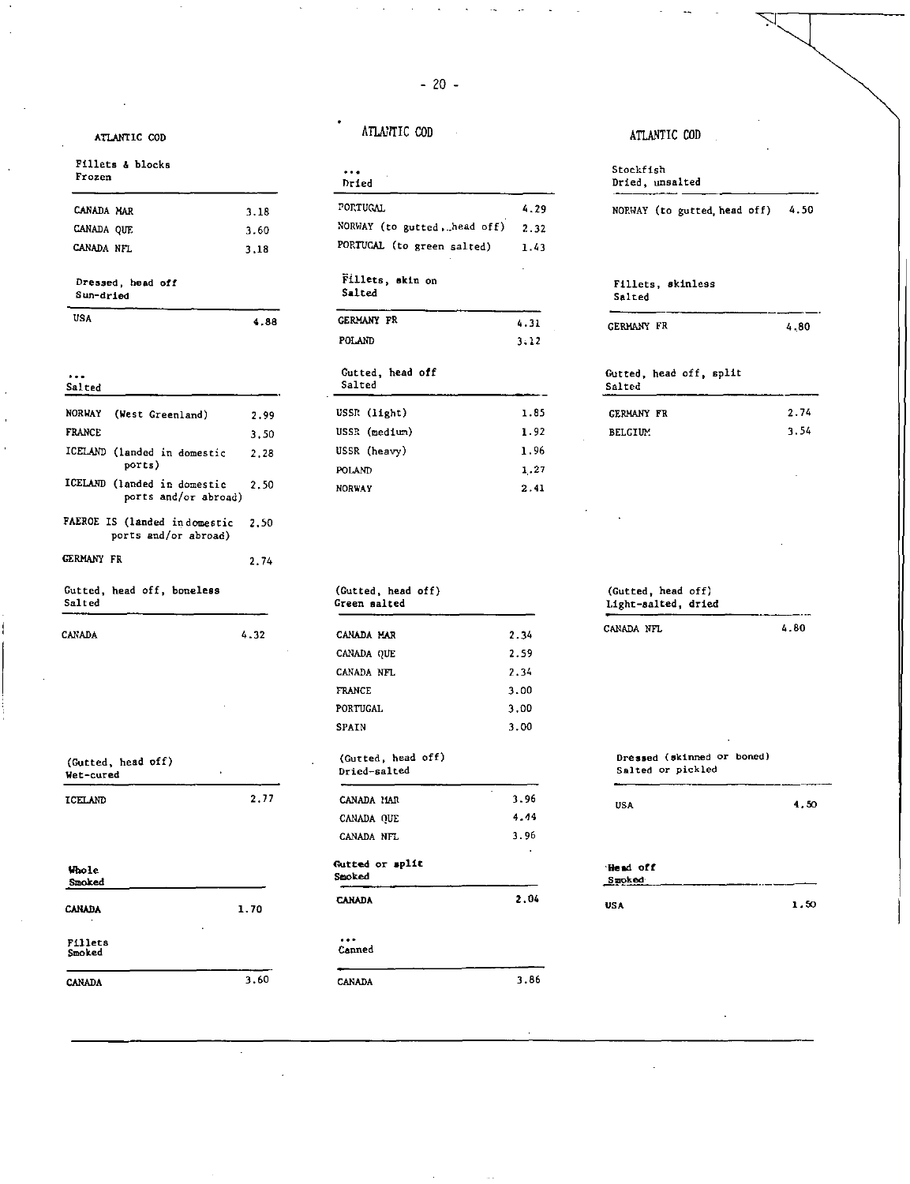## ATLANTIC COD

**Fillets & blocks — Frozen**

| | |
|---|---|
| CANADA MAR | 3.18 |
| CANADA QUE | 3.60 |
| CANADA NFL | 3.18 |

**Dressed, head off — Sun-dried**

| | |
|---|---|
| USA | 4.88 |

**... — Salted**

| | |
|---|---|
| NORWAY (West Greenland) | 2.99 |
| FRANCE | 3.50 |
| ICELAND (landed in domestic ports) | 2.28 |
| ICELAND (landed in domestic ports and/or abroad) | 2.50 |
| FAEROE IS (landed in domestic ports and/or abroad) | 2.50 |
| GERMANY FR | 2.74 |

**Gutted, head off, boneless — Salted**

| | |
|---|---|
| CANADA | 4.32 |

**(Gutted, head off) — Wet-cured**

| | |
|---|---|
| ICELAND | 2.77 |

**Whole — Smoked**

| | |
|---|---|
| CANADA | 1.70 |

**Fillets — Smoked**

| | |
|---|---|
| CANADA | 3.60 |

## ATLANTIC COD

**... — Dried**

| | |
|---|---|
| PORTUGAL | 4.29 |
| NORWAY (to gutted, head off) | 2.32 |
| PORTUGAL (to green salted) | 1.43 |

**Fillets, skin on — Salted**

| | |
|---|---|
| GERMANY FR | 4.31 |
| POLAND | 3.12 |

**Gutted, head off — Salted**

| | |
|---|---|
| USSR (light) | 1.85 |
| USSR (medium) | 1.92 |
| USSR (heavy) | 1.96 |
| POLAND | 1.27 |
| NORWAY | 2.41 |

**(Gutted, head off) — Green salted**

| | |
|---|---|
| CANADA MAR | 2.34 |
| CANADA QUE | 2.59 |
| CANADA NFL | 2.34 |
| FRANCE | 3.00 |
| PORTUGAL | 3.00 |
| SPAIN | 3.00 |

**(Gutted, head off) — Dried-salted**

| | |
|---|---|
| CANADA MAR | 3.96 |
| CANADA QUE | 4.44 |
| CANADA NFL | 3.96 |

**Gutted or split — Smoked**

| | |
|---|---|
| CANADA | 2.04 |

**... — Canned**

| | |
|---|---|
| CANADA | 3.86 |

## ATLANTIC COD

**Stockfish — Dried, unsalted**

| | |
|---|---|
| NORWAY (to gutted, head off) | 4.50 |

**Fillets, skinless — Salted**

| | |
|---|---|
| GERMANY FR | 4.80 |

**Gutted, head off, split — Salted**

| | |
|---|---|
| GERMANY FR | 2.74 |
| BELGIUM | 3.54 |

**(Gutted, head off) — Light-salted, dried**

| | |
|---|---|
| CANADA NFL | 4.80 |

**Dressed (skinned or boned) — Salted or pickled**

| | |
|---|---|
| USA | 4.50 |

**Head off — Smoked**

| | |
|---|---|
| USA | 1.50 |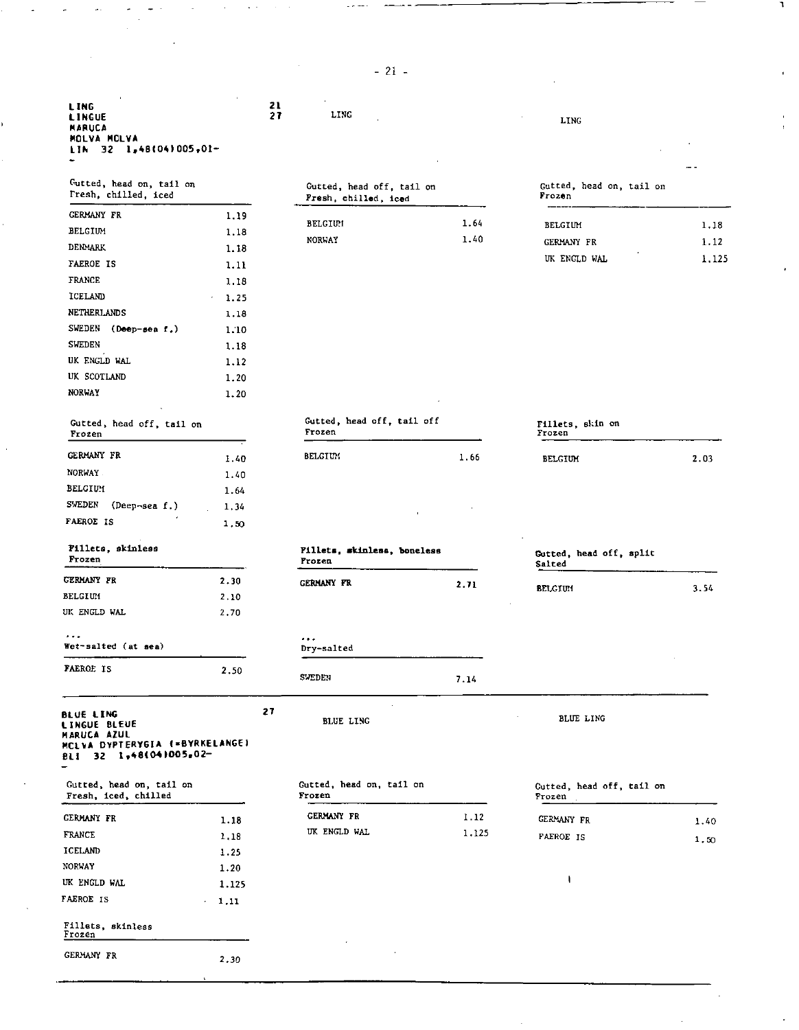**LING**
**LINGUE**
**MARUCA**
**MOLVA MOLVA**
**LIN 32 1,48(04)005,01-**

21
27

LING

LING

| Gutted, head on, tail on Fresh, chilled, iced | |
|---|---|
| GERMANY FR | 1.19 |
| BELGIUM | 1.18 |
| DENMARK | 1.18 |
| FAEROE IS | 1.11 |
| FRANCE | 1.18 |
| ICELAND | 1.25 |
| NETHERLANDS | 1.18 |
| SWEDEN (Deep-sea f.) | 1.10 |
| SWEDEN | 1.18 |
| UK ENGLD WAL | 1.12 |
| UK SCOTLAND | 1.20 |
| NORWAY | 1.20 |

| Gutted, head off, tail on Fresh, chilled, iced | |
|---|---|
| BELGIUM | 1.64 |
| NORWAY | 1.40 |

| Gutted, head on, tail on Frozen | |
|---|---|
| BELGIUM | 1.18 |
| GERMANY FR | 1.12 |
| UK ENGLD WAL | 1.125 |

| Gutted, head off, tail on Frozen | |
|---|---|
| GERMANY FR | 1.40 |
| NORWAY | 1.40 |
| BELGIUM | 1.64 |
| SWEDEN (Deep-sea f.) | 1.34 |
| FAEROE IS | 1.50 |

| Gutted, head off, tail off Frozen | |
|---|---|
| BELGIUM | 1.66 |

| Fillets, skin on Frozen | |
|---|---|
| BELGIUM | 2.03 |

| Fillets, skinless Frozen | |
|---|---|
| GERMANY FR | 2.30 |
| BELGIUM | 2.10 |
| UK ENGLD WAL | 2.70 |

| Fillets, skinless, boneless Frozen | |
|---|---|
| GERMANY FR | 2.71 |

| Gutted, head off, split Salted | |
|---|---|
| BELGIUM | 3.54 |

...

| Wet-salted (at sea) | |
|---|---|
| FAEROE IS | 2.50 |

...

| Dry-salted | |
|---|---|
| SWEDEN | 7.14 |

**BLUE LING**
**LINGUE BLEUE**
**MARUCA AZUL**
**MOLVA DYPTERYGIA (=BYRKELANGE)**
**BLI 32 1,48(04)005,02-**

27

BLUE LING

BLUE LING

| Gutted, head on, tail on Fresh, iced, chilled | |
|---|---|
| GERMANY FR | 1.18 |
| FRANCE | 1.18 |
| ICELAND | 1.25 |
| NORWAY | 1.20 |
| UK ENGLD WAL | 1.125 |
| FAEROE IS | 1.11 |

| Gutted, head on, tail on Frozen | |
|---|---|
| GERMANY FR | 1.12 |
| UK ENGLD WAL | 1.125 |

| Gutted, head off, tail on Frozen | |
|---|---|
| GERMANY FR | 1.40 |
| FAEROE IS | 1.50 |

| Fillets, skinless Frozen | |
|---|---|
| GERMANY FR | 2.30 |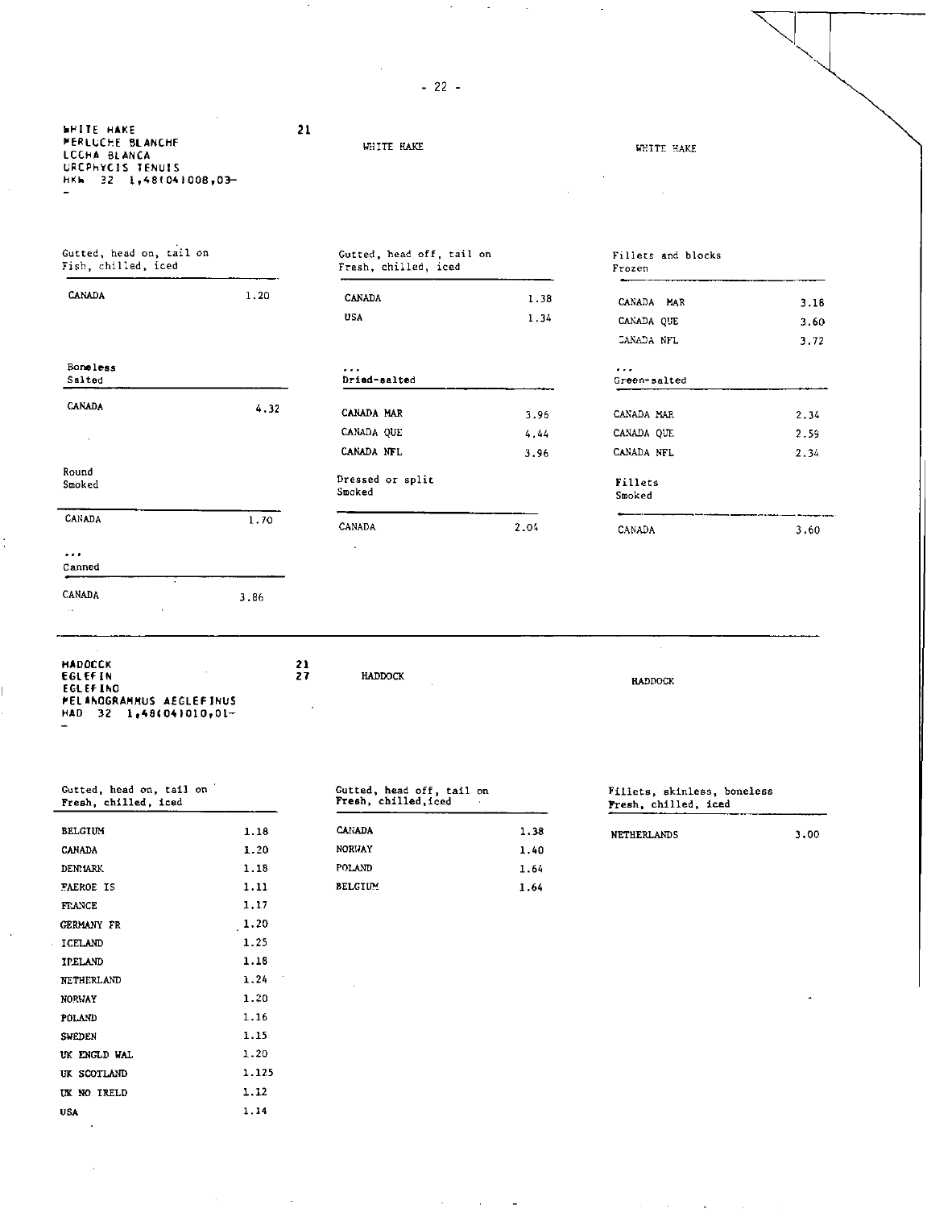WHITE HAKE
MERLUCHE BLANCHE
LOCHA BLANCA
UROPHYCIS TENUIS
HKW 32 1,48(04)008,03-
-

21

WHITE HAKE

WHITE HAKE

| Gutted, head on, tail on<br>Fish, chilled, iced | |
|---|---|
| CANADA | 1.20 |

| Gutted, head off, tail on<br>Fresh, chilled, iced | |
|---|---|
| CANADA | 1.38 |
| USA | 1.34 |

| Fillets and blocks<br>Frozen | |
|---|---|
| CANADA MAR | 3.18 |
| CANADA QUE | 3.60 |
| CANADA NFL | 3.72 |

| Boneless<br>Salted | |
|---|---|
| CANADA | 4.32 |

| ...<br>Dried-salted | |
|---|---|
| CANADA MAR | 3.96 |
| CANADA QUE | 4.44 |
| CANADA NFL | 3.96 |

| ...<br>Green-salted | |
|---|---|
| CANADA MAR | 2.34 |
| CANADA QUE | 2.59 |
| CANADA NFL | 2.34 |

| Round<br>Smoked | |
|---|---|
| CANADA | 1.70 |

| Dressed or split<br>Smoked | |
|---|---|
| CANADA | 2.04 |

| Fillets<br>Smoked | |
|---|---|
| CANADA | 3.60 |

| ...<br>Canned | |
|---|---|
| CANADA | 3.86 |

---

HADDOCK
EGLEFIN
EGLEFINO
MELANOGRAMMUS AEGLEFINUS
HAD 32 1,48(04)010,01-
-

21
27

HADDOCK

HADDOCK

| Gutted, head on, tail on<br>Fresh, chilled, iced | |
|---|---|
| BELGIUM | 1.18 |
| CANADA | 1.20 |
| DENMARK | 1.18 |
| FAEROE IS | 1.11 |
| FRANCE | 1.17 |
| GERMANY FR | 1.20 |
| ICELAND | 1.25 |
| IRELAND | 1.18 |
| NETHERLAND | 1.24 |
| NORWAY | 1.20 |
| POLAND | 1.16 |
| SWEDEN | 1.15 |
| UK ENGLD WAL | 1.20 |
| UK SCOTLAND | 1.125 |
| UK NO IRELD | 1.12 |
| USA | 1.14 |

| Gutted, head off, tail on<br>Fresh, chilled, iced | |
|---|---|
| CANADA | 1.38 |
| NORWAY | 1.40 |
| POLAND | 1.64 |
| BELGIUM | 1.64 |

| Fillets, skinless, boneless<br>Fresh, chilled, iced | |
|---|---|
| NETHERLANDS | 3.00 |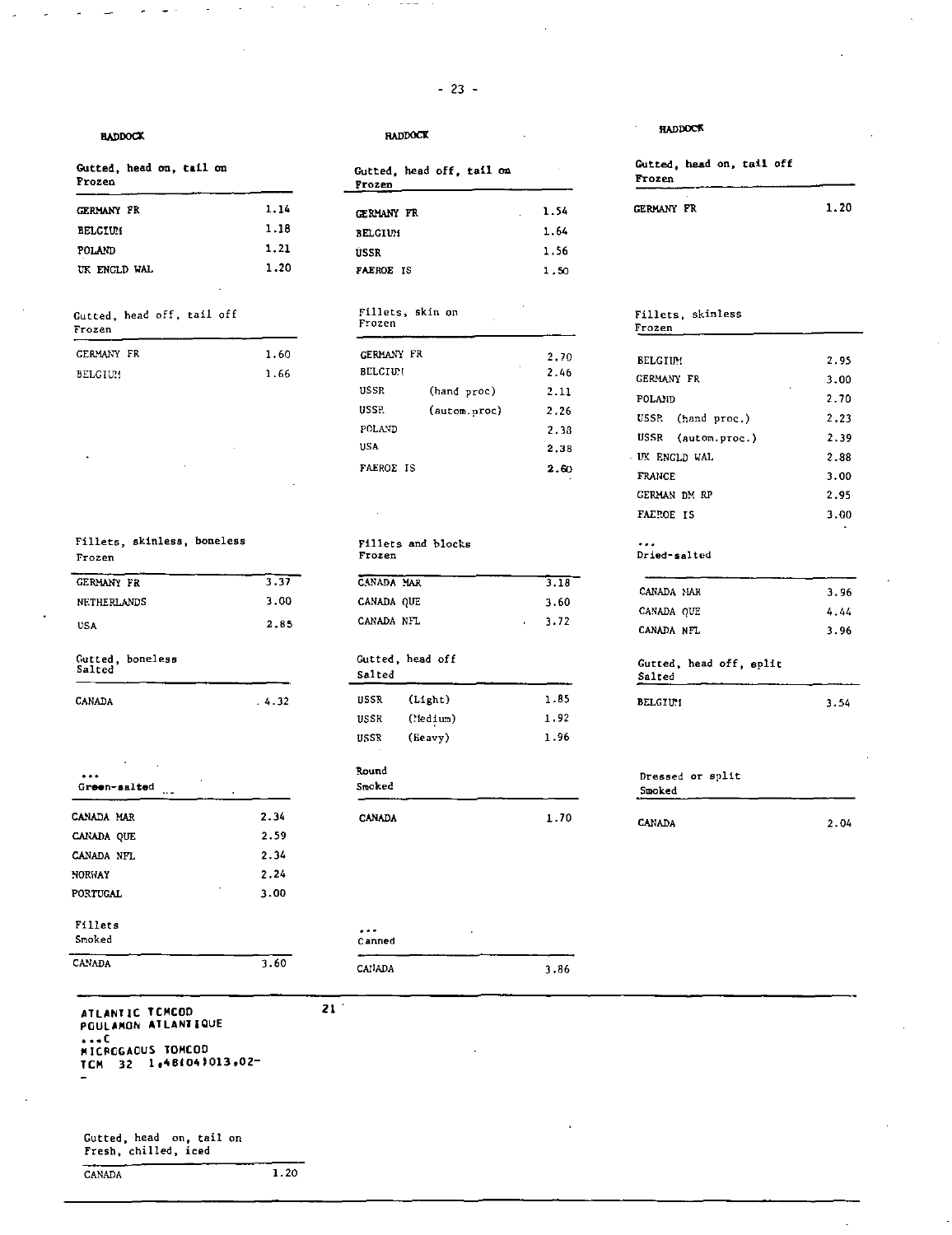### HADDOCK

**Gutted, head on, tail on**
Frozen

| | |
|---|---|
| GERMANY FR | 1.14 |
| BELGIUM | 1.18 |
| POLAND | 1.21 |
| UK ENGLD WAL | 1.20 |

**Gutted, head off, tail off**
Frozen

| | |
|---|---|
| GERMANY FR | 1.60 |
| BELGIUM | 1.66 |

**Fillets, skinless, boneless**
Frozen

| | |
|---|---|
| GERMANY FR | 3.37 |
| NETHERLANDS | 3.00 |
| USA | 2.85 |

**Gutted, boneless**
Salted

| | |
|---|---|
| CANADA | 4.32 |

**...**
Green-salted

| | |
|---|---|
| CANADA MAR | 2.34 |
| CANADA QUE | 2.59 |
| CANADA NFL | 2.34 |
| NORWAY | 2.24 |
| PORTUGAL | 3.00 |

**Fillets**
Smoked

| | |
|---|---|
| CANADA | 3.60 |

### HADDOCK

**Gutted, head off, tail on**
Frozen

| | |
|---|---|
| GERMANY FR | 1.54 |
| BELGIUM | 1.64 |
| USSR | 1.56 |
| FAEROE IS | 1.50 |

**Fillets, skin on**
Frozen

| | | |
|---|---|---|
| GERMANY FR | | 2.70 |
| BELGIUM | | 2.46 |
| USSR | (hand proc) | 2.11 |
| USSR | (autom.proc) | 2.26 |
| POLAND | | 2.38 |
| USA | | 2.38 |
| FAEROE IS | | 2.60 |

**Fillets and blocks**
Frozen

| | |
|---|---|
| CANADA MAR | 3.18 |
| CANADA QUE | 3.60 |
| CANADA NFL | 3.72 |

**Gutted, head off**
Salted

| | | |
|---|---|---|
| USSR | (Light) | 1.85 |
| USSR | (Medium) | 1.92 |
| USSR | (Heavy) | 1.96 |

**Round**
Smoked

| | |
|---|---|
| CANADA | 1.70 |

**...**
Canned

| | |
|---|---|
| CANADA | 3.86 |

### HADDOCK

**Gutted, head on, tail off**
Frozen

| | |
|---|---|
| GERMANY FR | 1.20 |

**Fillets, skinless**
Frozen

| | |
|---|---|
| BELGIUM | 2.95 |
| GERMANY FR | 3.00 |
| POLAND | 2.70 |
| USSR (hand proc.) | 2.23 |
| USSR (autom.proc.) | 2.39 |
| UK ENGLD WAL | 2.88 |
| FRANCE | 3.00 |
| GERMAN DM RP | 2.95 |
| FAEROE IS | 3.00 |

**...**
Dried-salted

| | |
|---|---|
| CANADA MAR | 3.96 |
| CANADA QUE | 4.44 |
| CANADA NFL | 3.96 |

**Gutted, head off, split**
Salted

| | |
|---|---|
| BELGIUM | 3.54 |

**Dressed or split**
Smoked

| | |
|---|---|
| CANADA | 2.04 |

---

**ATLANTIC TOMCOD** 21
**POULAMON ATLANTIQUE**
**...C**
**MICROGADUS TOMCOD**
**TCM 32 1,48(04)013,02-**

**Gutted, head on, tail on**
Fresh, chilled, iced

| | |
|---|---|
| CANADA | 1.20 |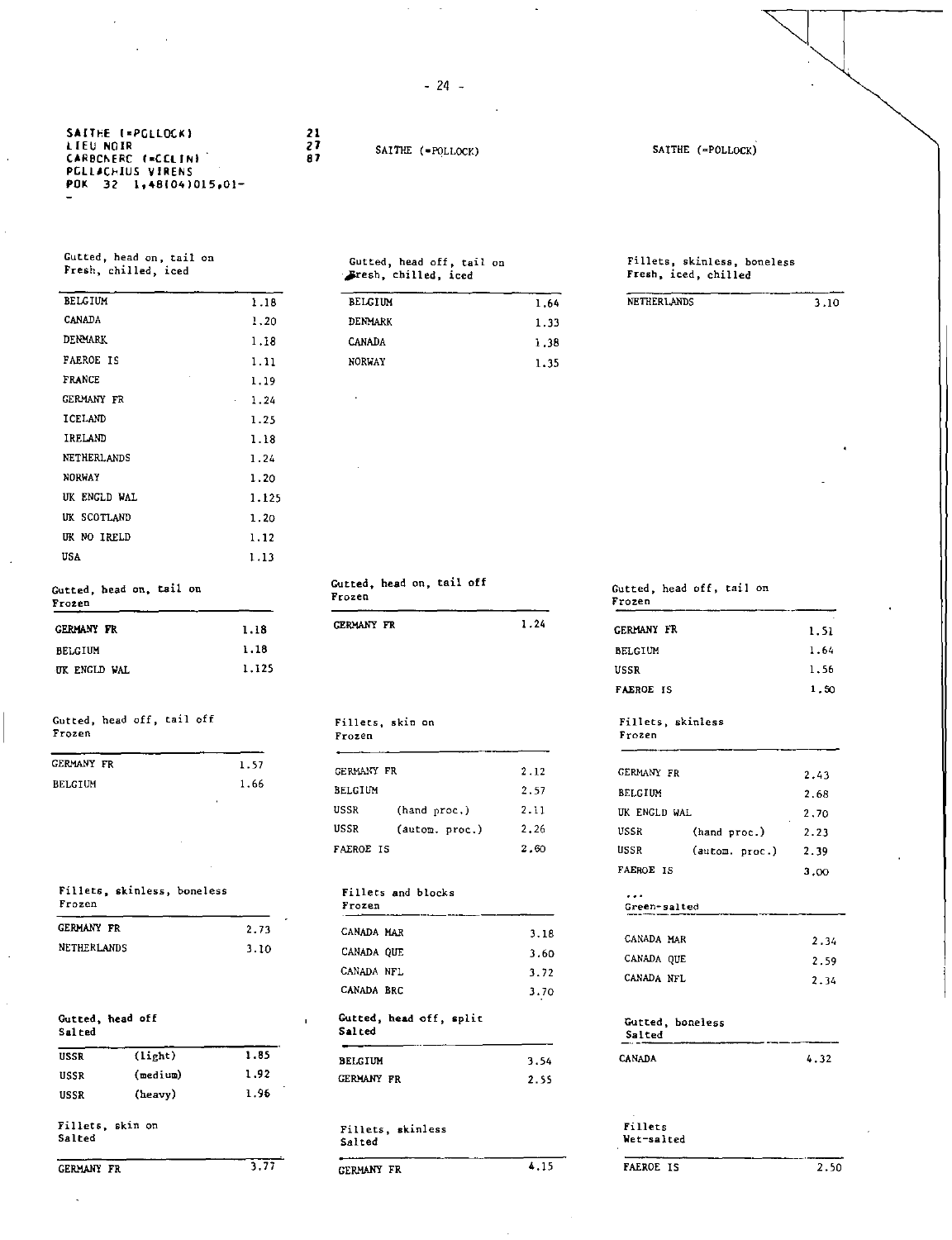SAITHE (=POLLOCK)
LIEU NOIR
CARBONERO (=COLIN)
POLLACHIUS VIRENS
POK 32 1,48(04)015,01-

21
27
87

SAITHE (=POLLOCK)

SAITHE (=POLLOCK)

**Gutted, head on, tail on**
**Fresh, chilled, iced**

| | |
|---|---|
| BELGIUM | 1.18 |
| CANADA | 1.20 |
| DENMARK | 1.18 |
| FAEROE IS | 1.11 |
| FRANCE | 1.19 |
| GERMANY FR | 1.24 |
| ICELAND | 1.25 |
| IRELAND | 1.18 |
| NETHERLANDS | 1.24 |
| NORWAY | 1.20 |
| UK ENGLD WAL | 1.125 |
| UK SCOTLAND | 1.20 |
| UK NO IRELD | 1.12 |
| USA | 1.13 |

**Gutted, head off, tail on**
**Fresh, chilled, iced**

| | |
|---|---|
| BELGIUM | 1.64 |
| DENMARK | 1.33 |
| CANADA | 1.38 |
| NORWAY | 1.35 |

**Fillets, skinless, boneless**
**Fresh, iced, chilled**

| | |
|---|---|
| NETHERLANDS | 3.10 |

**Gutted, head on, tail on**
**Frozen**

| | |
|---|---|
| GERMANY FR | 1.18 |
| BELGIUM | 1.18 |
| UK ENGLD WAL | 1.125 |

**Gutted, head on, tail off**
**Frozen**

| | |
|---|---|
| GERMANY FR | 1.24 |

**Gutted, head off, tail on**
**Frozen**

| | |
|---|---|
| GERMANY FR | 1.51 |
| BELGIUM | 1.64 |
| USSR | 1.56 |
| FAEROE IS | 1.50 |

**Gutted, head off, tail off**
**Frozen**

| | |
|---|---|
| GERMANY FR | 1.57 |
| BELGIUM | 1.66 |

**Fillets, skin on**
**Frozen**

| | | |
|---|---|---|
| GERMANY FR | | 2.12 |
| BELGIUM | | 2.57 |
| USSR | (hand proc.) | 2.11 |
| USSR | (autom. proc.) | 2.26 |
| FAEROE IS | | 2.60 |

**Fillets, skinless**
**Frozen**

| | | |
|---|---|---|
| GERMANY FR | | 2.43 |
| BELGIUM | | 2.68 |
| UK ENGLD WAL | | 2.70 |
| USSR | (hand proc.) | 2.23 |
| USSR | (autom. proc.) | 2.39 |
| FAEROE IS | | 3.00 |

**Fillets, skinless, boneless**
**Frozen**

| | |
|---|---|
| GERMANY FR | 2.73 |
| NETHERLANDS | 3.10 |

**Fillets and blocks**
**Frozen**

| | |
|---|---|
| CANADA MAR | 3.18 |
| CANADA QUE | 3.60 |
| CANADA NFL | 3.72 |
| CANADA BRC | 3.70 |

**...**
**Green-salted**

| | |
|---|---|
| CANADA MAR | 2.34 |
| CANADA QUE | 2.59 |
| CANADA NFL | 2.34 |

**Gutted, head off**
**Salted**

| | | |
|---|---|---|
| USSR | (light) | 1.85 |
| USSR | (medium) | 1.92 |
| USSR | (heavy) | 1.96 |

**Gutted, head off, split**
**Salted**

| | |
|---|---|
| BELGIUM | 3.54 |
| GERMANY FR | 2.55 |

**Gutted, boneless**
**Salted**

| | |
|---|---|
| CANADA | 4.32 |

**Fillets, skin on**
**Salted**

| | |
|---|---|
| GERMANY FR | 3.77 |

**Fillets, skinless**
**Salted**

| | |
|---|---|
| GERMANY FR | 4.15 |

**Fillets**
**Wet-salted**

| | |
|---|---|
| FAEROE IS | 2.50 |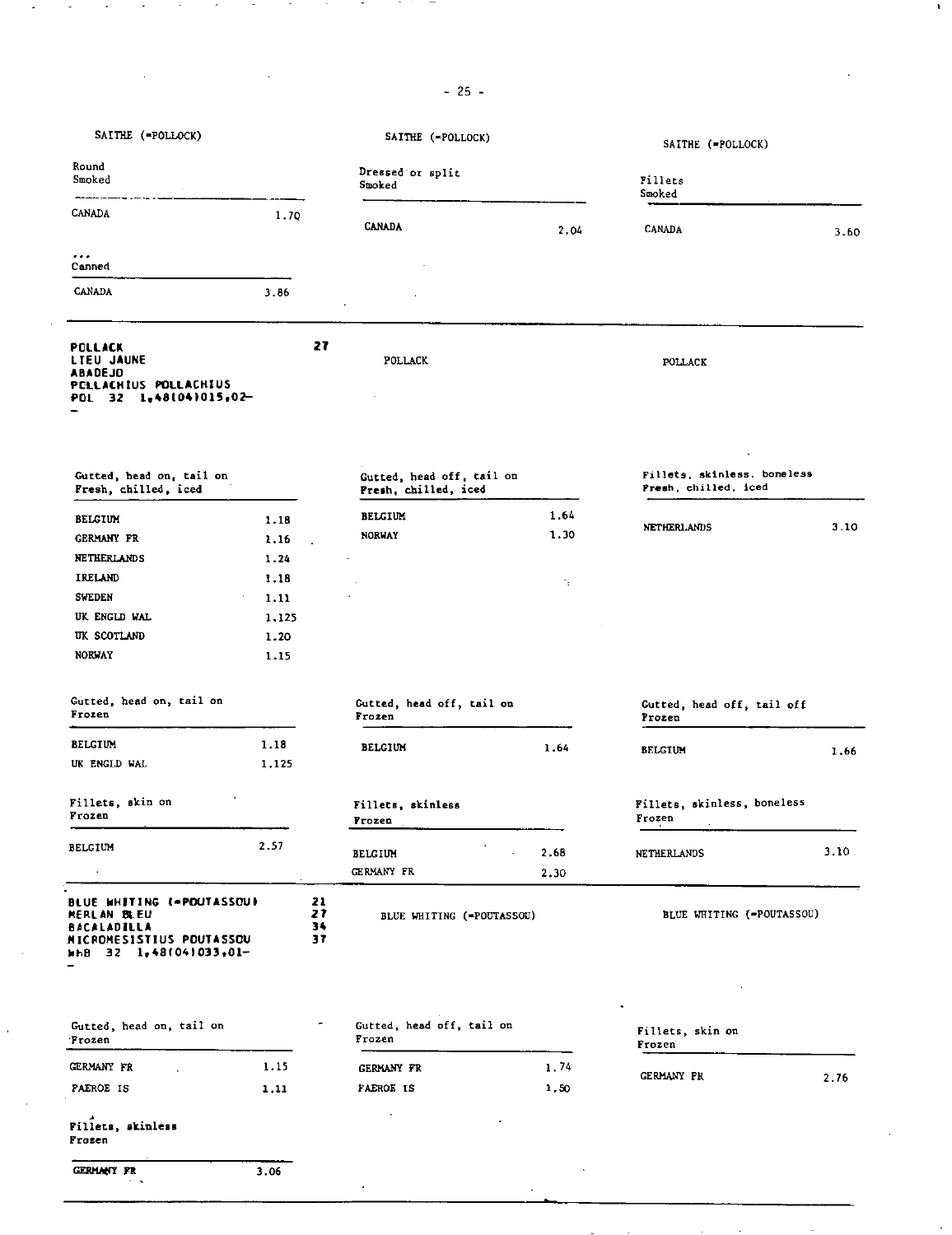SAITHE (=POLLOCK)

| Round Smoked | |
|---|---|
| CANADA | 1.70 |

| ... Canned | |
|---|---|
| CANADA | 3.86 |

SAITHE (=POLLOCK)

| Dressed or split Smoked | |
|---|---|
| CANADA | 2.04 |

SAITHE (=POLLOCK)

| Fillets Smoked | |
|---|---|
| CANADA | 3.60 |

---

**POLLACK**
**LIEU JAUNE**
**ABADEJO**
**POLLACHIUS POLLACHIUS**
**POL 32 1,48(04)015,02-**
**-**

27

POLLACK

| Gutted, head on, tail on Fresh, chilled, iced | |
|---|---|
| BELGIUM | 1.18 |
| GERMANY FR | 1.16 |
| NETHERLANDS | 1.24 |
| IRELAND | 1.18 |
| SWEDEN | 1.11 |
| UK ENGLD WAL | 1.125 |
| UK SCOTLAND | 1.20 |
| NORWAY | 1.15 |

| Gutted, head on, tail on Frozen | |
|---|---|
| BELGIUM | 1.18 |
| UK ENGLD WAL | 1.125 |

| Fillets, skin on Frozen | |
|---|---|
| BELGIUM | 2.57 |

POLLACK

| Gutted, head off, tail on Fresh, chilled, iced | |
|---|---|
| BELGIUM | 1.64 |
| NORWAY | 1.30 |

| Gutted, head off, tail on Frozen | |
|---|---|
| BELGIUM | 1.64 |

| Fillets, skinless Frozen | |
|---|---|
| BELGIUM | 2.68 |
| GERMANY FR | 2.30 |

POLLACK

| Fillets, skinless, boneless Fresh, chilled, iced | |
|---|---|
| NETHERLANDS | 3.10 |

| Gutted, head off, tail off Frozen | |
|---|---|
| BELGIUM | 1.66 |

| Fillets, skinless, boneless Frozen | |
|---|---|
| NETHERLANDS | 3.10 |

---

**BLUE WHITING (=POUTASSOU)**
**MERLAN BLEU**
**BACALADILLA**
**MICROMESISTIUS POUTASSOU**
**WHB 32 1,48(04)033,01-**
**-**

21
27
34
37

BLUE WHITING (=POUTASSOU)

| Gutted, head on, tail on Frozen | |
|---|---|
| GERMANY FR | 1.15 |
| FAEROE IS | 1.11 |

| Fillets, skinless Frozen | |
|---|---|
| GERMANY FR | 3.06 |

BLUE WHITING (=POUTASSOU)

| Gutted, head off, tail on Frozen | |
|---|---|
| GERMANY FR | 1.74 |
| FAEROE IS | 1.50 |

BLUE WHITING (=POUTASSOU)

| Fillets, skin on Frozen | |
|---|---|
| GERMANY FR | 2.76 |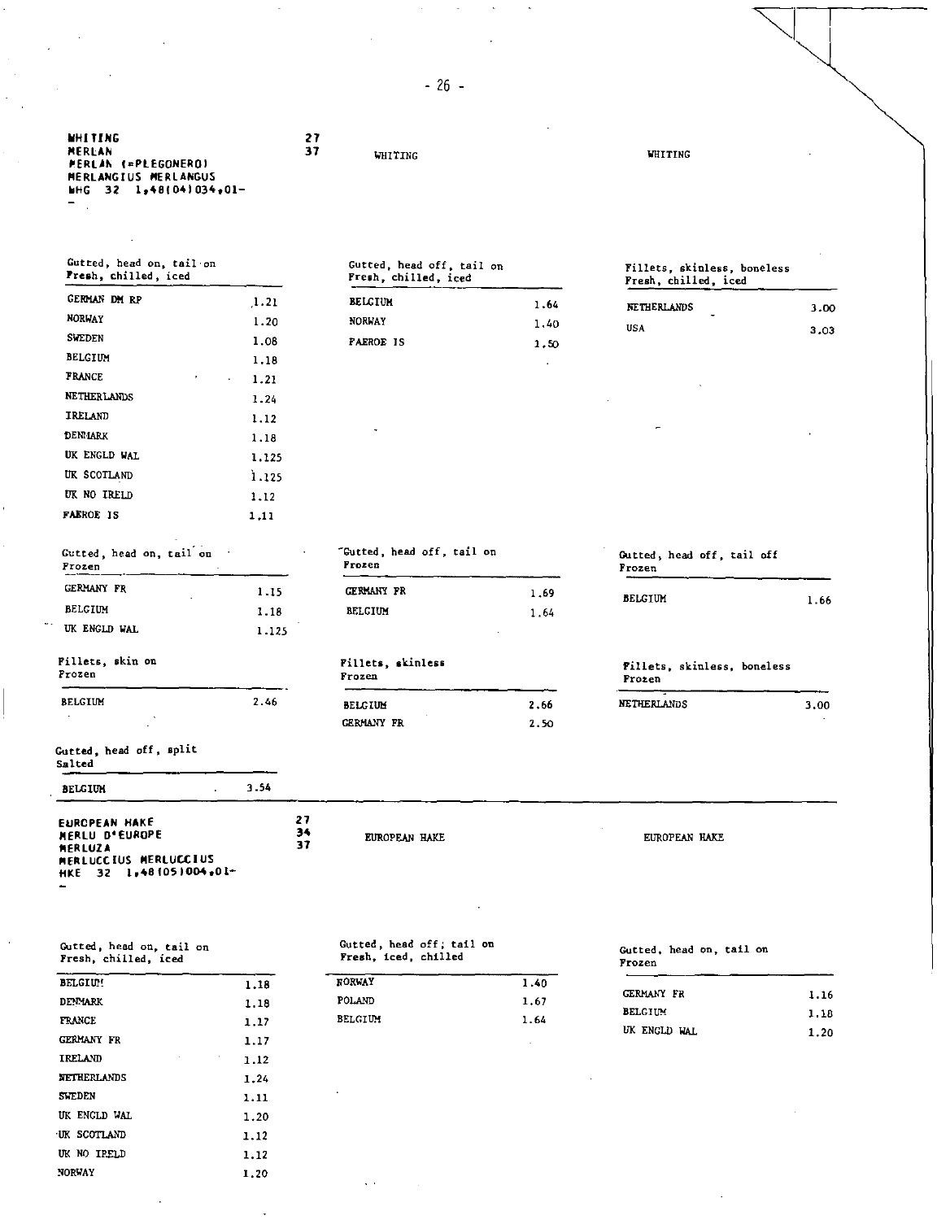**WHITING**
**MERLAN**
**MERLAN (=PLEGONERO)**
**MERLANGIUS MERLANGUS**
**WHG 32 1,48(04)034,01-**
**-**

27
37

WHITING

WHITING

| Gutted, head on, tail on Fresh, chilled, iced | |
|---|---|
| GERMAN DM RP | 1.21 |
| NORWAY | 1.20 |
| SWEDEN | 1.08 |
| BELGIUM | 1.18 |
| FRANCE | 1.21 |
| NETHERLANDS | 1.24 |
| IRELAND | 1.12 |
| DENMARK | 1.18 |
| UK ENGLD WAL | 1.125 |
| UK SCOTLAND | 1.125 |
| UK NO IRELD | 1.12 |
| FAEROE IS | 1.11 |

| Gutted, head off, tail on Fresh, chilled, iced | |
|---|---|
| BELGIUM | 1.64 |
| NORWAY | 1.40 |
| FAEROE IS | 1.50 |

| Fillets, skinless, boneless Fresh, chilled, iced | |
|---|---|
| NETHERLANDS | 3.00 |
| USA | 3.03 |

| Gutted, head on, tail on Frozen | |
|---|---|
| GERMANY FR | 1.15 |
| BELGIUM | 1.18 |
| UK ENGLD WAL | 1.125 |

| Gutted, head off, tail on Frozen | |
|---|---|
| GERMANY FR | 1.69 |
| BELGIUM | 1.64 |

| Gutted, head off, tail off Frozen | |
|---|---|
| BELGIUM | 1.66 |

| Fillets, skin on Frozen | |
|---|---|
| BELGIUM | 2.46 |

| Fillets, skinless Frozen | |
|---|---|
| BELGIUM | 2.66 |
| GERMANY FR | 2.50 |

| Fillets, skinless, boneless Frozen | |
|---|---|
| NETHERLANDS | 3.00 |

| Gutted, head off, split Salted | |
|---|---|
| BELGIUM | 3.54 |

**EUROPEAN HAKE**
**MERLU D'EUROPE**
**MERLUZA**
**MERLUCCIUS MERLUCCIUS**
**HKE 32 1,48(05)004,01-**
**-**

27
34
37

EUROPEAN HAKE

EUROPEAN HAKE

| Gutted, head on, tail on Fresh, chilled, iced | |
|---|---|
| BELGIUM | 1.18 |
| DENMARK | 1.18 |
| FRANCE | 1.17 |
| GERMANY FR | 1.17 |
| IRELAND | 1.12 |
| NETHERLANDS | 1.24 |
| SWEDEN | 1.11 |
| UK ENGLD WAL | 1.20 |
| UK SCOTLAND | 1.12 |
| UK NO IRELD | 1.12 |
| NORWAY | 1.20 |

| Gutted, head off, tail on Fresh, iced, chilled | |
|---|---|
| NORWAY | 1.40 |
| POLAND | 1.67 |
| BELGIUM | 1.64 |

| Gutted, head on, tail on Frozen | |
|---|---|
| GERMANY FR | 1.16 |
| BELGIUM | 1.18 |
| UK ENGLD WAL | 1.20 |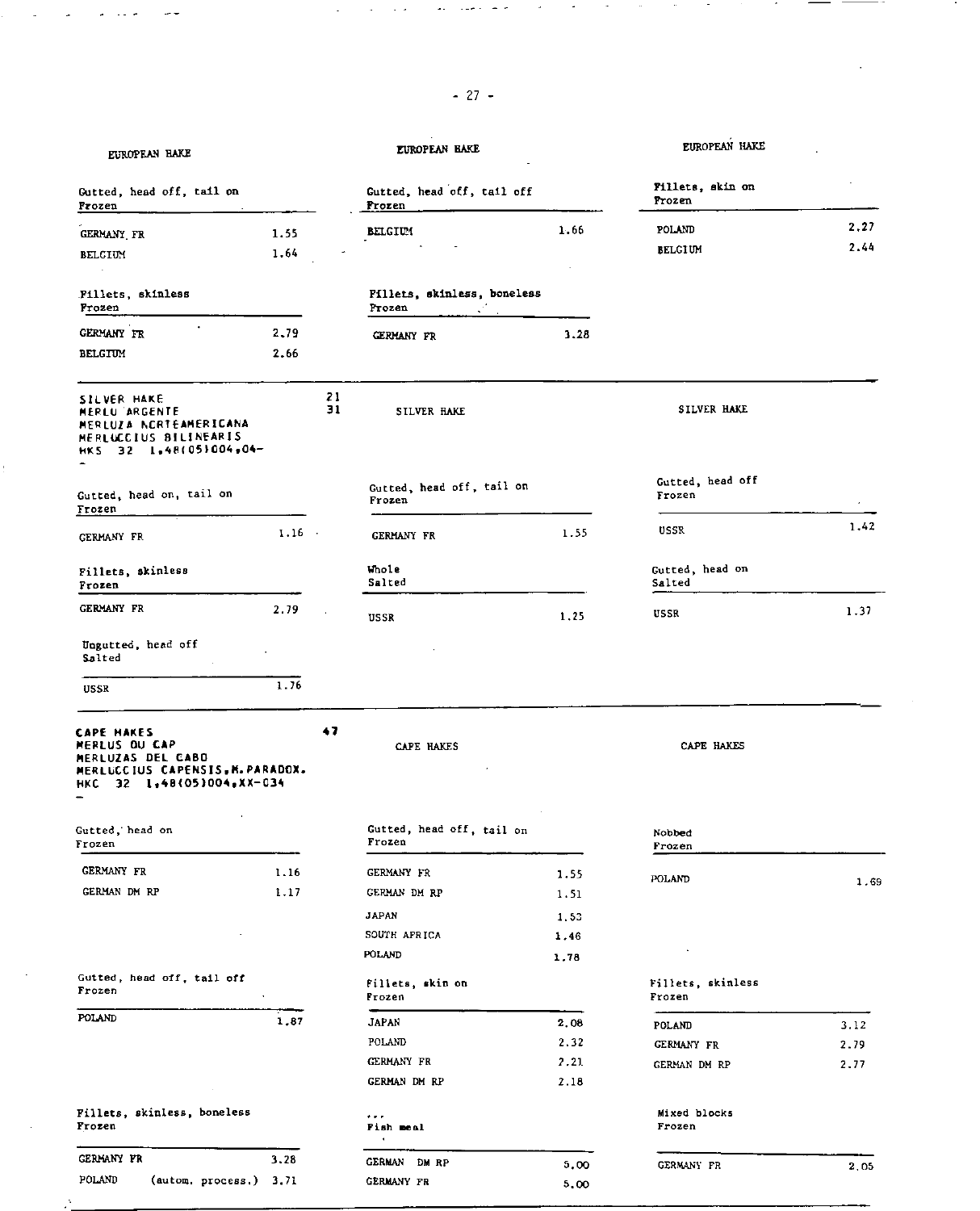EUROPEAN HAKE

| Gutted, head off, tail on<br>Frozen | |
|---|---|
| GERMANY FR | 1.55 |
| BELGIUM | 1.64 |

| Gutted, head off, tail off<br>Frozen | |
|---|---|
| BELGIUM | 1.66 |

| Fillets, skin on<br>Frozen | |
|---|---|
| POLAND | 2.27 |
| BELGIUM | 2.44 |

| Fillets, skinless<br>Frozen | |
|---|---|
| GERMANY FR | 2.79 |
| BELGIUM | 2.66 |

| Fillets, skinless, boneless<br>Frozen | |
|---|---|
| GERMANY FR | 3.28 |

---

SILVER HAKE
MERLU ARGENTE
MERLUZA NORTEAMERICANA
MERLUCCIUS BILINEARIS
HKS 32 1,48(05)004,04- 21 31

SILVER HAKE

| Gutted, head on, tail on<br>Frozen | |
|---|---|
| GERMANY FR | 1.16 |

| Gutted, head off, tail on<br>Frozen | |
|---|---|
| GERMANY FR | 1.55 |

| Gutted, head off<br>Frozen | |
|---|---|
| USSR | 1.42 |

| Fillets, skinless<br>Frozen | |
|---|---|
| GERMANY FR | 2.79 |

| Whole<br>Salted | |
|---|---|
| USSR | 1.25 |

| Gutted, head on<br>Salted | |
|---|---|
| USSR | 1.37 |

| Ungutted, head off<br>Salted | |
|---|---|
| USSR | 1.76 |

---

CAPE HAKES
MERLUS DU CAP
MERLUZAS DEL CABO
MERLUCCIUS CAPENSIS,M.PARADOX.
HKC 32 1,48(05)004,XX-034 47

CAPE HAKES

| Gutted, head on<br>Frozen | |
|---|---|
| GERMANY FR | 1.16 |
| GERMAN DM RP | 1.17 |

| Gutted, head off, tail on<br>Frozen | |
|---|---|
| GERMANY FR | 1.55 |
| GERMAN DM RP | 1.51 |
| JAPAN | 1.53 |
| SOUTH AFRICA | 1.46 |
| POLAND | 1.78 |

| Nobbed<br>Frozen | |
|---|---|
| POLAND | 1.69 |

| Gutted, head off, tail off<br>Frozen | |
|---|---|
| POLAND | 1.87 |

| Fillets, skin on<br>Frozen | |
|---|---|
| JAPAN | 2.08 |
| POLAND | 2.32 |
| GERMANY FR | 2.21 |
| GERMAN DM RP | 2.18 |

| Fillets, skinless<br>Frozen | |
|---|---|
| POLAND | 3.12 |
| GERMANY FR | 2.79 |
| GERMAN DM RP | 2.77 |

| Fillets, skinless, boneless<br>Frozen | |
|---|---|
| GERMANY FR | 3.28 |
| POLAND (autom. process.) | 3.71 |

| ...<br>Fish meal | |
|---|---|
| GERMAN DM RP | 5.00 |
| GERMANY FR | 5.00 |

| Mixed blocks<br>Frozen | |
|---|---|
| GERMANY FR | 2.05 |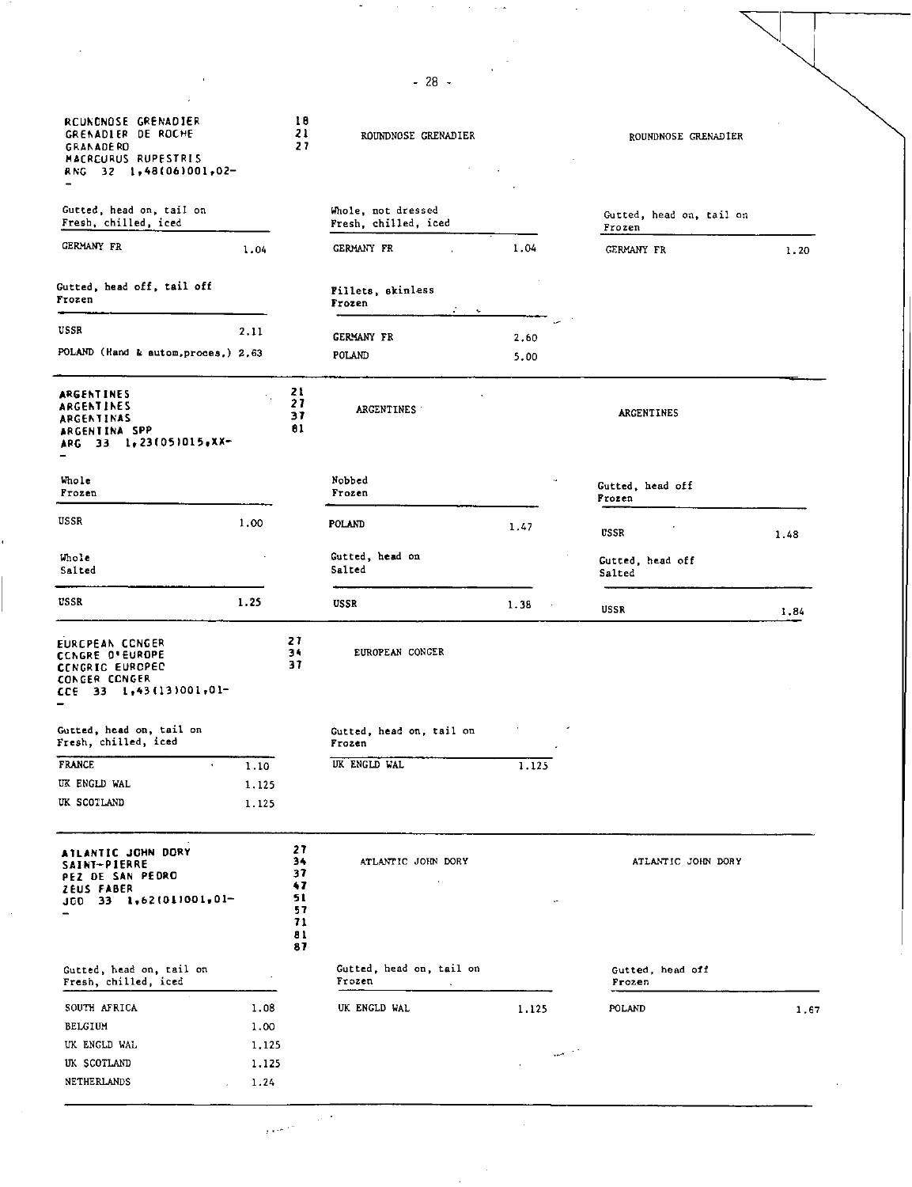ROUNDNOSE GRENADIER
GRENADIER DE ROCHE
GRANADERO
MACRCURUS RUPESTRIS
RNG 32 1,48(06)001,02-
-

18
21
27

ROUNDNOSE GRENADIER

ROUNDNOSE GRENADIER

| Gutted, head on, tail on<br>Fresh, chilled, iced | | Whole, not dressed<br>Fresh, chilled, iced | | Gutted, head on, tail on<br>Frozen | |
|---|---|---|---|---|---|
| GERMANY FR | 1.04 | GERMANY FR | 1.04 | GERMANY FR | 1.20 |

| Gutted, head off, tail off<br>Frozen | | Fillets, skinless<br>Frozen | |
|---|---|---|---|
| USSR | 2.11 | GERMANY FR | 2.60 |
| POLAND (Hand & autom.proces.) | 2.63 | POLAND | 5.00 |

ARGENTINES
ARGENTINES
ARGENTINAS
ARGENTINA SPP
ARG 33 1,23(05)015,XX-
-

21
27
37
81

ARGENTINES

ARGENTINES

| Whole<br>Frozen | | Nobbed<br>Frozen | | Gutted, head off<br>Frozen | |
|---|---|---|---|---|---|
| USSR | 1.00 | POLAND | 1.47 | USSR | 1.48 |

| Whole<br>Salted | | Gutted, head on<br>Salted | | Gutted, head off<br>Salted | |
|---|---|---|---|---|---|
| USSR | 1.25 | USSR | 1.38 | USSR | 1.84 |

EUROPEAN CONGER
CONGRE D'EUROPE
CONGRIO EUROPEO
CONGER CONGER
CCE 33 1,43(13)001,01-
-

27
34
37

EUROPEAN CONGER

| Gutted, head on, tail on<br>Fresh, chilled, iced | | Gutted, head on, tail on<br>Frozen | |
|---|---|---|---|
| FRANCE | 1.10 | UK ENGLD WAL | 1.125 |
| UK ENGLD WAL | 1.125 | | |
| UK SCOTLAND | 1.125 | | |

ATLANTIC JOHN DORY
SAINT-PIERRE
PEZ DE SAN PEDRO
ZEUS FABER
JOD 33 1,62(01)001,01-
-

27
34
37
47
51
57
71
81
87

ATLANTIC JOHN DORY

ATLANTIC JOHN DORY

| Gutted, head on, tail on<br>Fresh, chilled, iced | | Gutted, head on, tail on<br>Frozen | | Gutted, head off<br>Frozen | |
|---|---|---|---|---|---|
| SOUTH AFRICA | 1.08 | UK ENGLD WAL | 1.125 | POLAND | 1.67 |
| BELGIUM | 1.00 | | | | |
| UK ENGLD WAL | 1.125 | | | | |
| UK SCOTLAND | 1.125 | | | | |
| NETHERLANDS | 1.24 | | | | |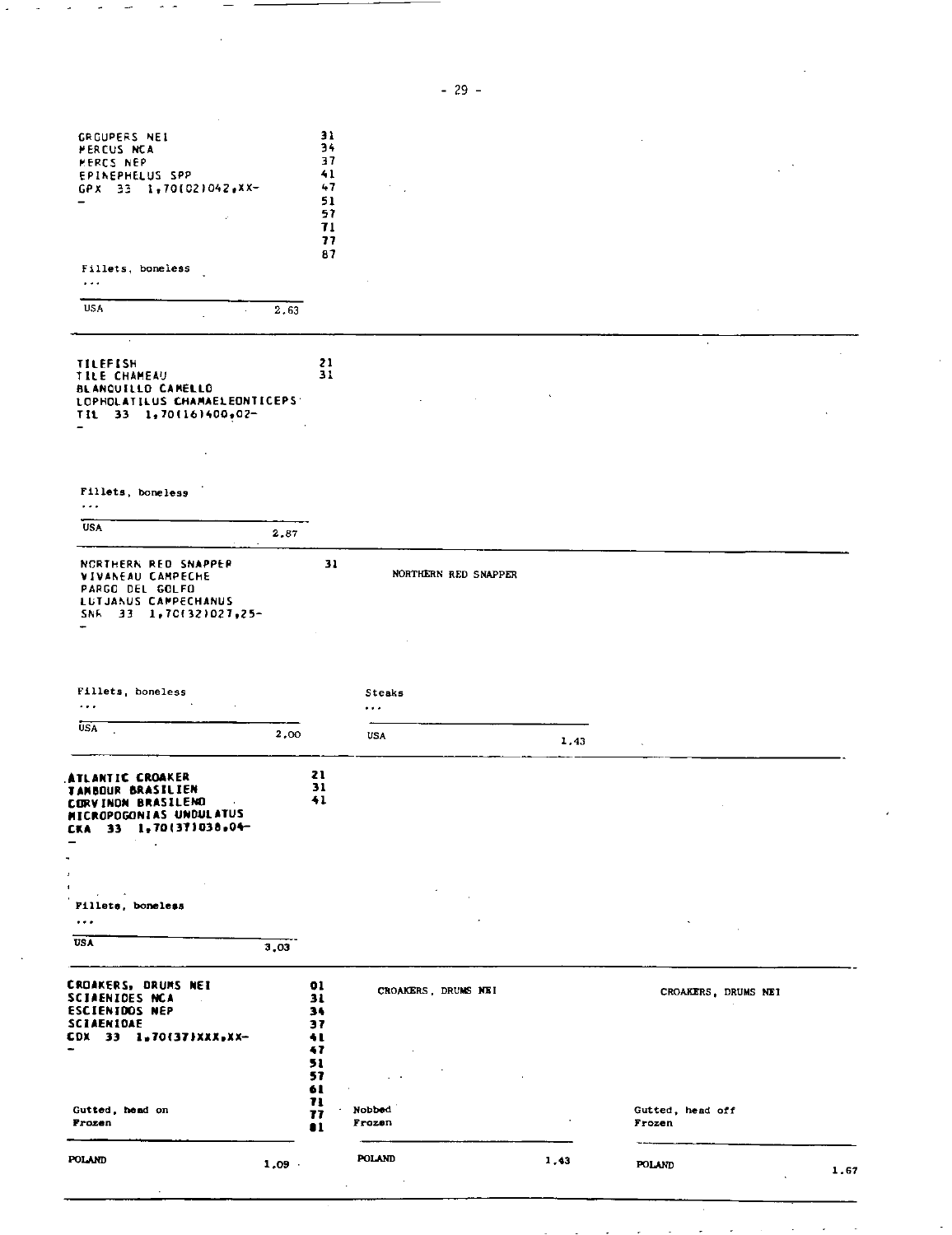GROUPERS NEI
MERCUS NCA
MERCS NEP
EPINEPHELUS SPP
GPX 33 1,70(02)042,XX-
-

31
34
37
41
47
51
57
71
77
87

Fillets, boneless
...

| USA | 2,63 |
|---|---|

---

TILEFISH
TILE CHAMEAU
BLANQUILLO CAMELLO
LOPHOLATILUS CHAMAELEONTICEPS
TIL 33 1,70(16)400,02-
-

21
31

Fillets, boneless
...

| USA | 2,87 |
|---|---|

---

NORTHERN RED SNAPPER
VIVANEAU CAMPECHE
PARGO DEL GOLFO
LUTJANUS CAMPECHANUS
SNR 33 1,70(32)027,25-
-

31

NORTHERN RED SNAPPER

Fillets, boneless
...

| USA | 2,00 |
|---|---|

Steaks
...

| USA | 1,43 |
|---|---|

---

ATLANTIC CROAKER
TAMBOUR BRASILIEN
CORVINON BRASILENO
MICROPOGONIAS UNDULATUS
CKA 33 1,70(37)038,04-
-

21
31
41

Fillets, boneless
...

| USA | 3,03 |
|---|---|

---

CROAKERS, DRUMS NEI
SCIAENIDES NCA
ESCIENIDOS NEP
SCIAENIDAE
CDX 33 1,70(37)XXX,XX-
-

01
31
34
37
41
47
51
57
61
71
77
81

CROAKERS, DRUMS NEI

CROAKERS, DRUMS NEI

Gutted, head on
Frozen

| POLAND | 1,09 |
|---|---|

Nobbed
Frozen

| POLAND | 1,43 |
|---|---|

Gutted, head off
Frozen

| POLAND | 1,67 |
|---|---|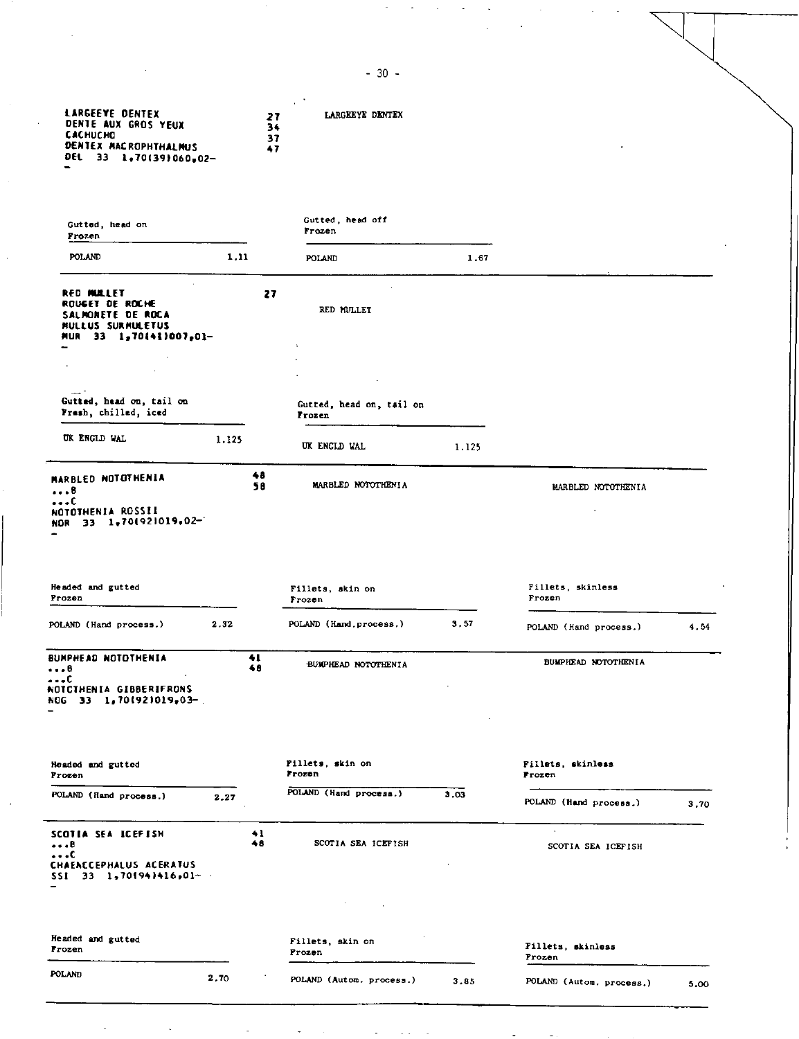**LARGEEYE DENTEX**
**DENTE AUX GROS YEUX**
**CACHUCHO**
**DENTEX MACROPHTHALMUS**
**DEL 33 1,70(39)060,02-**
**-**

27
34
37
47

LARGEEYE DENTEX

| Gutted, head on Frozen | | Gutted, head off Frozen | |
|---|---|---|---|
| POLAND | 1.11 | POLAND | 1.67 |

---

**RED MULLET**
**ROUGET DE ROCHE**
**SALMONETE DE ROCA**
**MULLUS SURMULETUS**
**MUR 33 1,70(41)007,01-**
**-**

27

RED MULLET

| Gutted, head on, tail on Fresh, chilled, iced | | Gutted, head on, tail on Frozen | |
|---|---|---|---|
| UK ENGLD WAL | 1.125 | UK ENGLD WAL | 1.125 |

---

**MARBLED NOTOTHENIA**
**...B**
**...C**
**NOTOTHENIA ROSSII**
**NOR 33 1,70(92)019,02-**
**-**

48
58

MARBLED NOTOTHENIA | MARBLED NOTOTHENIA

| Headed and gutted Frozen | | Fillets, skin on Frozen | | Fillets, skinless Frozen | |
|---|---|---|---|---|---|
| POLAND (Hand process.) | 2.32 | POLAND (Hand.process.) | 3.57 | POLAND (Hand process.) | 4.54 |

---

**BUMPHEAD NOTOTHENIA**
**...B**
**...C**
**NOTOTHENIA GIBBERIFRONS**
**NOG 33 1,70(92)019,03-**
**-**

41
48

BUMPHEAD NOTOTHENIA | BUMPHEAD NOTOTHENIA

| Headed and gutted Frozen | | Fillets, skin on Frozen | | Fillets, skinless Frozen | |
|---|---|---|---|---|---|
| POLAND (Hand process.) | 2.27 | POLAND (Hand process.) | 3.03 | POLAND (Hand process.) | 3.70 |

---

**SCOTIA SEA ICEFISH**
**...B**
**...C**
**CHAENOCEPHALUS ACERATUS**
**SSI 33 1,70(94)416,01-**
**-**

41
48

SCOTIA SEA ICEFISH | SCOTIA SEA ICEFISH

| Headed and gutted Frozen | | Fillets, skin on Frozen | | Fillets, skinless Frozen | |
|---|---|---|---|---|---|
| POLAND | 2.70 | POLAND (Autom. process.) | 3.85 | POLAND (Autom. process.) | 5.00 |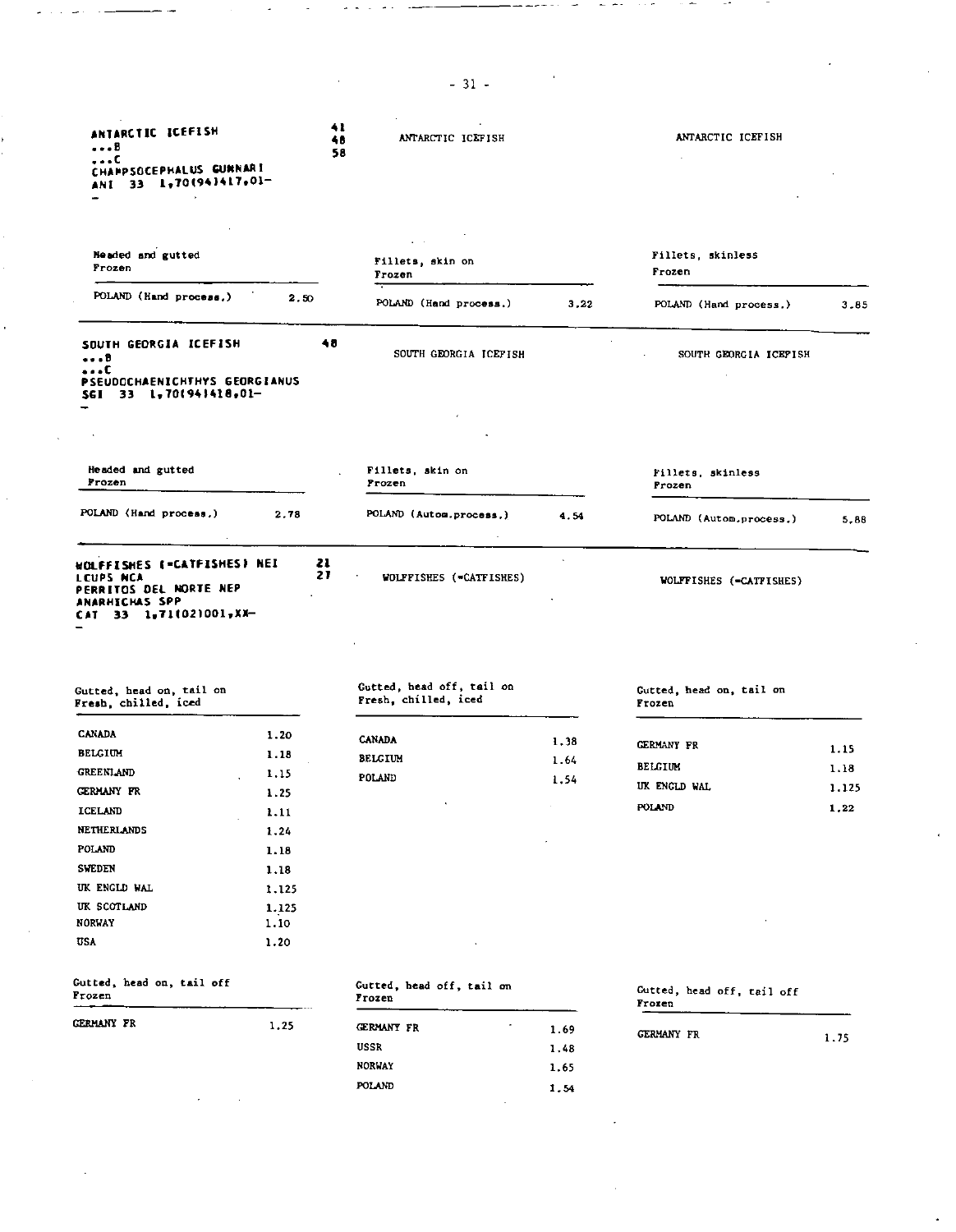## ANTARCTIC ICEFISH

...B
...C
CHAMPSOCEPHALUS GUNNARI
ANI 33 1,70(94)417,01–
–

41
48
58

### ANTARCTIC ICEFISH

| Headed and gutted Frozen | |
|---|---|
| POLAND (Hand process.) | 2.50 |

| Fillets, skin on Frozen | |
|---|---|
| POLAND (Hand process.) | 3.22 |

| Fillets, skinless Frozen | |
|---|---|
| POLAND (Hand process.) | 3.85 |

## SOUTH GEORGIA ICEFISH

...B
...C
PSEUDOCHAENICHTHYS GEORGIANUS
SGI 33 1,70(94)418,01–
–

48

### SOUTH GEORGIA ICEFISH

| Headed and gutted Frozen | |
|---|---|
| POLAND (Hand process.) | 2.78 |

| Fillets, skin on Frozen | |
|---|---|
| POLAND (Autom.process.) | 4.54 |

| Fillets, skinless Frozen | |
|---|---|
| POLAND (Autom.process.) | 5.88 |

## WOLFFISHES (=CATFISHES) NEI

LOUPS NCA
PERRITOS DEL NORTE NEP
ANARHICHAS SPP
CAT 33 1,71(02)001,XX–
–

21
27

### WOLFFISHES (=CATFISHES)

| Gutted, head on, tail on Fresh, chilled, iced | |
|---|---|
| CANADA | 1.20 |
| BELGIUM | 1.18 |
| GREENLAND | 1.15 |
| GERMANY FR | 1.25 |
| ICELAND | 1.11 |
| NETHERLANDS | 1.24 |
| POLAND | 1.18 |
| SWEDEN | 1.18 |
| UK ENGLD WAL | 1.125 |
| UK SCOTLAND | 1.125 |
| NORWAY | 1.10 |
| USA | 1.20 |

| Gutted, head off, tail on Fresh, chilled, iced | |
|---|---|
| CANADA | 1.38 |
| BELGIUM | 1.64 |
| POLAND | 1.54 |

| Gutted, head on, tail on Frozen | |
|---|---|
| GERMANY FR | 1.15 |
| BELGIUM | 1.18 |
| UK ENGLD WAL | 1.125 |
| POLAND | 1.22 |

| Gutted, head on, tail off Frozen | |
|---|---|
| GERMANY FR | 1.25 |

| Gutted, head off, tail on Frozen | |
|---|---|
| GERMANY FR | 1.69 |
| USSR | 1.48 |
| NORWAY | 1.65 |
| POLAND | 1.54 |

| Gutted, head off, tail off Frozen | |
|---|---|
| GERMANY FR | 1.75 |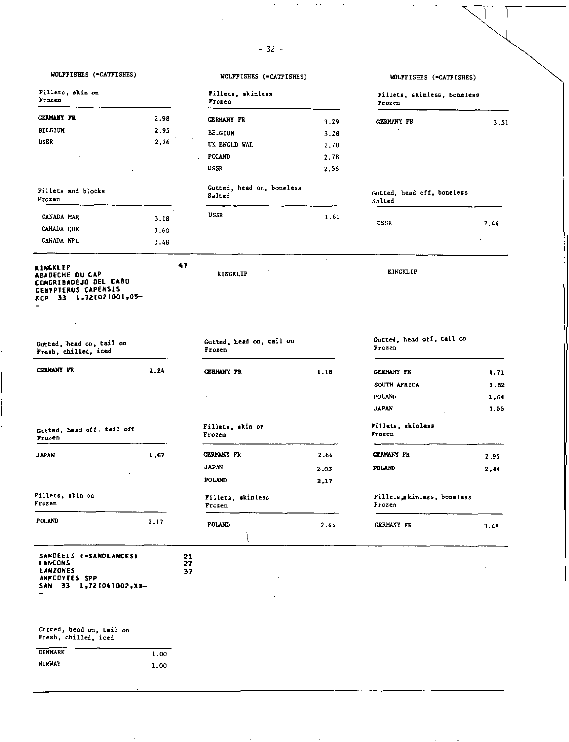WOLFFISHES (=CATFISHES)

Fillets, skin on
Frozen

| | |
|---|---|
| GERMANY FR | 2.98 |
| BELGIUM | 2.95 |
| USSR | 2.26 |

WOLFFISHES (=CATFISHES)

Fillets, skinless
Frozen

| | |
|---|---|
| GERMANY FR | 3.29 |
| BELGIUM | 3.28 |
| UK ENGLD WAL | 2.70 |
| POLAND | 2.78 |
| USSR | 2.58 |

WOLFFISHES (=CATFISHES)

Fillets, skinless, boneless
Frozen

| | |
|---|---|
| GERMANY FR | 3.51 |

Fillets and blocks
Frozen

| | |
|---|---|
| CANADA MAR | 3.18 |
| CANADA QUE | 3.60 |
| CANADA NFL | 3.48 |

Gutted, head on, boneless
Salted

| | |
|---|---|
| USSR | 1.61 |

Gutted, head off, boneless
Salted

| | |
|---|---|
| USSR | 2.44 |

**KINGKLIP** 47
**ABADECHE DU CAP**
**CONGRIBADEJO DEL CABO**
**GENYPTERUS CAPENSIS**
**KCP 33 1,72(02)001,05-**
**-**

Gutted, head on, tail on
Fresh, chilled, iced

| | |
|---|---|
| GERMANY FR | 1.24 |

KINGKLIP

Gutted, head on, tail on
Frozen

| | |
|---|---|
| GERMANY FR | 1.18 |

KINGKLIP

Gutted, head off, tail on
Frozen

| | |
|---|---|
| GERMANY FR | 1.71 |
| SOUTH AFRICA | 1.52 |
| POLAND | 1.64 |
| JAPAN | 1.55 |

Gutted, head off, tail off
Frozen

| | |
|---|---|
| JAPAN | 1.67 |

Fillets, skin on
Frozen

| | |
|---|---|
| GERMANY FR | 2.64 |
| JAPAN | 2.03 |
| POLAND | 2.17 |

Fillets, skinless
Frozen

| | |
|---|---|
| GERMANY FR | 2.95 |
| POLAND | 2.44 |

Fillets, skin on
Frozen

| | |
|---|---|
| POLAND | 2.17 |

Fillets, skinless
Frozen

| | |
|---|---|
| POLAND | 2.44 |

Fillets, skinless, boneless
Frozen

| | |
|---|---|
| GERMANY FR | 3.48 |

**SANDEELS (=SANDLANCES)** 21
**LANCONS** 27
**LANZONES** 37
**AMMODYTES SPP**
**SAN 33 1,72(04)002,XX-**
**-**

Gutted, head on, tail on
Fresh, chilled, iced

| | |
|---|---|
| DENMARK | 1.00 |
| NORWAY | 1.00 |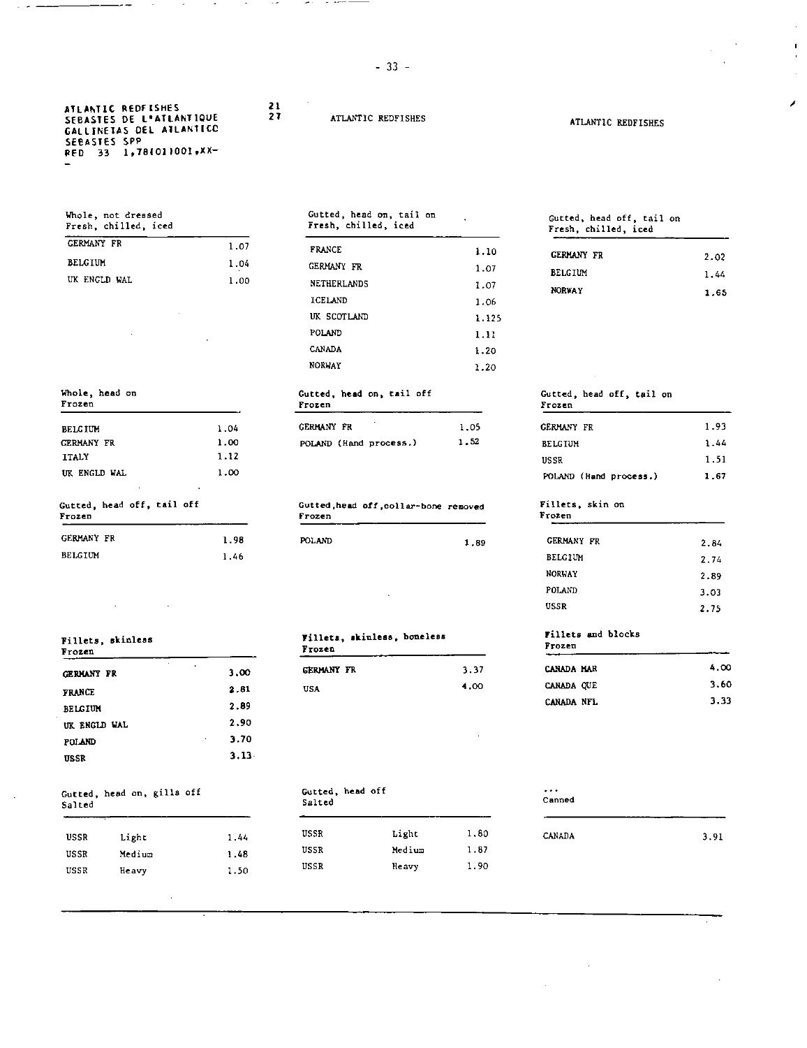ATLANTIC REDFISHES
SEBASTES DE L'ATLANTIQUE
CALLINETAS DEL ATLANTICO
SEBASTES SPP
RED 33 1,78(01)001,XX-

21
27

ATLANTIC REDFISHES

ATLANTIC REDFISHES

| Whole, not dressed<br>Fresh, chilled, iced | |
|---|---|
| GERMANY FR | 1.07 |
| BELGIUM | 1.04 |
| UK ENGLD WAL | 1.00 |

| Gutted, head on, tail on<br>Fresh, chilled, iced | |
|---|---|
| FRANCE | 1.10 |
| GERMANY FR | 1.07 |
| NETHERLANDS | 1.07 |
| ICELAND | 1.06 |
| UK SCOTLAND | 1.125 |
| POLAND | 1.11 |
| CANADA | 1.20 |
| NORWAY | 1.20 |

| Gutted, head off, tail on<br>Fresh, chilled, iced | |
|---|---|
| GERMANY FR | 2.02 |
| BELGIUM | 1.44 |
| NORWAY | 1.65 |

| Whole, head on<br>Frozen | |
|---|---|
| BELGIUM | 1.04 |
| GERMANY FR | 1.00 |
| ITALY | 1.12 |
| UK ENGLD WAL | 1.00 |

| Gutted, head on, tail off<br>Frozen | |
|---|---|
| GERMANY FR | 1.05 |
| POLAND (Hand process.) | 1.52 |

| Gutted, head off, tail on<br>Frozen | |
|---|---|
| GERMANY FR | 1.93 |
| BELGIUM | 1.44 |
| USSR | 1.51 |
| POLAND (Hand process.) | 1.67 |

| Gutted, head off, tail off<br>Frozen | |
|---|---|
| GERMANY FR | 1.98 |
| BELGIUM | 1.46 |

| Gutted,head off,collar-bone removed<br>Frozen | |
|---|---|
| POLAND | 1.89 |

| Fillets, skin on<br>Frozen | |
|---|---|
| GERMANY FR | 2.84 |
| BELGIUM | 2.74 |
| NORWAY | 2.89 |
| POLAND | 3.03 |
| USSR | 2.75 |

| Fillets, skinless<br>Frozen | |
|---|---|
| GERMANY FR | 3.00 |
| FRANCE | 2.81 |
| BELGIUM | 2.89 |
| UK ENGLD WAL | 2.90 |
| POLAND | 3.70 |
| USSR | 3.13 |

| Fillets, skinless, boneless<br>Frozen | |
|---|---|
| GERMANY FR | 3.37 |
| USA | 4.00 |

| Fillets and blocks<br>Frozen | |
|---|---|
| CANADA MAR | 4.00 |
| CANADA QUE | 3.60 |
| CANADA NFL | 3.33 |

| Gutted, head on, gills off<br>Salted | | |
|---|---|---|
| USSR | Light | 1.44 |
| USSR | Medium | 1.48 |
| USSR | Heavy | 1.50 |

| Gutted, head off<br>Salted | | |
|---|---|---|
| USSR | Light | 1.80 |
| USSR | Medium | 1.87 |
| USSR | Heavy | 1.90 |

| ...<br>Canned | |
|---|---|
| CANADA | 3.91 |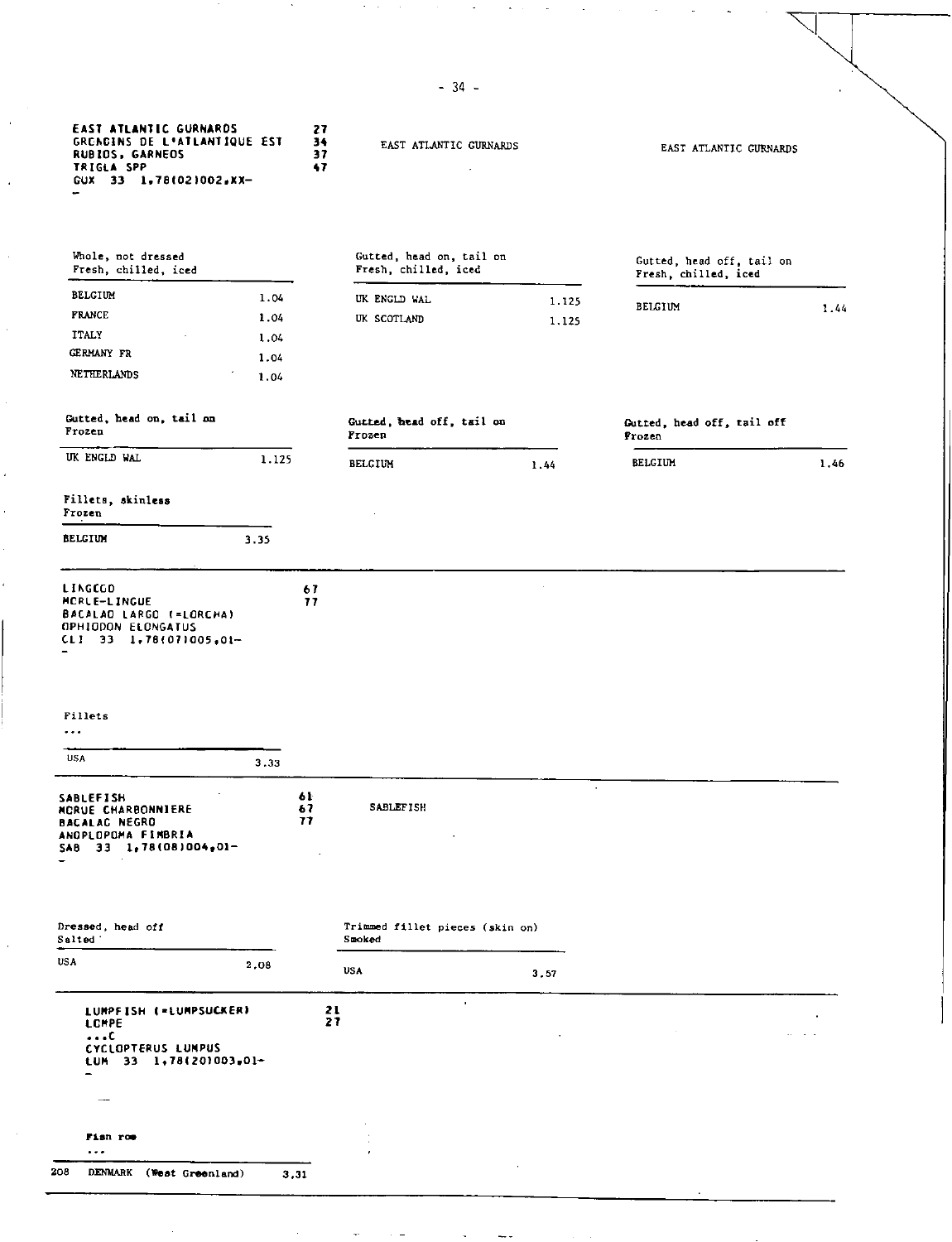EAST ATLANTIC GURNARDS
GRONDINS DE L'ATLANTIQUE EST
RUBIOS, GARNEOS
TRIGLA SPP
GUX 33 1,78(02)002,XX-
-

27
34
37
47

EAST ATLANTIC GURNARDS

EAST ATLANTIC GURNARDS

| Whole, not dressed<br>Fresh, chilled, iced | |
|---|---|
| BELGIUM | 1.04 |
| FRANCE | 1.04 |
| ITALY | 1.04 |
| GERMANY FR | 1.04 |
| NETHERLANDS | 1.04 |

| Gutted, head on, tail on<br>Fresh, chilled, iced | |
|---|---|
| UK ENGLD WAL | 1.125 |
| UK SCOTLAND | 1.125 |

| Gutted, head off, tail on<br>Fresh, chilled, iced | |
|---|---|
| BELGIUM | 1.44 |

| Gutted, head on, tail on<br>Frozen | |
|---|---|
| UK ENGLD WAL | 1.125 |

| Gutted, head off, tail on<br>Frozen | |
|---|---|
| BELGIUM | 1.44 |

| Gutted, head off, tail off<br>Frozen | |
|---|---|
| BELGIUM | 1.46 |

| Fillets, skinless<br>Frozen | |
|---|---|
| BELGIUM | 3.35 |

---

LINGCOD
MORUE-LINGUE
BACALAO LARGO (=LORCHA)
OPHIODON ELONGATUS
CLI 33 1,78(07)005,01-
-

67
77

| Fillets<br>... | |
|---|---|
| USA | 3.33 |

---

SABLEFISH
MORUE CHARBONNIERE
BACALAO NEGRO
ANOPLOPOMA FIMBRIA
SAB 33 1,78(08)004,01-
-

61
67
77

SABLEFISH

| Dressed, head off<br>Salted | |
|---|---|
| USA | 2.08 |

| Trimmed fillet pieces (skin on)<br>Smoked | |
|---|---|
| USA | 3.57 |

---

LUMPFISH (=LUMPSUCKER)
LOMPE
...C
CYCLOPTERUS LUMPUS
LUM 33 1,78(20)003,01-
-

21
27

| | Fish roe<br>... | |
|---|---|---|
| 208 | DENMARK (West Greenland) | 3,31 |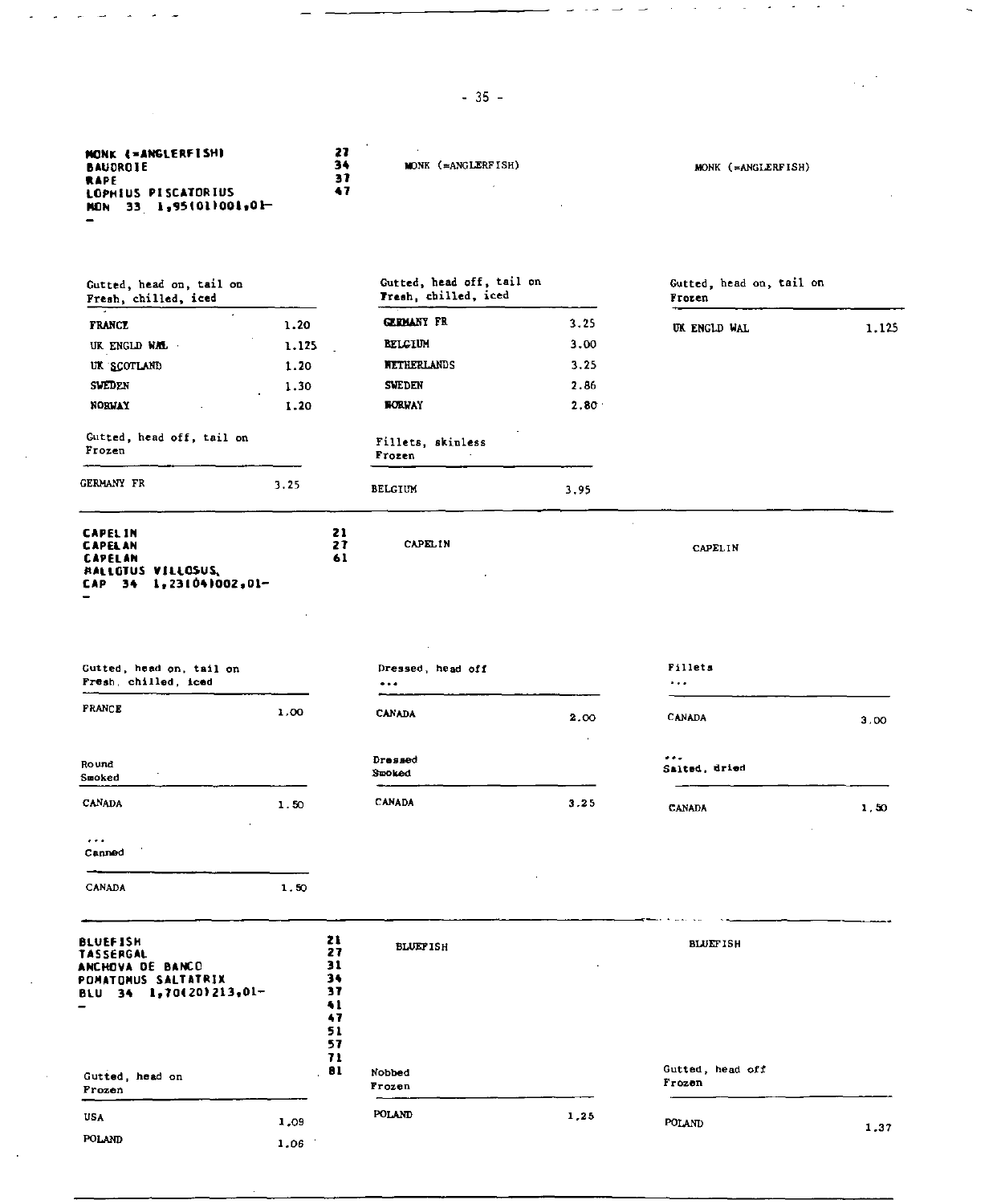**MONK (=ANGLERFISH)**
**BAUDROIE**
**RAPE**
**LOPHIUS PISCATORIUS**
**MON 33 1,95(01)001,01-**
**-**

27
34
37
47

MONK (=ANGLERFISH)

MONK (=ANGLERFISH)

| Gutted, head on, tail on Fresh, chilled, iced | |
|---|---|
| FRANCE | 1.20 |
| UK ENGLD WAL | 1.125 |
| UK SCOTLAND | 1.20 |
| SWEDEN | 1.30 |
| NORWAY | 1.20 |

| Gutted, head off, tail on Fresh, chilled, iced | |
|---|---|
| GERMANY FR | 3.25 |
| BELGIUM | 3.00 |
| NETHERLANDS | 3.25 |
| SWEDEN | 2.86 |
| NORWAY | 2.80 |

| Gutted, head on, tail on Frozen | |
|---|---|
| UK ENGLD WAL | 1.125 |

| Gutted, head off, tail on Frozen | |
|---|---|
| GERMANY FR | 3.25 |

| Fillets, skinless Frozen | |
|---|---|
| BELGIUM | 3.95 |

---

**CAPELIN**
**CAPELAN**
**CAPELAN**
**MALLOTUS VILLOSUS**
**CAP 34 1,23(04)002,01-**
**-**

21
27
61

CAPELIN

CAPELIN

| Gutted, head on, tail on Fresh, chilled, iced | |
|---|---|
| FRANCE | 1.00 |

| Dressed, head off ... | |
|---|---|
| CANADA | 2.00 |

| Fillets ... | |
|---|---|
| CANADA | 3.00 |

| Round Smoked | |
|---|---|
| CANADA | 1.50 |

| Dressed Smoked | |
|---|---|
| CANADA | 3.25 |

| ... Salted, dried | |
|---|---|
| CANADA | 1.50 |

| ... Canned | |
|---|---|
| CANADA | 1.50 |

---

**BLUEFISH**
**TASSERGAL**
**ANCHOVA DE BANCO**
**POMATOMUS SALTATRIX**
**BLU 34 1,70(20)213,01-**
**-**

21
27
31
34
37
41
47
51
57
71
81

BLUEFISH

BLUEFISH

| Gutted, head on Frozen | |
|---|---|
| USA | 1.09 |
| POLAND | 1.06 |

| Nobbed Frozen | |
|---|---|
| POLAND | 1.25 |

| Gutted, head off Frozen | |
|---|---|
| POLAND | 1.37 |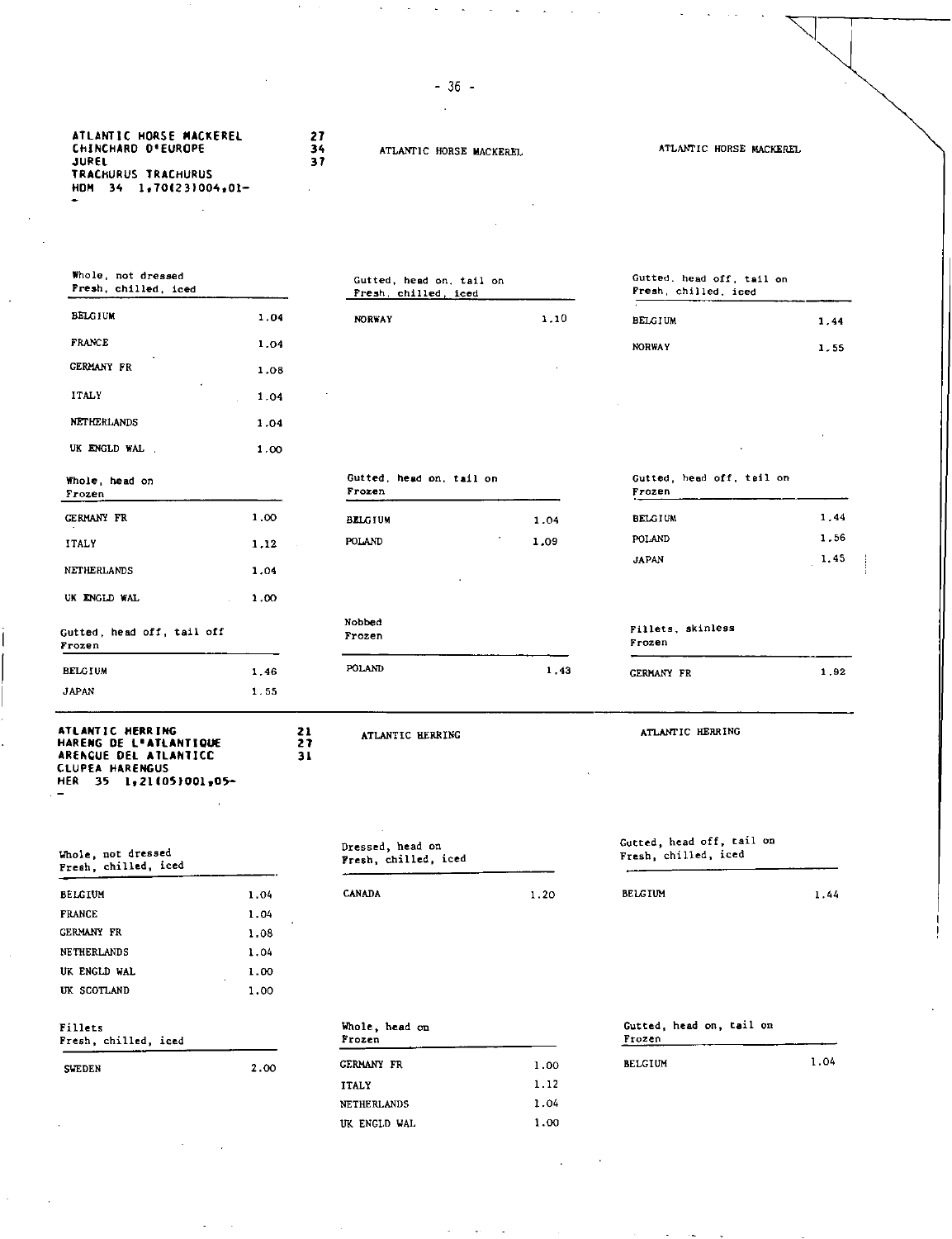**ATLANTIC HORSE MACKEREL** 27
**CHINCHARD D'EUROPE** 34
**JUREL** 37
**TRACHURUS TRACHURUS**
**HOM 34 1,70(23)004,01-**

ATLANTIC HORSE MACKEREL

ATLANTIC HORSE MACKEREL

| Whole, not dressed Fresh, chilled, iced | |
|---|---|
| BELGIUM | 1.04 |
| FRANCE | 1.04 |
| GERMANY FR | 1.08 |
| ITALY | 1.04 |
| NETHERLANDS | 1.04 |
| UK ENGLD WAL | 1.00 |

| Gutted, head on, tail on Fresh, chilled, iced | |
|---|---|
| NORWAY | 1.10 |

| Gutted, head off, tail on Fresh, chilled, iced | |
|---|---|
| BELGIUM | 1.44 |
| NORWAY | 1.55 |

| Whole, head on Frozen | |
|---|---|
| GERMANY FR | 1.00 |
| ITALY | 1.12 |
| NETHERLANDS | 1.04 |
| UK ENGLD WAL | 1.00 |

| Gutted, head on, tail on Frozen | |
|---|---|
| BELGIUM | 1.04 |
| POLAND | 1.09 |

| Gutted, head off, tail on Frozen | |
|---|---|
| BELGIUM | 1.44 |
| POLAND | 1.56 |
| JAPAN | 1.45 |

| Gutted, head off, tail off Frozen | |
|---|---|
| BELGIUM | 1.46 |
| JAPAN | 1.55 |

| Nobbed Frozen | |
|---|---|
| POLAND | 1.43 |

| Fillets, skinless Frozen | |
|---|---|
| GERMANY FR | 1.92 |

**ATLANTIC HERRING** 21
**HARENG DE L'ATLANTIQUE** 27
**ARENQUE DEL ATLANTICO** 31
**CLUPEA HARENGUS**
**HER 35 1,21(05)001,05-**

ATLANTIC HERRING

ATLANTIC HERRING

| Whole, not dressed Fresh, chilled, iced | |
|---|---|
| BELGIUM | 1.04 |
| FRANCE | 1.04 |
| GERMANY FR | 1.08 |
| NETHERLANDS | 1.04 |
| UK ENGLD WAL | 1.00 |
| UK SCOTLAND | 1.00 |

| Dressed, head on Fresh, chilled, iced | |
|---|---|
| CANADA | 1.20 |

| Gutted, head off, tail on Fresh, chilled, iced | |
|---|---|
| BELGIUM | 1.44 |

| Fillets Fresh, chilled, iced | |
|---|---|
| SWEDEN | 2.00 |

| Whole, head on Frozen | |
|---|---|
| GERMANY FR | 1.00 |
| ITALY | 1.12 |
| NETHERLANDS | 1.04 |
| UK ENGLD WAL | 1.00 |

| Gutted, head on, tail on Frozen | |
|---|---|
| BELGIUM | 1.04 |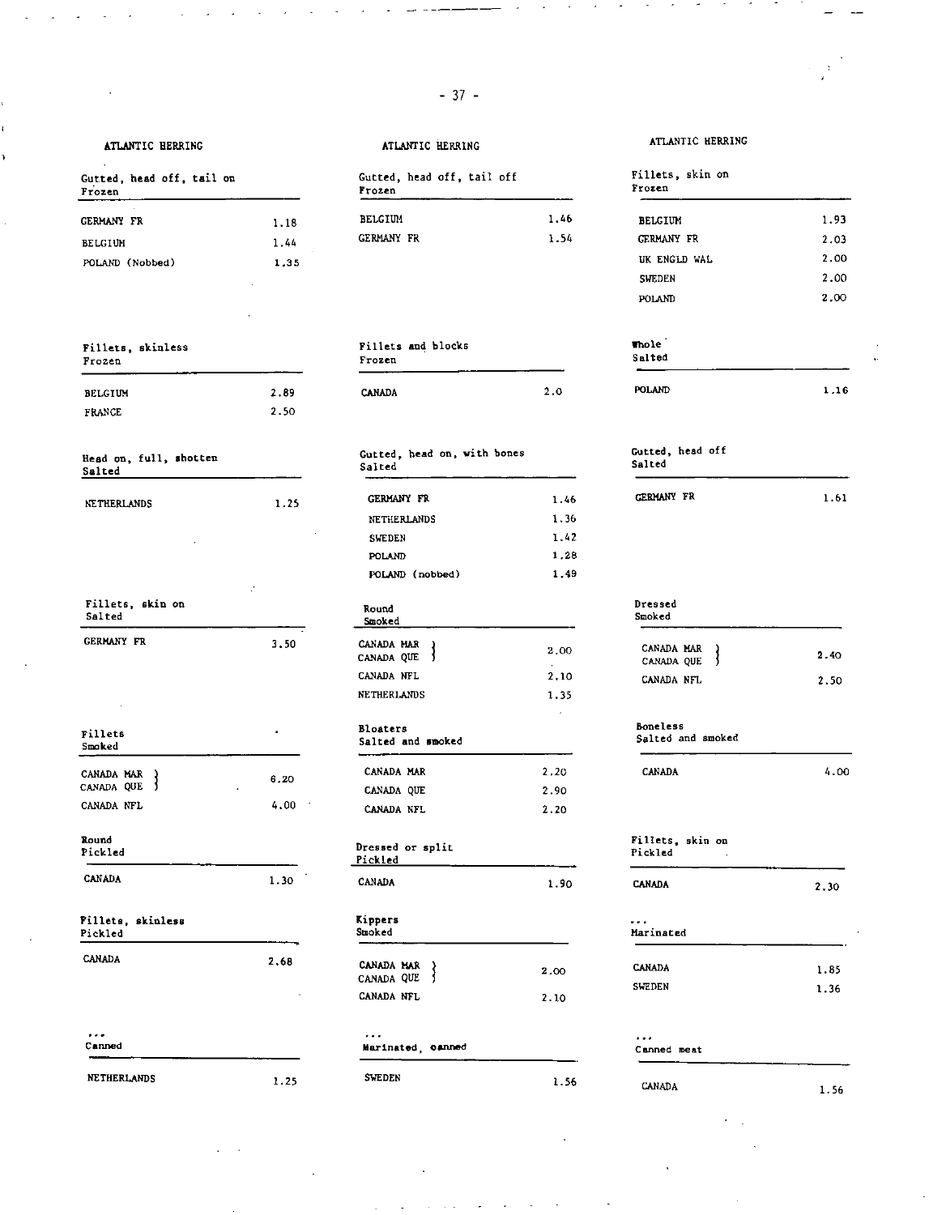### ATLANTIC HERRING

**Gutted, head off, tail on**
**Frozen**

| | |
|---|---|
| GERMANY FR | 1.18 |
| BELGIUM | 1.44 |
| POLAND (Nobbed) | 1.35 |

**Gutted, head off, tail off**
**Frozen**

| | |
|---|---|
| BELGIUM | 1.46 |
| GERMANY FR | 1.54 |

**Fillets, skin on**
**Frozen**

| | |
|---|---|
| BELGIUM | 1.93 |
| GERMANY FR | 2.03 |
| UK ENGLD WAL | 2.00 |
| SWEDEN | 2.00 |
| POLAND | 2.00 |

**Fillets, skinless**
**Frozen**

| | |
|---|---|
| BELGIUM | 2.89 |
| FRANCE | 2.50 |

**Fillets and blocks**
**Frozen**

| | |
|---|---|
| CANADA | 2.0 |

**Whole**
**Salted**

| | |
|---|---|
| POLAND | 1.16 |

**Head on, full, shotten**
**Salted**

| | |
|---|---|
| NETHERLANDS | 1.25 |

**Gutted, head on, with bones**
**Salted**

| | |
|---|---|
| GERMANY FR | 1.46 |
| NETHERLANDS | 1.36 |
| SWEDEN | 1.42 |
| POLAND | 1.28 |
| POLAND (nobbed) | 1.49 |

**Gutted, head off**
**Salted**

| | |
|---|---|
| GERMANY FR | 1.61 |

**Fillets, skin on**
**Salted**

| | |
|---|---|
| GERMANY FR | 3.50 |

**Round**
**Smoked**

| | |
|---|---|
| CANADA MAR / CANADA QUE | 2.00 |
| CANADA NFL | 2.10 |
| NETHERLANDS | 1.35 |

**Dressed**
**Smoked**

| | |
|---|---|
| CANADA MAR / CANADA QUE | 2.40 |
| CANADA NFL | 2.50 |

**Fillets**
**Smoked**

| | |
|---|---|
| CANADA MAR / CANADA QUE | 6.20 |
| CANADA NFL | 4.00 |

**Bloaters**
**Salted and smoked**

| | |
|---|---|
| CANADA MAR | 2.20 |
| CANADA QUE | 2.90 |
| CANADA NFL | 2.20 |

**Boneless**
**Salted and smoked**

| | |
|---|---|
| CANADA | 4.00 |

**Round**
**Pickled**

| | |
|---|---|
| CANADA | 1.30 |

**Dressed or split**
**Pickled**

| | |
|---|---|
| CANADA | 1.90 |

**Fillets, skin on**
**Pickled**

| | |
|---|---|
| CANADA | 2.30 |

**Fillets, skinless**
**Pickled**

| | |
|---|---|
| CANADA | 2.68 |

**Kippers**
**Smoked**

| | |
|---|---|
| CANADA MAR / CANADA QUE | 2.00 |
| CANADA NFL | 2.10 |

**...**
**Marinated**

| | |
|---|---|
| CANADA | 1.85 |
| SWEDEN | 1.36 |

**...**
**Canned**

| | |
|---|---|
| NETHERLANDS | 1.25 |

**...**
**Marinated, canned**

| | |
|---|---|
| SWEDEN | 1.56 |

**...**
**Canned meat**

| | |
|---|---|
| CANADA | 1.56 |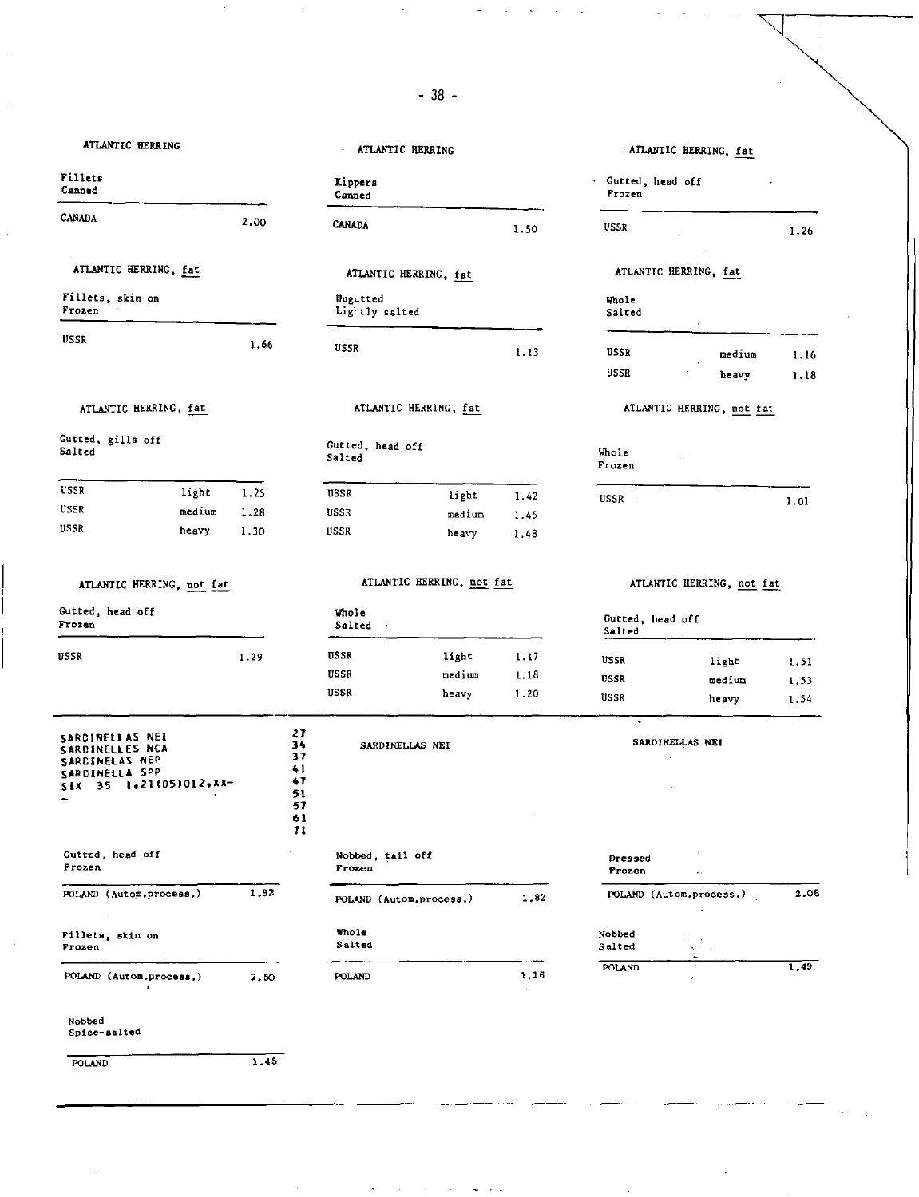ATLANTIC HERRING

Fillets
Canned

| | |
|---|---|
| CANADA | 2.00 |

ATLANTIC HERRING

Kippers
Canned

| | |
|---|---|
| CANADA | 1.50 |

ATLANTIC HERRING, fat

Gutted, head off
Frozen

| | |
|---|---|
| USSR | 1.26 |

ATLANTIC HERRING, fat

Fillets, skin on
Frozen

| | |
|---|---|
| USSR | 1.66 |

ATLANTIC HERRING, fat

Ungutted
Lightly salted

| | |
|---|---|
| USSR | 1.13 |

ATLANTIC HERRING, fat

Whole
Salted

| | | |
|---|---|---|
| USSR | medium | 1.16 |
| USSR | heavy | 1.18 |

ATLANTIC HERRING, fat

Gutted, gills off
Salted

| | | |
|---|---|---|
| USSR | light | 1.25 |
| USSR | medium | 1.28 |
| USSR | heavy | 1.30 |

ATLANTIC HERRING, fat

Gutted, head off
Salted

| | | |
|---|---|---|
| USSR | light | 1.42 |
| USSR | medium | 1.45 |
| USSR | heavy | 1.48 |

ATLANTIC HERRING, not fat

Whole
Frozen

| | |
|---|---|
| USSR | 1.01 |

ATLANTIC HERRING, not fat

Gutted, head off
Frozen

| | |
|---|---|
| USSR | 1.29 |

ATLANTIC HERRING, not fat

Whole
Salted

| | | |
|---|---|---|
| USSR | light | 1.17 |
| USSR | medium | 1.18 |
| USSR | heavy | 1.20 |

ATLANTIC HERRING, not fat

Gutted, head off
Salted

| | | |
|---|---|---|
| USSR | light | 1.51 |
| USSR | medium | 1.53 |
| USSR | heavy | 1.54 |

---

SARDINELLAS NEI
SARDINELLES NCA
SARDINELAS NEP
SARDINELLA SPP
SIX 35 1,21(05)012,XX-

27 34 37 41 47 51 57 61 71

Gutted, head off
Frozen

| | |
|---|---|
| POLAND (Autom.process.) | 1.92 |

Fillets, skin on
Frozen

| | |
|---|---|
| POLAND (Autom.process.) | 2.50 |

Nobbed
Spice-salted

| | |
|---|---|
| POLAND | 1.45 |

SARDINELLAS NEI

Nobbed, tail off
Frozen

| | |
|---|---|
| POLAND (Autom.process.) | 1.82 |

Whole
Salted

| | |
|---|---|
| POLAND | 1.16 |

SARDINELLAS NEI

Dressed
Frozen

| | |
|---|---|
| POLAND (Autom.process.) | 2.08 |

Nobbed
Salted

| | |
|---|---|
| POLAND | 1.49 |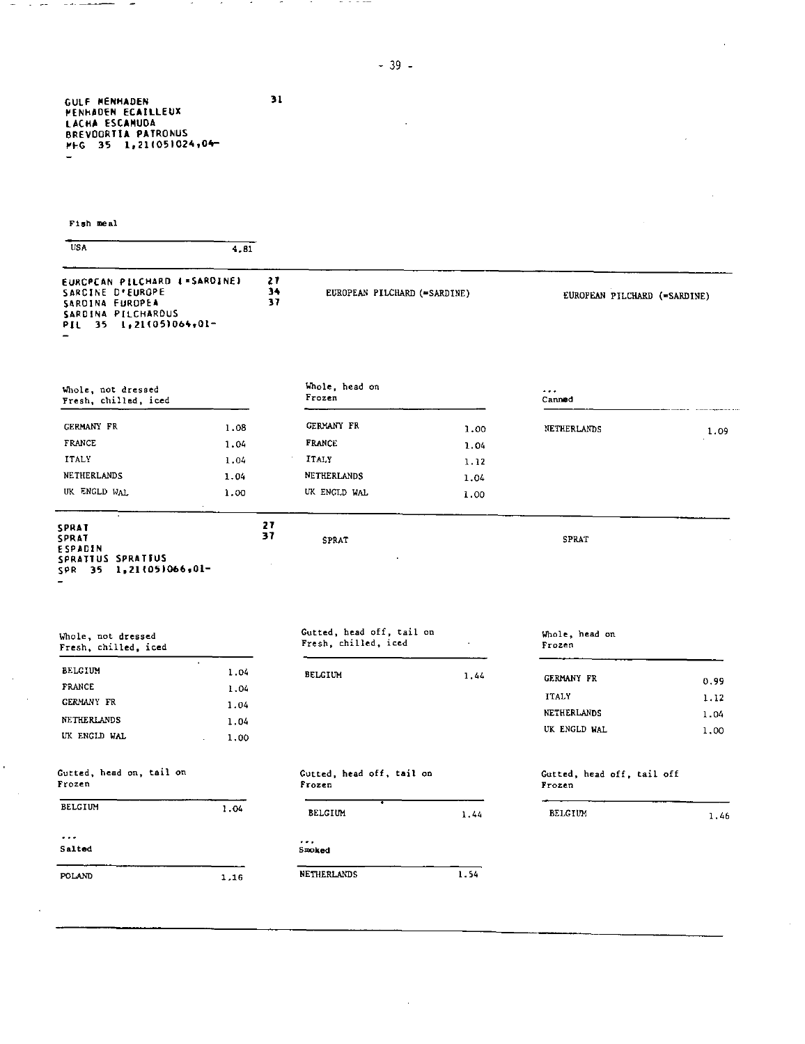GULF MENHADEN
MENHADEN ECAILLEUX
LACHA ESCAMUDA
BREVOORTIA PATRONUS
MHG 35 1,21(05)024,04-
-

31

Fish meal

| USA | 4.81 |
|---|---|

EUROPEAN PILCHARD (=SARDINE)
SARDINE D'EUROPE
SARDINA EUROPEA
SARDINA PILCHARDUS
PIL 35 1,21(05)064,01-
-

27
34
37

EUROPEAN PILCHARD (=SARDINE)

EUROPEAN PILCHARD (=SARDINE)

Whole, not dressed
Fresh, chilled, iced

| | |
|---|---|
| GERMANY FR | 1.08 |
| FRANCE | 1.04 |
| ITALY | 1.04 |
| NETHERLANDS | 1.04 |
| UK ENGLD WAL | 1.00 |

Whole, head on
Frozen

| | |
|---|---|
| GERMANY FR | 1.00 |
| FRANCE | 1.04 |
| ITALY | 1.12 |
| NETHERLANDS | 1.04 |
| UK ENGLD WAL | 1.00 |

...
Canned

| | |
|---|---|
| NETHERLANDS | 1.09 |

SPRAT
SPRAT
ESPADIN
SPRATTUS SPRATTUS
SPR 35 1,21(05)066,01-
-

27
37

SPRAT

SPRAT

Whole, not dressed
Fresh, chilled, iced

| | |
|---|---|
| BELGIUM | 1.04 |
| FRANCE | 1.04 |
| GERMANY FR | 1.04 |
| NETHERLANDS | 1.04 |
| UK ENGLD WAL | 1.00 |

Gutted, head off, tail on
Fresh, chilled, iced

| | |
|---|---|
| BELGIUM | 1.44 |

Whole, head on
Frozen

| | |
|---|---|
| GERMANY FR | 0.99 |
| ITALY | 1.12 |
| NETHERLANDS | 1.04 |
| UK ENGLD WAL | 1.00 |

Gutted, head on, tail on
Frozen

| | |
|---|---|
| BELGIUM | 1.04 |

Gutted, head off, tail on
Frozen

| | |
|---|---|
| BELGIUM | 1.44 |

Gutted, head off, tail off
Frozen

| | |
|---|---|
| BELGIUM | 1.46 |

...
Salted

| | |
|---|---|
| POLAND | 1.16 |

...
Smoked

| | |
|---|---|
| NETHERLANDS | 1.54 |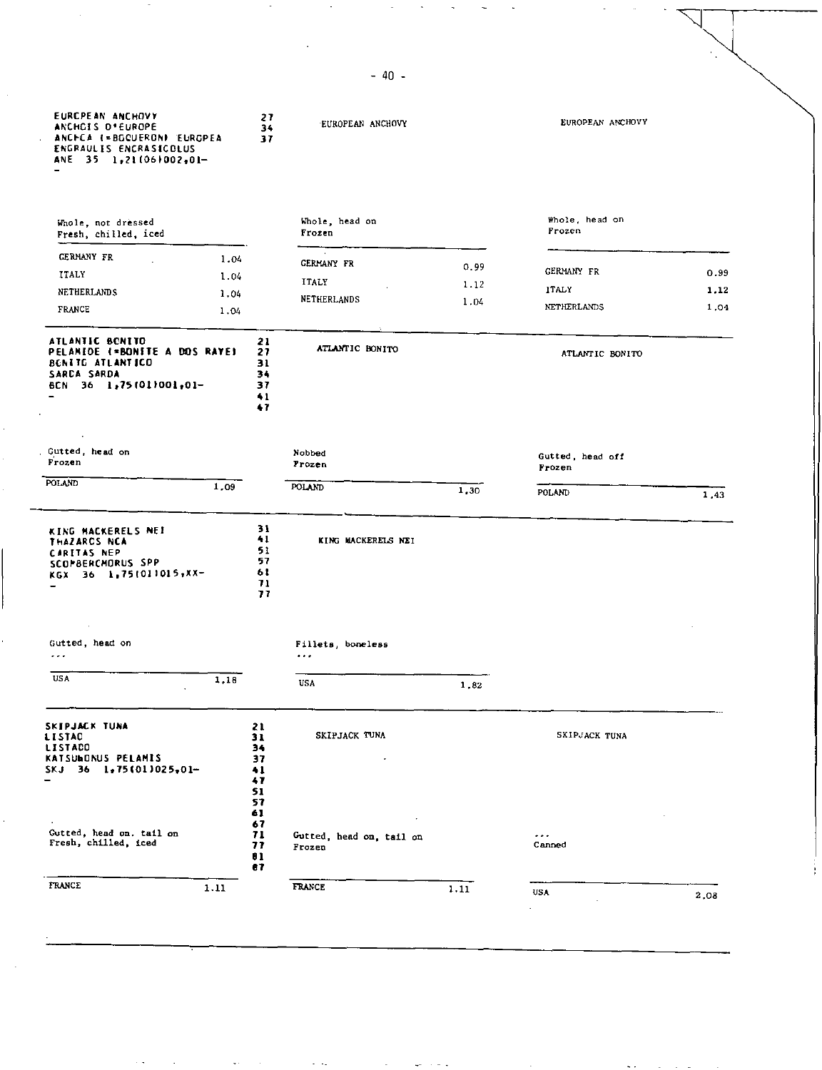EUROPEAN ANCHOVY
ANCHOIS D'EUROPE
ANCHOA (=BOQUERON) EUROPEA
ENGRAULIS ENCRASICOLUS
ANE 35 1,21(06)002,01-
-

27
34
37

| Whole, not dressed<br>Fresh, chilled, iced | |
|---|---|
| GERMANY FR | 1.04 |
| ITALY | 1.04 |
| NETHERLANDS | 1.04 |
| FRANCE | 1.04 |

EUROPEAN ANCHOVY

| Whole, head on<br>Frozen | |
|---|---|
| GERMANY FR | 0.99 |
| ITALY | 1.12 |
| NETHERLANDS | 1.04 |

EUROPEAN ANCHOVY

| Whole, head on<br>Frozen | |
|---|---|
| GERMANY FR | 0.99 |
| ITALY | 1.12 |
| NETHERLANDS | 1.04 |

---

ATLANTIC BONITO
PELAMIDE (=BONITE A DOS RAYE)
BONITO ATLANTICO
SARDA SARDA
BCN 36 1,75(01)001,01-
-

21
27
31
34
37
41
47

| Gutted, head on<br>Frozen | |
|---|---|
| POLAND | 1.09 |

ATLANTIC BONITO

| Nobbed<br>Frozen | |
|---|---|
| POLAND | 1.30 |

ATLANTIC BONITO

| Gutted, head off<br>Frozen | |
|---|---|
| POLAND | 1.43 |

---

KING MACKERELS NEI
THAZARDS NCA
CARITAS NEP
SCOMBEROMORUS SPP
KGX 36 1,75(01)015,XX-
-

31
41
51
57
61
71
77

| Gutted, head on<br>... | |
|---|---|
| USA | 1.18 |

KING MACKERELS NEI

| Fillets, boneless<br>... | |
|---|---|
| USA | 1.82 |

---

SKIPJACK TUNA
LISTAO
LISTADO
KATSUWONUS PELAMIS
SKJ 36 1,75(01)025,01-
-

21
31
34
37
41
47
51
57
61
67
71
77
81
87

| Gutted, head on, tail on<br>Fresh, chilled, iced | |
|---|---|
| FRANCE | 1.11 |

SKIPJACK TUNA

| Gutted, head on, tail on<br>Frozen | |
|---|---|
| FRANCE | 1.11 |

SKIPJACK TUNA

| ...<br>Canned | |
|---|---|
| USA | 2.08 |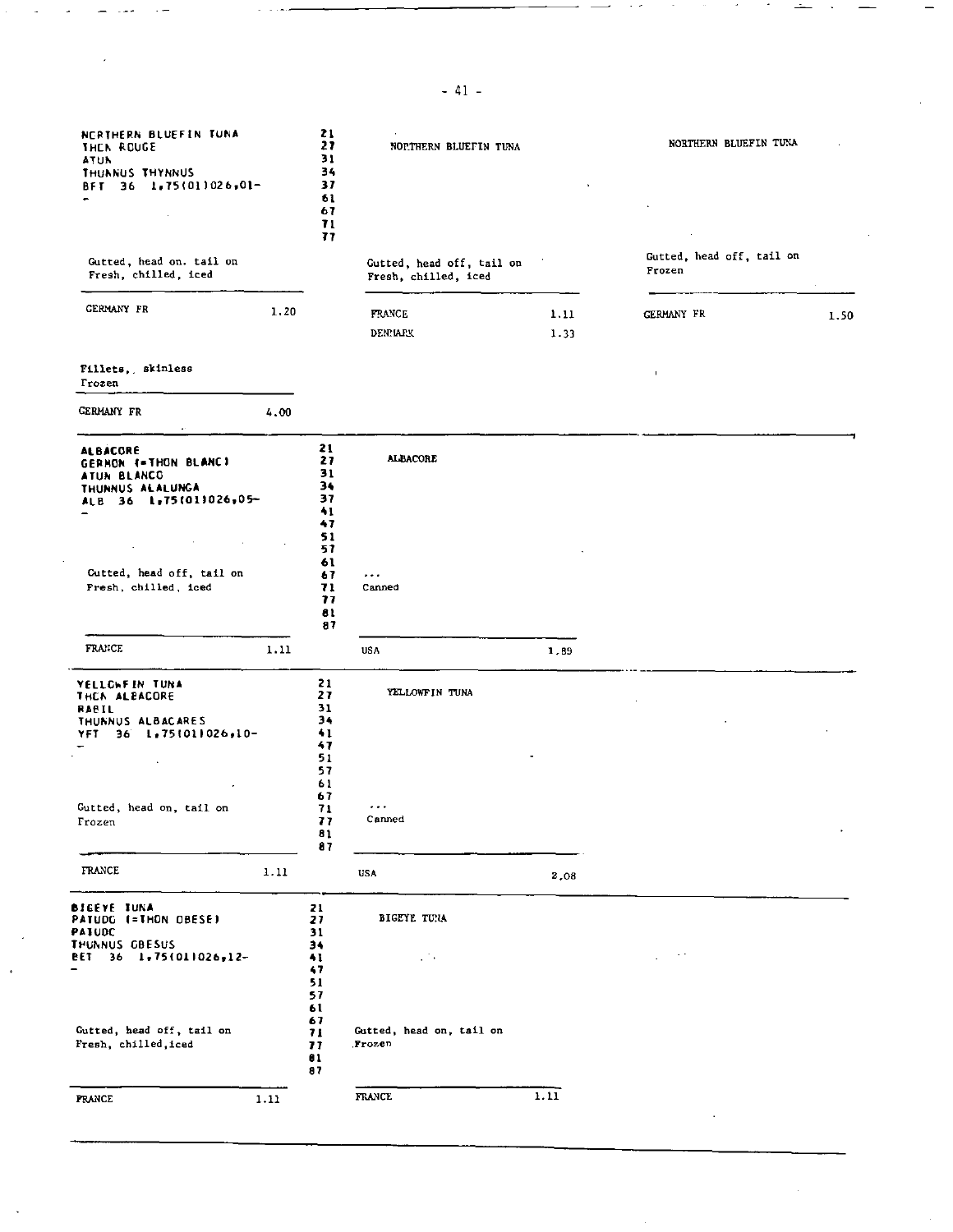NORTHERN BLUEFIN TUNA
THON ROUGE
ATUN
THUNNUS THYNNUS
BFT 36 1,75(01)026,01-
-

21
27
31
34
37
61
67
71
77

NORTHERN BLUEFIN TUNA

NORTHERN BLUEFIN TUNA

| Gutted, head on, tail on<br>Fresh, chilled, iced | | Gutted, head off, tail on<br>Fresh, chilled, iced | | Gutted, head off, tail on<br>Frozen | |
|---|---|---|---|---|---|
| GERMANY FR | 1.20 | FRANCE | 1.11 | GERMANY FR | 1.50 |
| | | DENMARK | 1.33 | | |

| Fillets, skinless<br>Frozen | |
|---|---|
| GERMANY FR | 4.00 |

ALBACORE
GERMON (=THON BLANC)
ATUN BLANCO
THUNNUS ALALUNGA
ALB 36 1,75(01)026,05-
-

21
27
31
34
37
41
47
51
57
61
67
71
77
81
87

ALBACORE

| Gutted, head off, tail on<br>Fresh, chilled, iced | | ...<br>Canned | |
|---|---|---|---|
| FRANCE | 1.11 | USA | 1.89 |

YELLOWFIN TUNA
THON ALBACORE
RABIL
THUNNUS ALBACARES
YFT 36 1,75(01)026,10-
-

21
27
31
34
41
47
51
57
61
67
71
77
81
87

YELLOWFIN TUNA

| Gutted, head on, tail on<br>Frozen | | ...<br>Canned | |
|---|---|---|---|
| FRANCE | 1.11 | USA | 2.08 |

BIGEYE TUNA
PATUDO (=THON OBESE)
PATUDO
THUNNUS OBESUS
BET 36 1,75(01)026,12-
-

21
27
31
34
41
47
51
57
61
67
71
77
81
87

BIGEYE TUNA

| Gutted, head off, tail on<br>Fresh, chilled, iced | | Gutted, head on, tail on<br>Frozen | |
|---|---|---|---|
| FRANCE | 1.11 | FRANCE | 1.11 |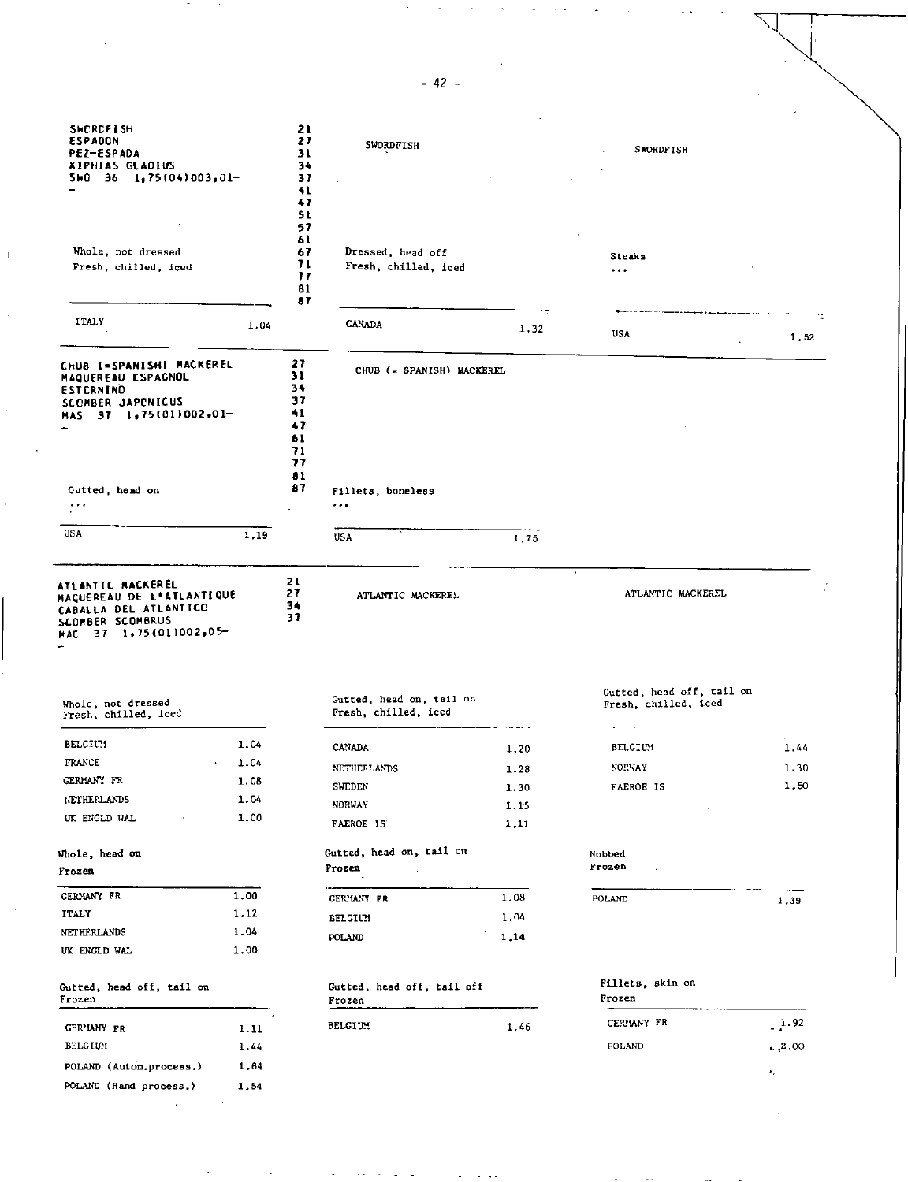## SWORDFISH
ESPADON
PEZ-ESPADA
XIPHIAS GLADIUS
SWO 36 1,75(04)003,01-

21 27 31 34 37 41 47 51 57 61 67 71 77 81 87

| SWORDFISH | | SWORDFISH | | SWORDFISH | |
|---|---|---|---|---|---|
| Whole, not dressed<br>Fresh, chilled, iced | | Dressed, head off<br>Fresh, chilled, iced | | Steaks<br>... | |
| ITALY | 1.04 | CANADA | 1.32 | USA | 1.52 |

## CHUB (=SPANISH) MACKEREL
MAQUEREAU ESPAGNOL
ESTORNINO
SCOMBER JAPONICUS
MAS 37 1,75(01)002,01-

27 31 34 37 41 47 61 71 77 81 87

| CHUB (= SPANISH) MACKEREL | | | |
|---|---|---|---|
| Gutted, head on<br>... | | Fillets, boneless<br>... | |
| USA | 1.19 | USA | 1.75 |

## ATLANTIC MACKEREL
MAQUEREAU DE L'ATLANTIQUE
CABALLA DEL ATLANTICO
SCOMBER SCOMBRUS
MAC 37 1,75(01)002,05-

21 27 34 37

| Whole, not dressed<br>Fresh, chilled, iced | |
|---|---|
| BELGIUM | 1.04 |
| FRANCE | 1.04 |
| GERMANY FR | 1.08 |
| NETHERLANDS | 1.04 |
| UK ENGLD WAL | 1.00 |

| Gutted, head on, tail on<br>Fresh, chilled, iced | |
|---|---|
| CANADA | 1.20 |
| NETHERLANDS | 1.28 |
| SWEDEN | 1.30 |
| NORWAY | 1.15 |
| FAEROE IS | 1.11 |

| Gutted, head off, tail on<br>Fresh, chilled, iced | |
|---|---|
| BELGIUM | 1.44 |
| NORWAY | 1.30 |
| FAEROE IS | 1.50 |

| Whole, head on<br>Frozen | |
|---|---|
| GERMANY FR | 1.00 |
| ITALY | 1.12 |
| NETHERLANDS | 1.04 |
| UK ENGLD WAL | 1.00 |

| Gutted, head on, tail on<br>Frozen | |
|---|---|
| GERMANY FR | 1.08 |
| BELGIUM | 1.04 |
| POLAND | 1.14 |

| Nobbed<br>Frozen | |
|---|---|
| POLAND | 1.39 |

| Gutted, head off, tail on<br>Frozen | |
|---|---|
| GERMANY FR | 1.11 |
| BELGIUM | 1.44 |
| POLAND (Autom.process.) | 1.64 |
| POLAND (Hand process.) | 1.54 |

| Gutted, head off, tail off<br>Frozen | |
|---|---|
| BELGIUM | 1.46 |

| Fillets, skin on<br>Frozen | |
|---|---|
| GERMANY FR | 1.92 |
| POLAND | 2.00 |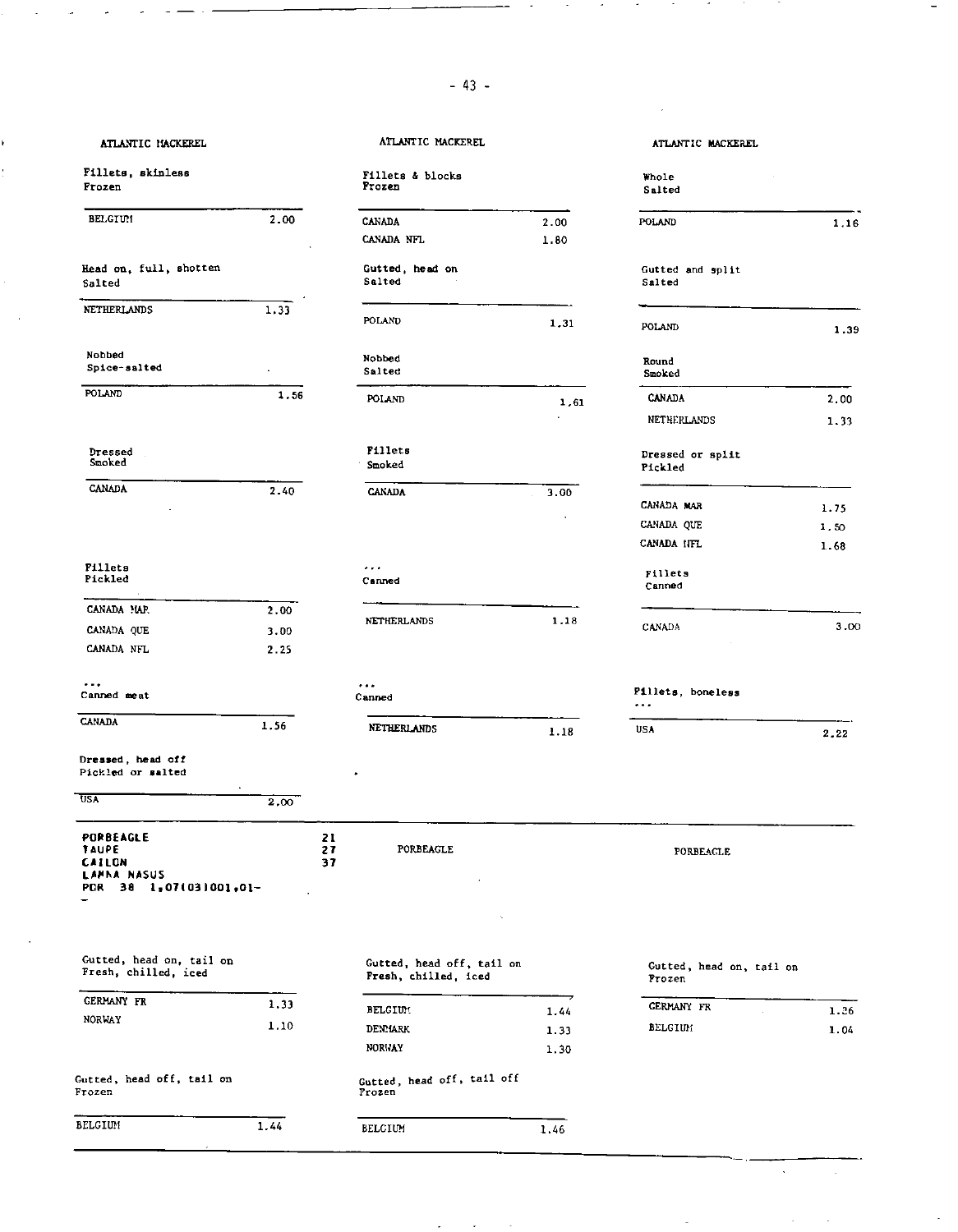ATLANTIC MACKEREL

Fillets, skinless
Frozen

| BELGIUM | 2.00 |
|---|---|

Head on, full, shotten
Salted

| NETHERLANDS | 1.33 |
|---|---|

Nobbed
Spice-salted

| POLAND | 1.56 |
|---|---|

Dressed
Smoked

| CANADA | 2.40 |
|---|---|

Fillets
Pickled

| CANADA MAR | 2.00 |
|---|---|
| CANADA QUE | 3.00 |
| CANADA NFL | 2.25 |

...
Canned meat

| CANADA | 1.56 |
|---|---|

Dressed, head off
Pickled or salted

| USA | 2.00 |
|---|---|

ATLANTIC MACKEREL

Fillets & blocks
Frozen

| CANADA | 2.00 |
|---|---|
| CANADA NFL | 1.80 |

Gutted, head on
Salted

| POLAND | 1.31 |
|---|---|

Nobbed
Salted

| POLAND | 1.61 |
|---|---|

Fillets
Smoked

| CANADA | 3.00 |
|---|---|

...
Canned

| NETHERLANDS | 1.18 |
|---|---|

...
Canned

| NETHERLANDS | 1.18 |
|---|---|

ATLANTIC MACKEREL

Whole
Salted

| POLAND | 1.16 |
|---|---|

Gutted and split
Salted

| POLAND | 1.39 |
|---|---|

Round
Smoked

| CANADA | 2.00 |
|---|---|
| NETHERLANDS | 1.33 |

Dressed or split
Pickled

| CANADA MAR | 1.75 |
|---|---|
| CANADA QUE | 1.50 |
| CANADA NFL | 1.68 |

Fillets
Canned

| CANADA | 3.00 |
|---|---|

Fillets, boneless
...

| USA | 2.22 |
|---|---|

**PORBEAGLE** 21
**TAUPE** 27
**CAILON** 37
**LAMNA NASUS**
**POR 38 1,07(03)001,01-**

Gutted, head on, tail on
Fresh, chilled, iced

| GERMANY FR | 1.33 |
|---|---|
| NORWAY | 1.10 |

Gutted, head off, tail on
Frozen

| BELGIUM | 1.44 |
|---|---|

PORBEAGLE

Gutted, head off, tail on
Fresh, chilled, iced

| BELGIUM | 1.44 |
|---|---|
| DENMARK | 1.33 |
| NORWAY | 1.30 |

Gutted, head off, tail off
Frozen

| BELGIUM | 1.46 |
|---|---|

PORBEAGLE

Gutted, head on, tail on
Frozen

| GERMANY FR | 1.26 |
|---|---|
| BELGIUM | 1.04 |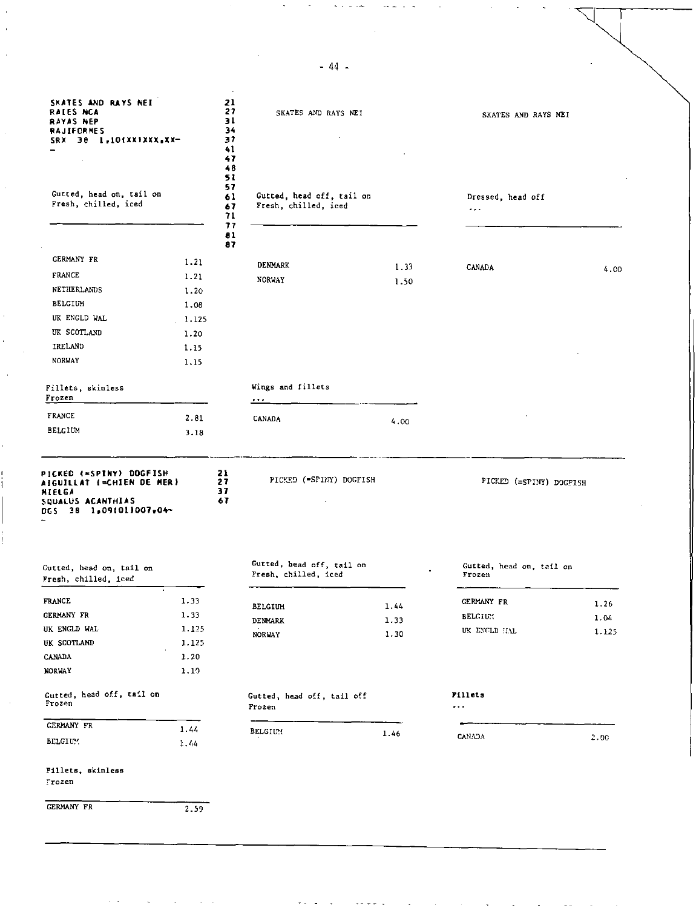**SKATES AND RAYS NEI**
**RAIES NCA**
**RAYAS NEP**
**RAJIFORMES**
**SRX 38 1,10(XX)XXX,XX-**

21, 27, 31, 34, 37, 41, 47, 48, 51, 57, 61, 67, 71, 77, 81, 87

| SKATES AND RAYS NEI | | SKATES AND RAYS NEI | | SKATES AND RAYS NEI | |
|---|---|---|---|---|---|
| Gutted, head on, tail on<br>Fresh, chilled, iced | | Gutted, head off, tail on<br>Fresh, chilled, iced | | Dressed, head off<br>... | |
| GERMANY FR | 1.21 | DENMARK | 1.33 | CANADA | 4.00 |
| FRANCE | 1.21 | NORWAY | 1.50 | | |
| NETHERLANDS | 1.20 | | | | |
| BELGIUM | 1.08 | | | | |
| UK ENGLD WAL | 1.125 | | | | |
| UK SCOTLAND | 1.20 | | | | |
| IRELAND | 1.15 | | | | |
| NORWAY | 1.15 | | | | |

| Fillets, skinless<br>Frozen | | Wings and fillets<br>... | |
|---|---|---|---|
| FRANCE | 2.81 | CANADA | 4.00 |
| BELGIUM | 3.18 | | |

---

**PICKED (=SPINY) DOGFISH**
**AIGUILLAT (=CHIEN DE MER)**
**MIELGA**
**SQUALUS ACANTHIAS**
**DGS 38 1,09(01)007,04-**

21, 27, 37, 67

| PICKED (=SPINY) DOGFISH | | PICKED (=SPINY) DOGFISH | | PICKED (=SPINY) DOGFISH | |
|---|---|---|---|---|---|
| Gutted, head on, tail on<br>Fresh, chilled, iced | | Gutted, head off, tail on<br>Fresh, chilled, iced | | Gutted, head on, tail on<br>Frozen | |
| FRANCE | 1.33 | BELGIUM | 1.44 | GERMANY FR | 1.26 |
| GERMANY FR | 1.33 | DENMARK | 1.33 | BELGIUM | 1.04 |
| UK ENGLD WAL | 1.125 | NORWAY | 1.30 | UK ENGLD WAL | 1.125 |
| UK SCOTLAND | 1.125 | | | | |
| CANADA | 1.20 | | | | |
| NORWAY | 1.10 | | | | |

| Gutted, head off, tail on<br>Frozen | | Gutted, head off, tail off<br>Frozen | | Fillets<br>... | |
|---|---|---|---|---|---|
| GERMANY FR | 1.44 | BELGIUM | 1.46 | CANADA | 2.00 |
| BELGIUM | 1.44 | | | | |

| Fillets, skinless<br>Frozen | |
|---|---|
| GERMANY FR | 2.59 |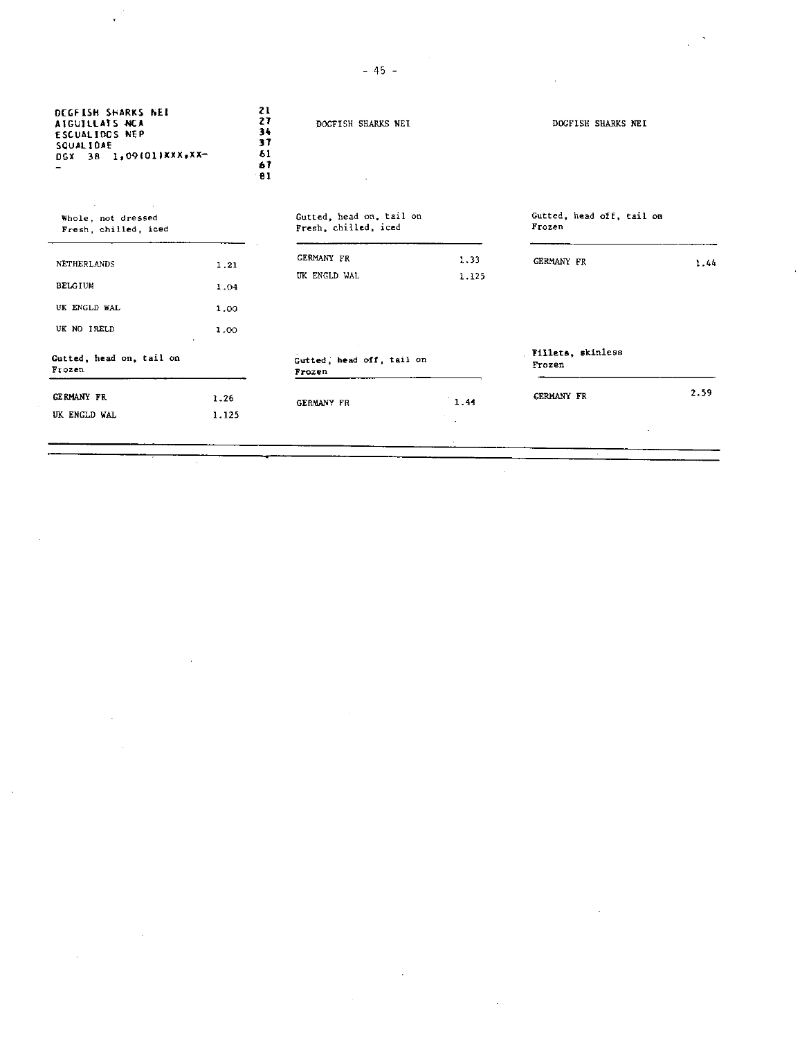DOGFISH SHARKS NEI
AIGUILLATS NCA
ESCUALIDOS NEP
SQUALIDAE
DGX 38 1,09(01)XXX,XX-
-

21
27
34
37
41
47
81

DOGFISH SHARKS NEI

DOGFISH SHARKS NEI

| Whole, not dressed Fresh, chilled, iced | |
|---|---|
| NETHERLANDS | 1.21 |
| BELGIUM | 1.04 |
| UK ENGLD WAL | 1.00 |
| UK NO IRELD | 1.00 |

| Gutted, head on, tail on Fresh, chilled, iced | |
|---|---|
| GERMANY FR | 1.33 |
| UK ENGLD WAL | 1.125 |

| Gutted, head off, tail on Frozen | |
|---|---|
| GERMANY FR | 1.44 |

| Gutted, head on, tail on Frozen | |
|---|---|
| GERMANY FR | 1.26 |
| UK ENGLD WAL | 1.125 |

| Gutted, head off, tail on Frozen | |
|---|---|
| GERMANY FR | 1.44 |

| Fillets, skinless Frozen | |
|---|---|
| GERMANY FR | 2.59 |